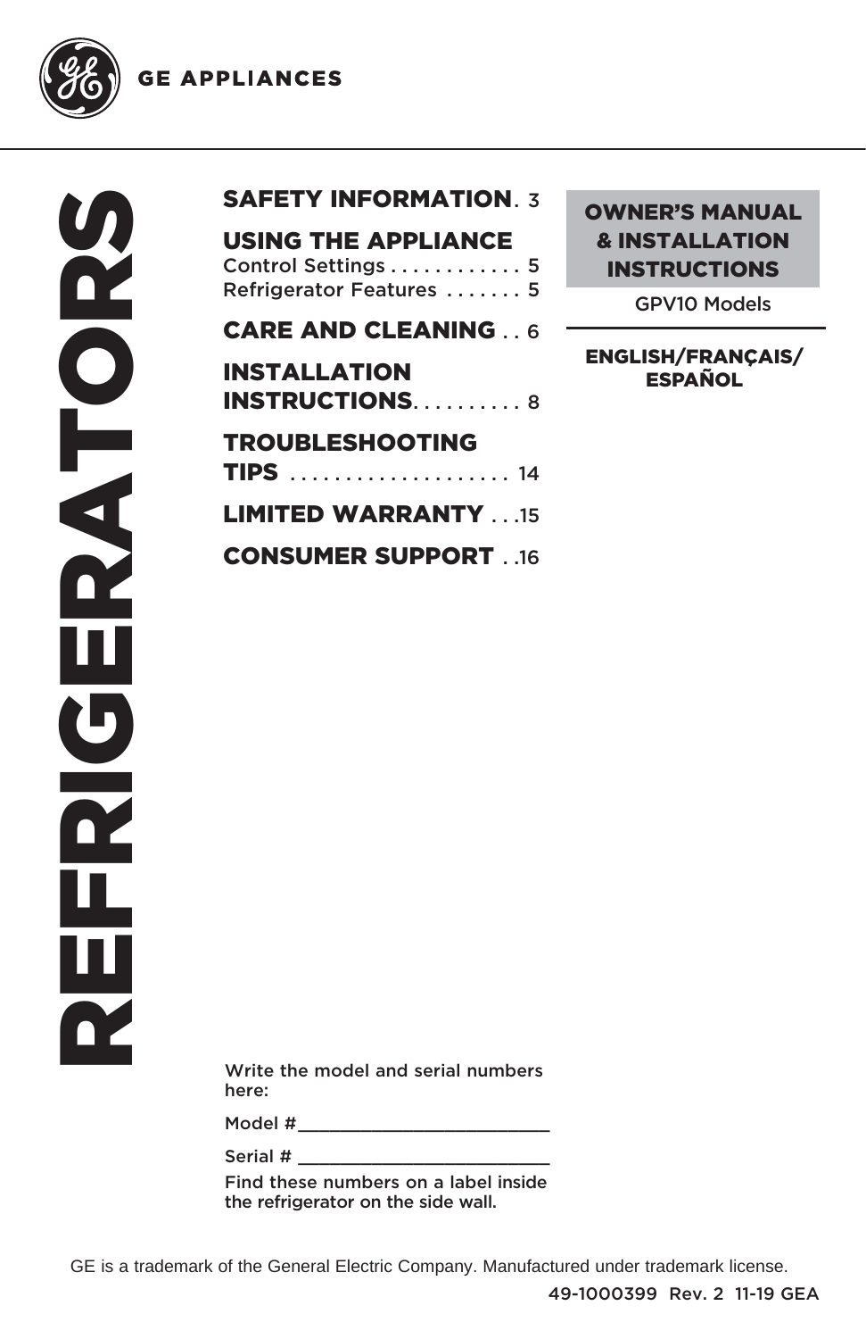GE APPLIANCES

# REFRIGERATORS

**SAFETY INFORMATION** . 3

**USING THE APPLIANCE**
Control Settings . . . . . . . . . . . . 5
Refrigerator Features . . . . . . . 5

**CARE AND CLEANING** . . 6

**INSTALLATION INSTRUCTIONS** . . . . . . . . . . 8

**TROUBLESHOOTING TIPS** . . . . . . . . . . . . . . . . . . . . 14

**LIMITED WARRANTY** . . .15

**CONSUMER SUPPORT** . .16

## OWNER'S MANUAL & INSTALLATION INSTRUCTIONS

GPV10 Models

**ENGLISH/FRANÇAIS/ ESPAÑOL**

Write the model and serial numbers here:

Model #_________________________

Serial # _________________________

Find these numbers on a label inside the refrigerator on the side wall.

GE is a trademark of the General Electric Company. Manufactured under trademark license.

49-1000399 Rev. 2 11-19 GEA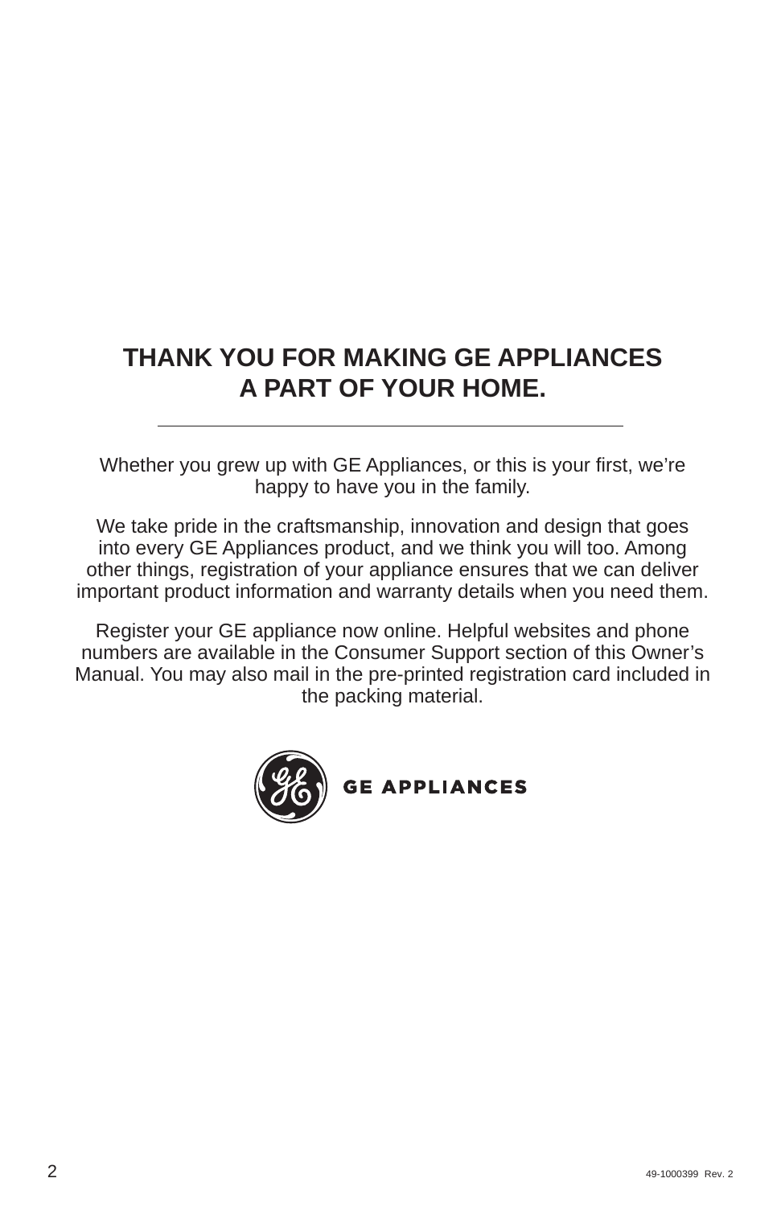# THANK YOU FOR MAKING GE APPLIANCES A PART OF YOUR HOME.

Whether you grew up with GE Appliances, or this is your first, we're happy to have you in the family.

We take pride in the craftsmanship, innovation and design that goes into every GE Appliances product, and we think you will too. Among other things, registration of your appliance ensures that we can deliver important product information and warranty details when you need them.

Register your GE appliance now online. Helpful websites and phone numbers are available in the Consumer Support section of this Owner's Manual. You may also mail in the pre-printed registration card included in the packing material.

GE APPLIANCES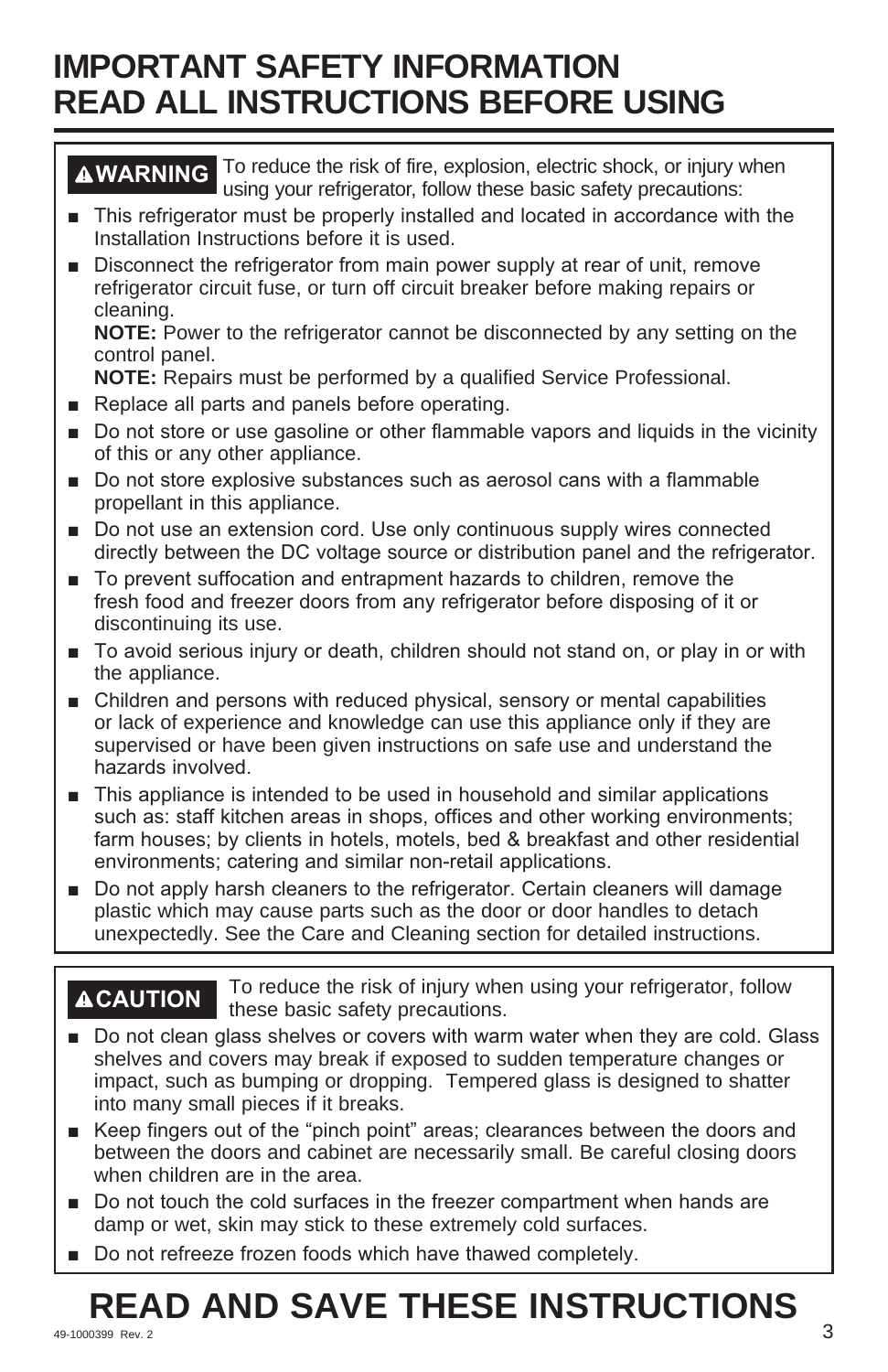# IMPORTANT SAFETY INFORMATION
# READ ALL INSTRUCTIONS BEFORE USING

**⚠WARNING** To reduce the risk of fire, explosion, electric shock, or injury when using your refrigerator, follow these basic safety precautions:

- This refrigerator must be properly installed and located in accordance with the Installation Instructions before it is used.
- Disconnect the refrigerator from main power supply at rear of unit, remove refrigerator circuit fuse, or turn off circuit breaker before making repairs or cleaning.
  **NOTE:** Power to the refrigerator cannot be disconnected by any setting on the control panel.
  **NOTE:** Repairs must be performed by a qualified Service Professional.
- Replace all parts and panels before operating.
- Do not store or use gasoline or other flammable vapors and liquids in the vicinity of this or any other appliance.
- Do not store explosive substances such as aerosol cans with a flammable propellant in this appliance.
- Do not use an extension cord. Use only continuous supply wires connected directly between the DC voltage source or distribution panel and the refrigerator.
- To prevent suffocation and entrapment hazards to children, remove the fresh food and freezer doors from any refrigerator before disposing of it or discontinuing its use.
- To avoid serious injury or death, children should not stand on, or play in or with the appliance.
- Children and persons with reduced physical, sensory or mental capabilities or lack of experience and knowledge can use this appliance only if they are supervised or have been given instructions on safe use and understand the hazards involved.
- This appliance is intended to be used in household and similar applications such as: staff kitchen areas in shops, offices and other working environments; farm houses; by clients in hotels, motels, bed & breakfast and other residential environments; catering and similar non-retail applications.
- Do not apply harsh cleaners to the refrigerator. Certain cleaners will damage plastic which may cause parts such as the door or door handles to detach unexpectedly. See the Care and Cleaning section for detailed instructions.

**⚠CAUTION** To reduce the risk of injury when using your refrigerator, follow these basic safety precautions.

- Do not clean glass shelves or covers with warm water when they are cold. Glass shelves and covers may break if exposed to sudden temperature changes or impact, such as bumping or dropping. Tempered glass is designed to shatter into many small pieces if it breaks.
- Keep fingers out of the "pinch point" areas; clearances between the doors and between the doors and cabinet are necessarily small. Be careful closing doors when children are in the area.
- Do not touch the cold surfaces in the freezer compartment when hands are damp or wet, skin may stick to these extremely cold surfaces.
- Do not refreeze frozen foods which have thawed completely.

# READ AND SAVE THESE INSTRUCTIONS

49-1000399 Rev. 2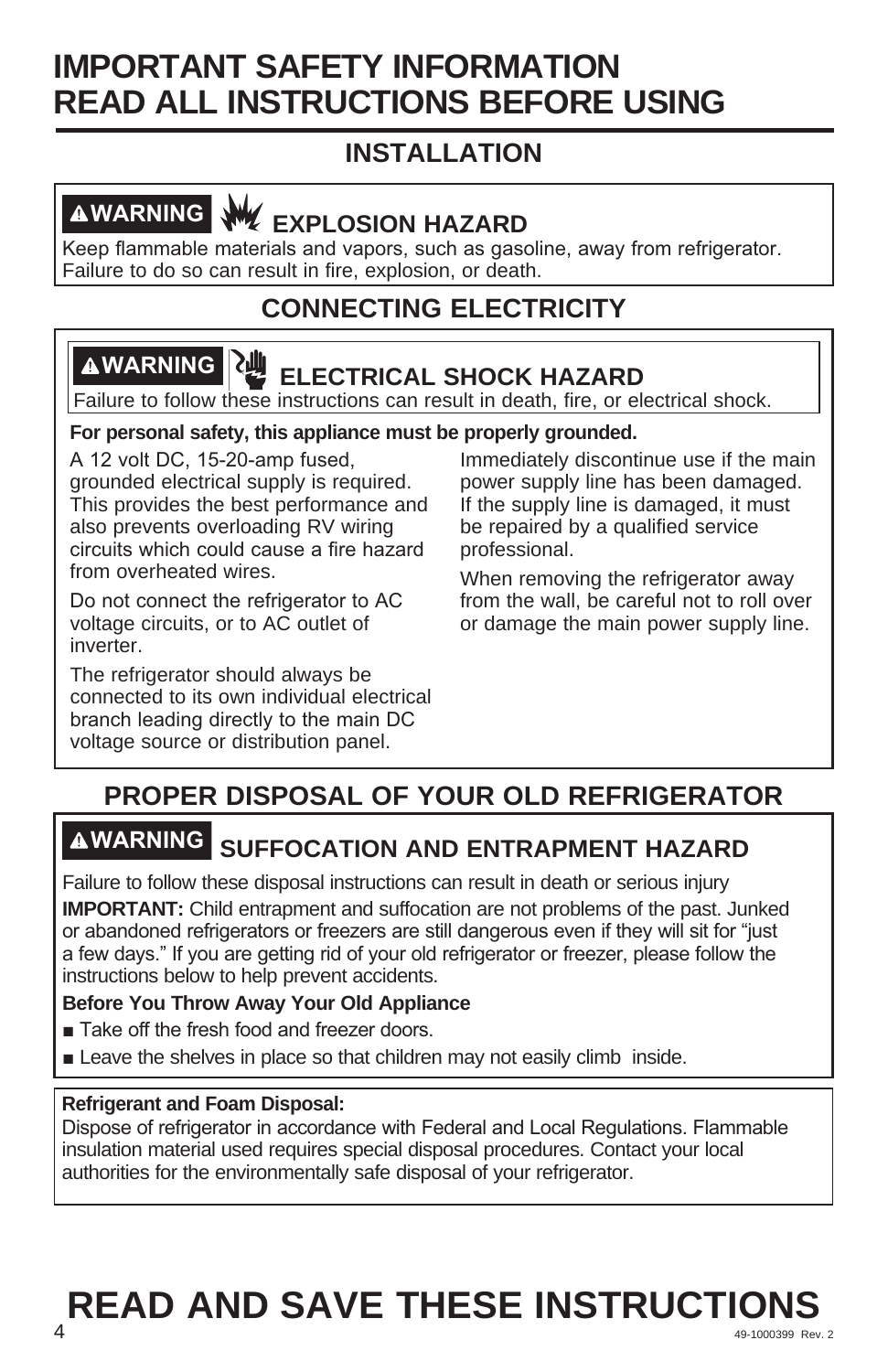# IMPORTANT SAFETY INFORMATION
# READ ALL INSTRUCTIONS BEFORE USING

## INSTALLATION

**⚠WARNING** **EXPLOSION HAZARD**

Keep flammable materials and vapors, such as gasoline, away from refrigerator. Failure to do so can result in fire, explosion, or death.

## CONNECTING ELECTRICITY

**⚠WARNING** **ELECTRICAL SHOCK HAZARD**

Failure to follow these instructions can result in death, fire, or electrical shock.

**For personal safety, this appliance must be properly grounded.**

A 12 volt DC, 15-20-amp fused, grounded electrical supply is required. This provides the best performance and also prevents overloading RV wiring circuits which could cause a fire hazard from overheated wires.

Do not connect the refrigerator to AC voltage circuits, or to AC outlet of inverter.

The refrigerator should always be connected to its own individual electrical branch leading directly to the main DC voltage source or distribution panel.

Immediately discontinue use if the main power supply line has been damaged. If the supply line is damaged, it must be repaired by a qualified service professional.

When removing the refrigerator away from the wall, be careful not to roll over or damage the main power supply line.

## PROPER DISPOSAL OF YOUR OLD REFRIGERATOR

**⚠WARNING** **SUFFOCATION AND ENTRAPMENT HAZARD**

Failure to follow these disposal instructions can result in death or serious injury

**IMPORTANT:** Child entrapment and suffocation are not problems of the past. Junked or abandoned refrigerators or freezers are still dangerous even if they will sit for "just a few days." If you are getting rid of your old refrigerator or freezer, please follow the instructions below to help prevent accidents.

**Before You Throw Away Your Old Appliance**

- Take off the fresh food and freezer doors.
- Leave the shelves in place so that children may not easily climb inside.

**Refrigerant and Foam Disposal:**

Dispose of refrigerator in accordance with Federal and Local Regulations. Flammable insulation material used requires special disposal procedures. Contact your local authorities for the environmentally safe disposal of your refrigerator.

# READ AND SAVE THESE INSTRUCTIONS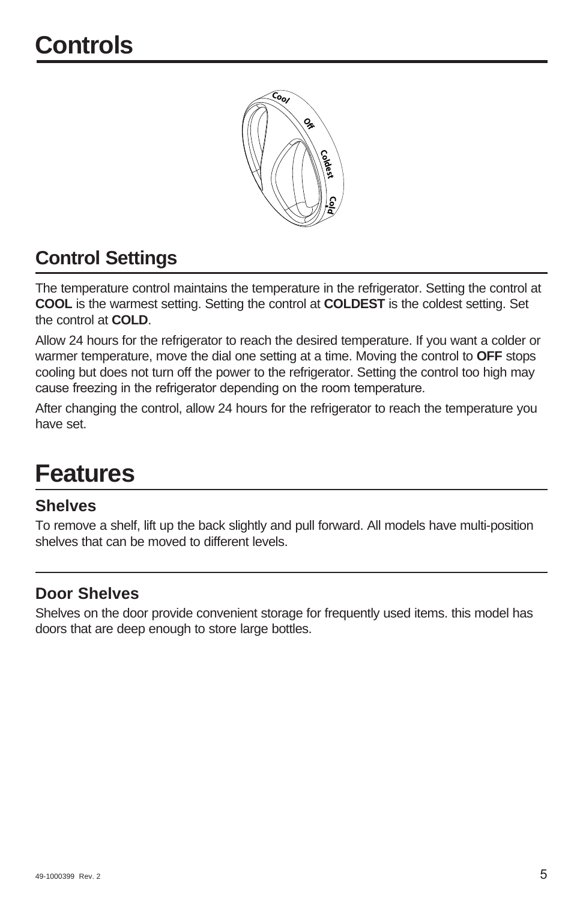# Controls

## Control Settings

The temperature control maintains the temperature in the refrigerator. Setting the control at **COOL** is the warmest setting. Setting the control at **COLDEST** is the coldest setting. Set the control at **COLD**.

Allow 24 hours for the refrigerator to reach the desired temperature. If you want a colder or warmer temperature, move the dial one setting at a time. Moving the control to **OFF** stops cooling but does not turn off the power to the refrigerator. Setting the control too high may cause freezing in the refrigerator depending on the room temperature.

After changing the control, allow 24 hours for the refrigerator to reach the temperature you have set.

# Features

## Shelves

To remove a shelf, lift up the back slightly and pull forward. All models have multi-position shelves that can be moved to different levels.

## Door Shelves

Shelves on the door provide convenient storage for frequently used items. this model has doors that are deep enough to store large bottles.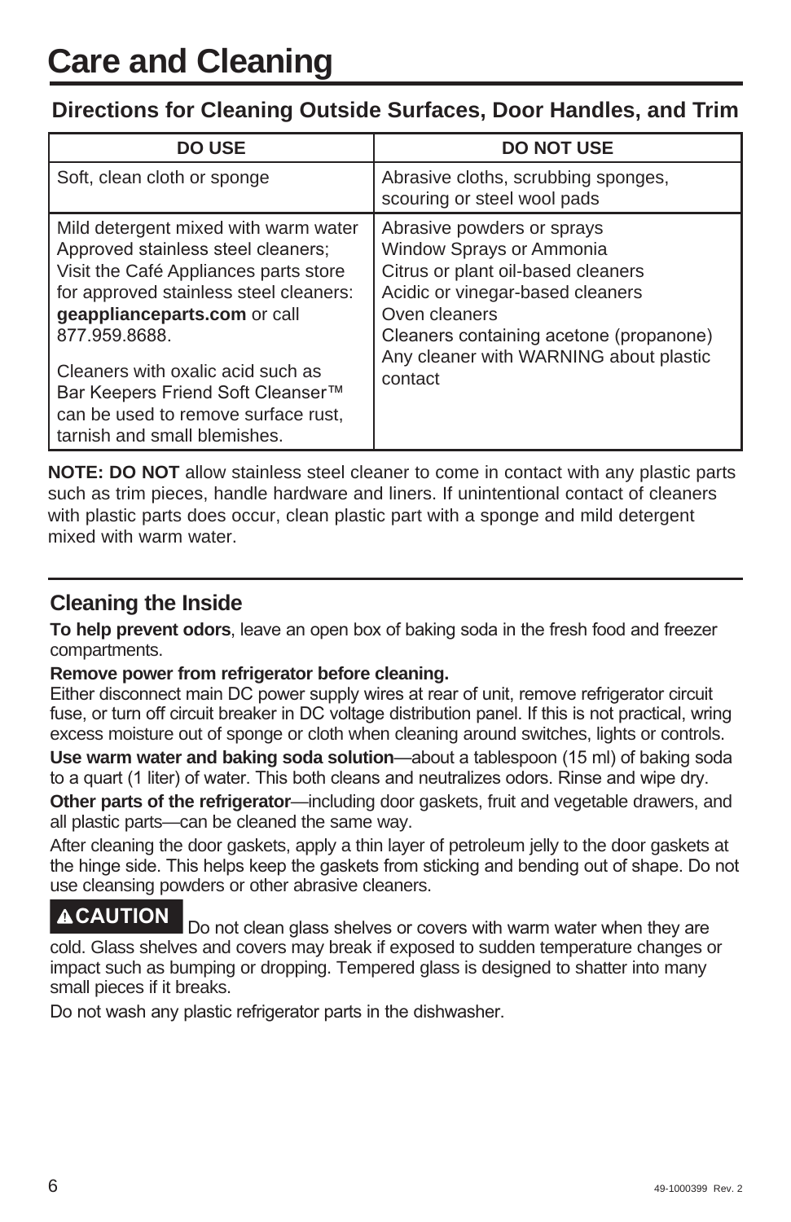# Care and Cleaning

## Directions for Cleaning Outside Surfaces, Door Handles, and Trim

| DO USE | DO NOT USE |
|---|---|
| Soft, clean cloth or sponge | Abrasive cloths, scrubbing sponges, scouring or steel wool pads |
| Mild detergent mixed with warm water<br>Approved stainless steel cleaners; Visit the Café Appliances parts store for approved stainless steel cleaners: **geapplianceparts.com** or call 877.959.8688.<br><br>Cleaners with oxalic acid such as Bar Keepers Friend Soft Cleanser™ can be used to remove surface rust, tarnish and small blemishes. | Abrasive powders or sprays<br>Window Sprays or Ammonia<br>Citrus or plant oil-based cleaners<br>Acidic or vinegar-based cleaners<br>Oven cleaners<br>Cleaners containing acetone (propanone)<br>Any cleaner with WARNING about plastic contact |

**NOTE: DO NOT** allow stainless steel cleaner to come in contact with any plastic parts such as trim pieces, handle hardware and liners. If unintentional contact of cleaners with plastic parts does occur, clean plastic part with a sponge and mild detergent mixed with warm water.

## Cleaning the Inside

**To help prevent odors**, leave an open box of baking soda in the fresh food and freezer compartments.

**Remove power from refrigerator before cleaning.**
Either disconnect main DC power supply wires at rear of unit, remove refrigerator circuit fuse, or turn off circuit breaker in DC voltage distribution panel. If this is not practical, wring excess moisture out of sponge or cloth when cleaning around switches, lights or controls.

**Use warm water and baking soda solution**—about a tablespoon (15 ml) of baking soda to a quart (1 liter) of water. This both cleans and neutralizes odors. Rinse and wipe dry.

**Other parts of the refrigerator**—including door gaskets, fruit and vegetable drawers, and all plastic parts—can be cleaned the same way.

After cleaning the door gaskets, apply a thin layer of petroleum jelly to the door gaskets at the hinge side. This helps keep the gaskets from sticking and bending out of shape. Do not use cleansing powders or other abrasive cleaners.

**⚠CAUTION** Do not clean glass shelves or covers with warm water when they are cold. Glass shelves and covers may break if exposed to sudden temperature changes or impact such as bumping or dropping. Tempered glass is designed to shatter into many small pieces if it breaks.

Do not wash any plastic refrigerator parts in the dishwasher.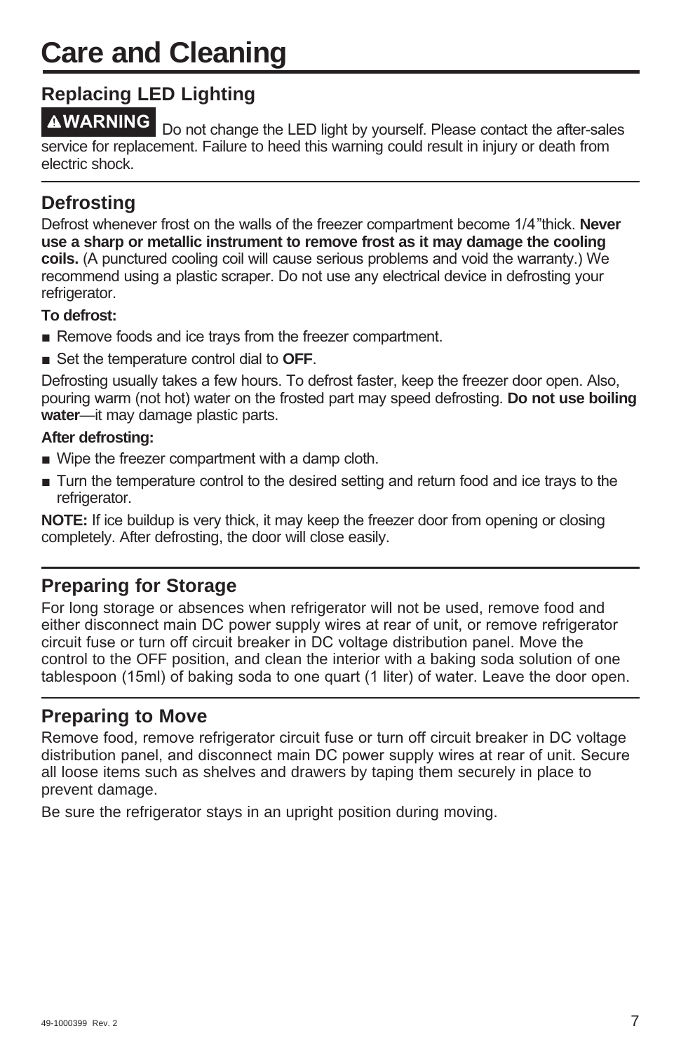# Care and Cleaning

## Replacing LED Lighting

**⚠WARNING** Do not change the LED light by yourself. Please contact the after-sales service for replacement. Failure to heed this warning could result in injury or death from electric shock.

## Defrosting

Defrost whenever frost on the walls of the freezer compartment become 1/4"thick. **Never use a sharp or metallic instrument to remove frost as it may damage the cooling coils.** (A punctured cooling coil will cause serious problems and void the warranty.) We recommend using a plastic scraper. Do not use any electrical device in defrosting your refrigerator.

**To defrost:**

- Remove foods and ice trays from the freezer compartment.
- Set the temperature control dial to **OFF**.

Defrosting usually takes a few hours. To defrost faster, keep the freezer door open. Also, pouring warm (not hot) water on the frosted part may speed defrosting. **Do not use boiling water**—it may damage plastic parts.

**After defrosting:**

- Wipe the freezer compartment with a damp cloth.
- Turn the temperature control to the desired setting and return food and ice trays to the refrigerator.

**NOTE:** If ice buildup is very thick, it may keep the freezer door from opening or closing completely. After defrosting, the door will close easily.

## Preparing for Storage

For long storage or absences when refrigerator will not be used, remove food and either disconnect main DC power supply wires at rear of unit, or remove refrigerator circuit fuse or turn off circuit breaker in DC voltage distribution panel. Move the control to the OFF position, and clean the interior with a baking soda solution of one tablespoon (15ml) of baking soda to one quart (1 liter) of water. Leave the door open.

## Preparing to Move

Remove food, remove refrigerator circuit fuse or turn off circuit breaker in DC voltage distribution panel, and disconnect main DC power supply wires at rear of unit. Secure all loose items such as shelves and drawers by taping them securely in place to prevent damage.

Be sure the refrigerator stays in an upright position during moving.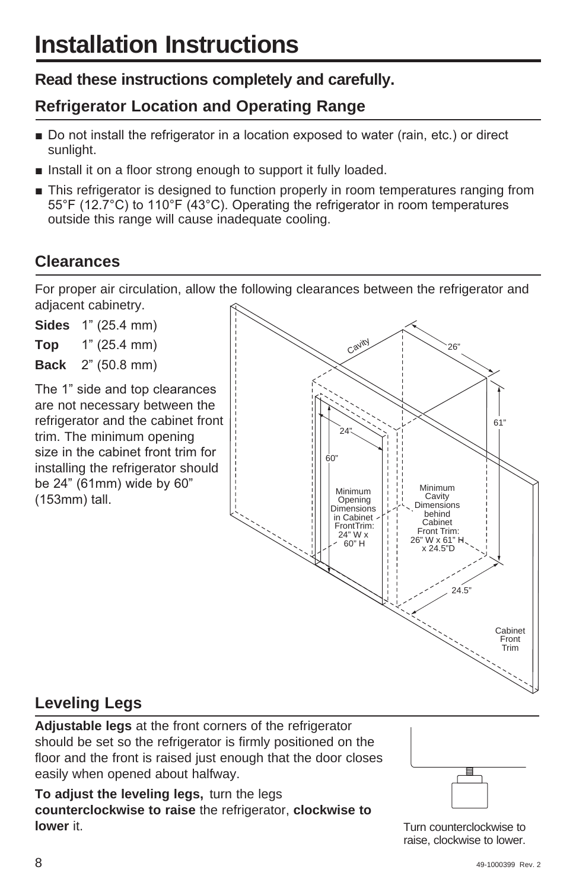# Installation Instructions

## Read these instructions completely and carefully.

## Refrigerator Location and Operating Range

- Do not install the refrigerator in a location exposed to water (rain, etc.) or direct sunlight.
- Install it on a floor strong enough to support it fully loaded.
- This refrigerator is designed to function properly in room temperatures ranging from 55°F (12.7°C) to 110°F (43°C). Operating the refrigerator in room temperatures outside this range will cause inadequate cooling.

## Clearances

For proper air circulation, allow the following clearances between the refrigerator and adjacent cabinetry.

**Sides** 1" (25.4 mm)

**Top** 1" (25.4 mm)

**Back** 2" (50.8 mm)

The 1" side and top clearances are not necessary between the refrigerator and the cabinet front trim. The minimum opening size in the cabinet front trim for installing the refrigerator should be 24" (61mm) wide by 60" (153mm) tall.

Cavity

26"

61"

24"

60"

Minimum Opening Dimensions in Cabinet FrontTrim: 24" W x 60" H

Minimum Cavity Dimensions behind Cabinet Front Trim: 26" W x 61" H x 24.5"D

24.5"

Cabinet Front Trim

## Leveling Legs

**Adjustable legs** at the front corners of the refrigerator should be set so the refrigerator is firmly positioned on the floor and the front is raised just enough that the door closes easily when opened about halfway.

**To adjust the leveling legs,** turn the legs **counterclockwise to raise** the refrigerator, **clockwise to lower** it.

Turn counterclockwise to raise, clockwise to lower.

49-1000399 Rev. 2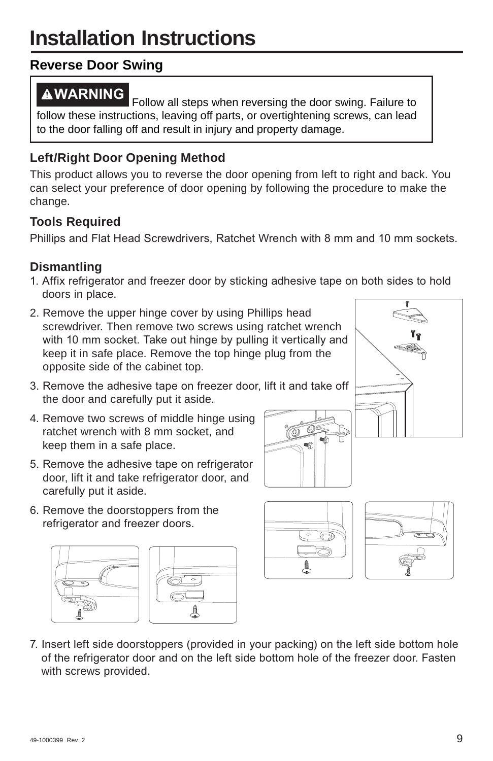# Installation Instructions

## Reverse Door Swing

> **⚠WARNING** Follow all steps when reversing the door swing. Failure to follow these instructions, leaving off parts, or overtightening screws, can lead to the door falling off and result in injury and property damage.

### Left/Right Door Opening Method

This product allows you to reverse the door opening from left to right and back. You can select your preference of door opening by following the procedure to make the change.

### Tools Required

Phillips and Flat Head Screwdrivers, Ratchet Wrench with 8 mm and 10 mm sockets.

### Dismantling

1. Affix refrigerator and freezer door by sticking adhesive tape on both sides to hold doors in place.
2. Remove the upper hinge cover by using Phillips head screwdriver. Then remove two screws using ratchet wrench with 10 mm socket. Take out hinge by pulling it vertically and keep it in safe place. Remove the top hinge plug from the opposite side of the cabinet top.
3. Remove the adhesive tape on freezer door, lift it and take off the door and carefully put it aside.
4. Remove two screws of middle hinge using ratchet wrench with 8 mm socket, and keep them in a safe place.
5. Remove the adhesive tape on refrigerator door, lift it and take refrigerator door, and carefully put it aside.
6. Remove the doorstoppers from the refrigerator and freezer doors.
7. Insert left side doorstoppers (provided in your packing) on the left side bottom hole of the refrigerator door and on the left side bottom hole of the freezer door. Fasten with screws provided.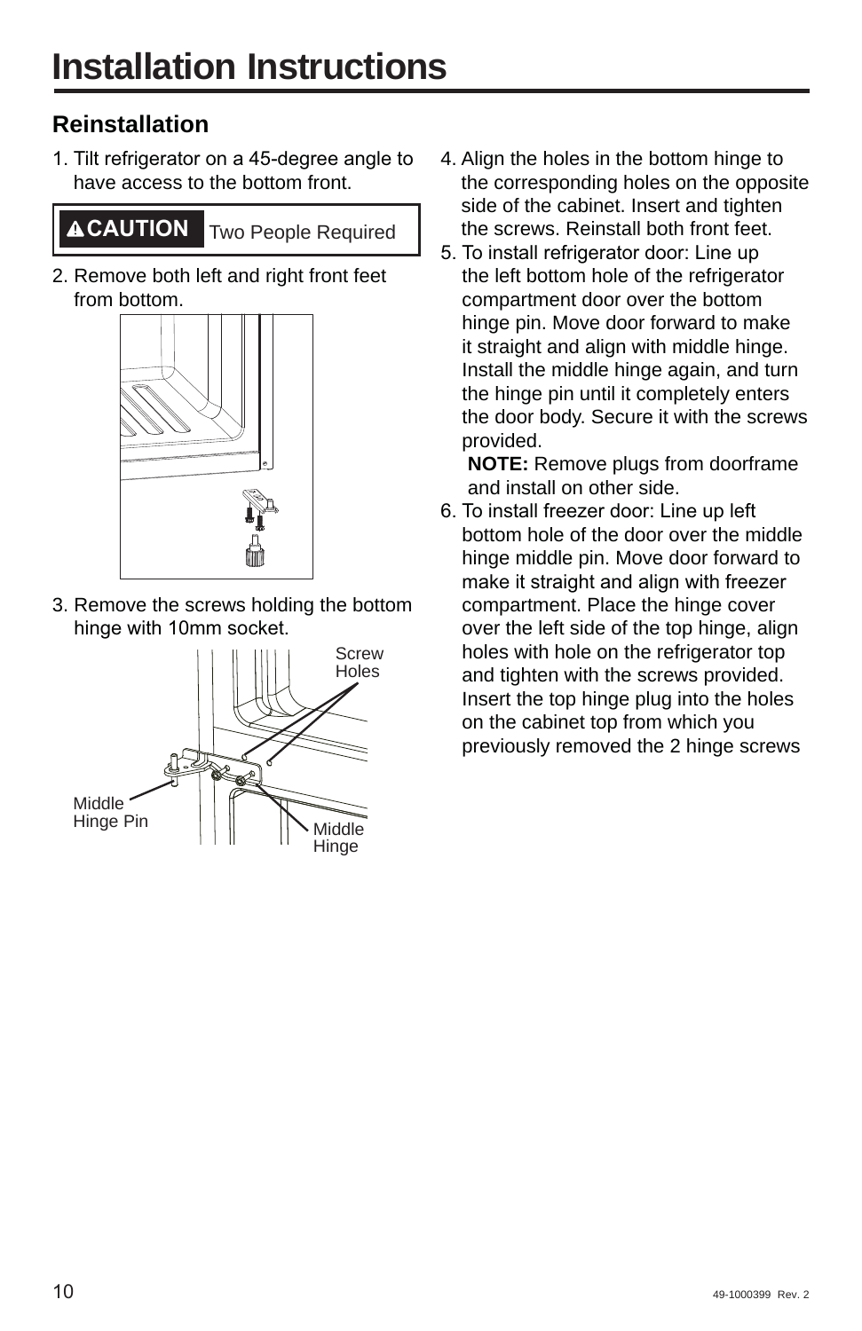# Installation Instructions

## Reinstallation

1. Tilt refrigerator on a 45-degree angle to have access to the bottom front.

**⚠CAUTION** Two People Required

2. Remove both left and right front feet from bottom.

3. Remove the screws holding the bottom hinge with 10mm socket.

Screw Holes

Middle Hinge Pin

Middle Hinge

4. Align the holes in the bottom hinge to the corresponding holes on the opposite side of the cabinet. Insert and tighten the screws. Reinstall both front feet.
5. To install refrigerator door: Line up the left bottom hole of the refrigerator compartment door over the bottom hinge pin. Move door forward to make it straight and align with middle hinge. Install the middle hinge again, and turn the hinge pin until it completely enters the door body. Secure it with the screws provided.
   **NOTE:** Remove plugs from doorframe and install on other side.
6. To install freezer door: Line up left bottom hole of the door over the middle hinge middle pin. Move door forward to make it straight and align with freezer compartment. Place the hinge cover over the left side of the top hinge, align holes with hole on the refrigerator top and tighten with the screws provided. Insert the top hinge plug into the holes on the cabinet top from which you previously removed the 2 hinge screws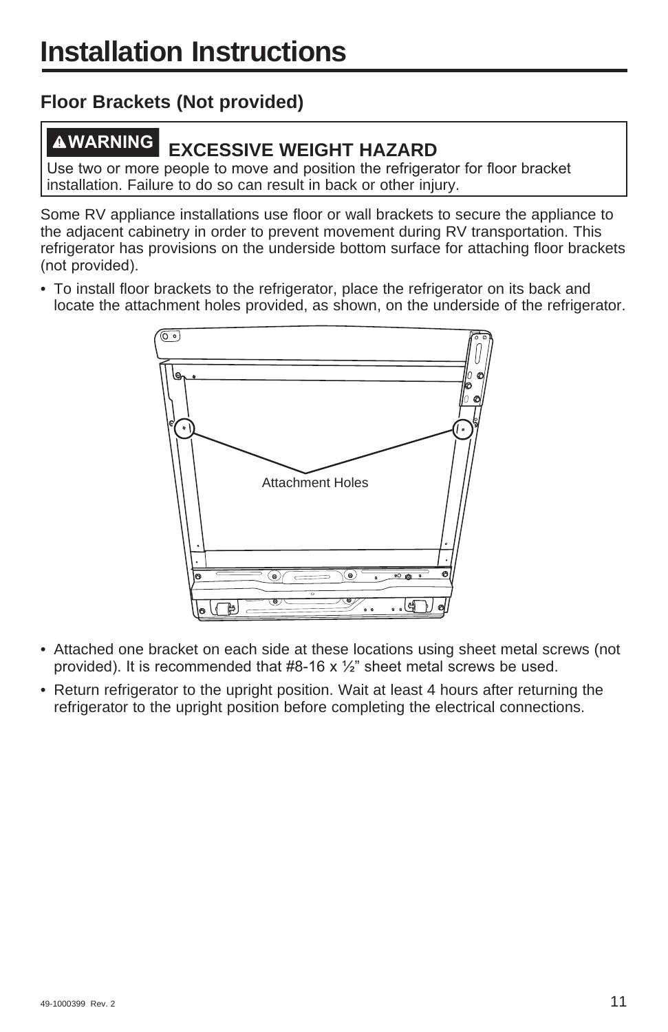# Installation Instructions

## Floor Brackets (Not provided)

**⚠WARNING** **EXCESSIVE WEIGHT HAZARD**

Use two or more people to move and position the refrigerator for floor bracket installation. Failure to do so can result in back or other injury.

Some RV appliance installations use floor or wall brackets to secure the appliance to the adjacent cabinetry in order to prevent movement during RV transportation. This refrigerator has provisions on the underside bottom surface for attaching floor brackets (not provided).

- To install floor brackets to the refrigerator, place the refrigerator on its back and locate the attachment holes provided, as shown, on the underside of the refrigerator.

Attachment Holes

- Attached one bracket on each side at these locations using sheet metal screws (not provided). It is recommended that #8-16 x ½" sheet metal screws be used.
- Return refrigerator to the upright position. Wait at least 4 hours after returning the refrigerator to the upright position before completing the electrical connections.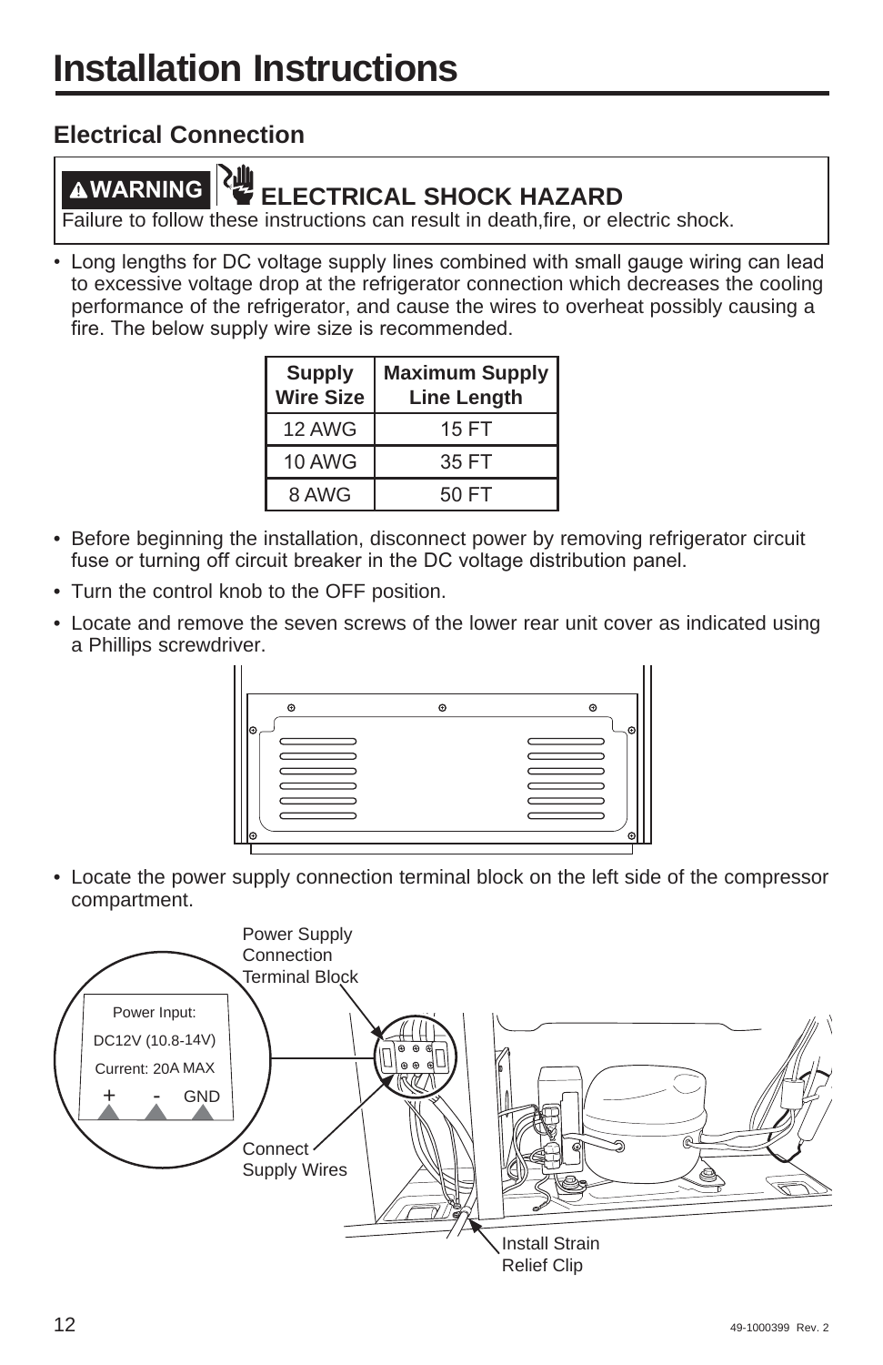# Installation Instructions

## Electrical Connection

**⚠WARNING** **ELECTRICAL SHOCK HAZARD**

Failure to follow these instructions can result in death,fire, or electric shock.

- Long lengths for DC voltage supply lines combined with small gauge wiring can lead to excessive voltage drop at the refrigerator connection which decreases the cooling performance of the refrigerator, and cause the wires to overheat possibly causing a fire. The below supply wire size is recommended.

| Supply Wire Size | Maximum Supply Line Length |
|---|---|
| 12 AWG | 15 FT |
| 10 AWG | 35 FT |
| 8 AWG | 50 FT |

- Before beginning the installation, disconnect power by removing refrigerator circuit fuse or turning off circuit breaker in the DC voltage distribution panel.
- Turn the control knob to the OFF position.
- Locate and remove the seven screws of the lower rear unit cover as indicated using a Phillips screwdriver.
- Locate the power supply connection terminal block on the left side of the compressor compartment.

Power Supply Connection Terminal Block

Power Input:
DC12V (10.8-14V)
Current: 20A MAX
\+ - GND

Connect Supply Wires

Install Strain Relief Clip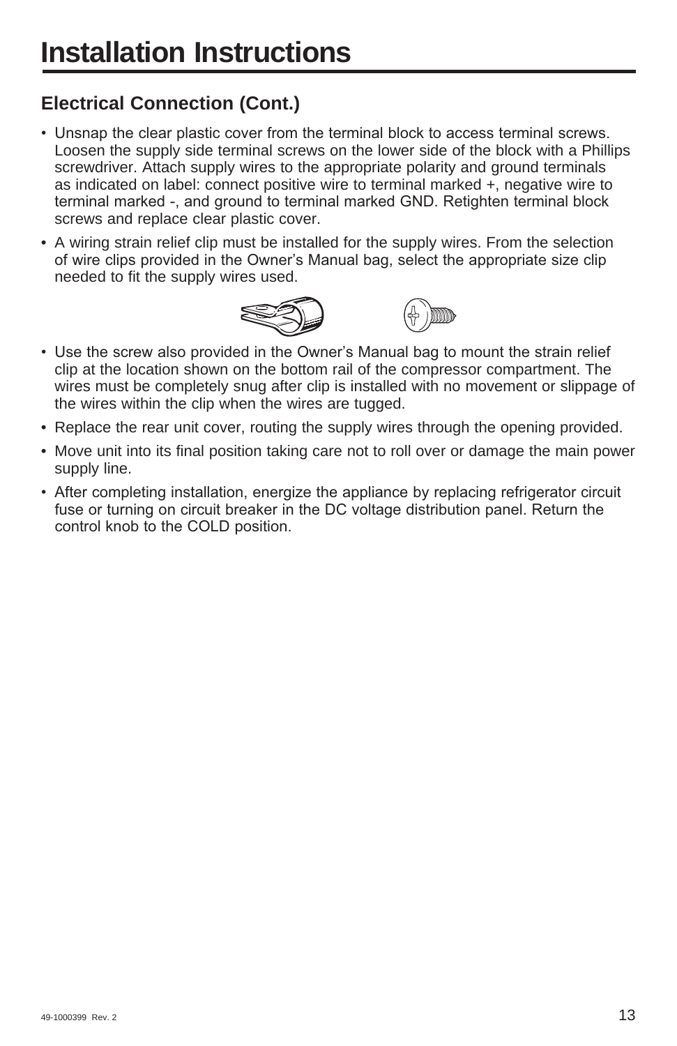# Installation Instructions

## Electrical Connection (Cont.)

- Unsnap the clear plastic cover from the terminal block to access terminal screws. Loosen the supply side terminal screws on the lower side of the block with a Phillips screwdriver. Attach supply wires to the appropriate polarity and ground terminals as indicated on label: connect positive wire to terminal marked +, negative wire to terminal marked -, and ground to terminal marked GND. Retighten terminal block screws and replace clear plastic cover.
- A wiring strain relief clip must be installed for the supply wires. From the selection of wire clips provided in the Owner's Manual bag, select the appropriate size clip needed to fit the supply wires used.
- Use the screw also provided in the Owner's Manual bag to mount the strain relief clip at the location shown on the bottom rail of the compressor compartment. The wires must be completely snug after clip is installed with no movement or slippage of the wires within the clip when the wires are tugged.
- Replace the rear unit cover, routing the supply wires through the opening provided.
- Move unit into its final position taking care not to roll over or damage the main power supply line.
- After completing installation, energize the appliance by replacing refrigerator circuit fuse or turning on circuit breaker in the DC voltage distribution panel. Return the control knob to the COLD position.

49-1000399 Rev. 2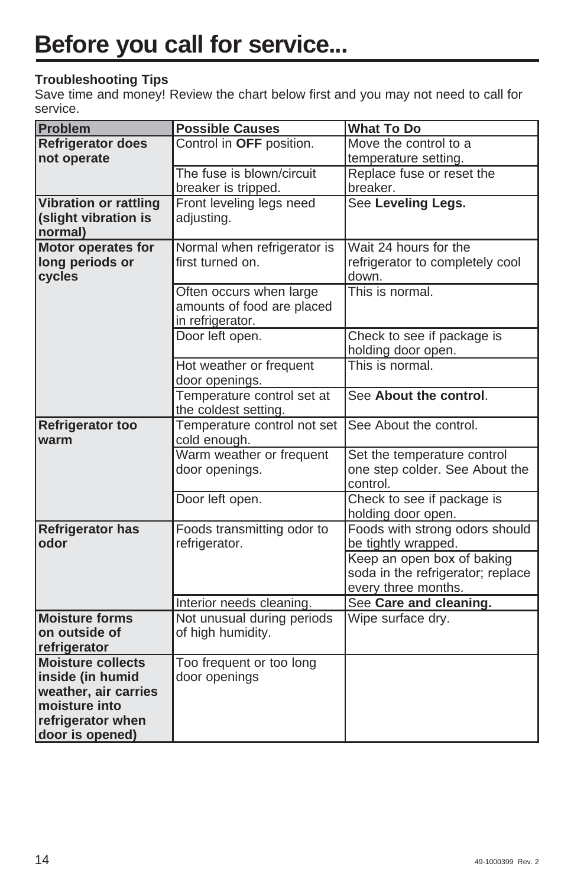# Before you call for service...

**Troubleshooting Tips**

Save time and money! Review the chart below first and you may not need to call for service.

| Problem | Possible Causes | What To Do |
|---|---|---|
| **Refrigerator does not operate** | Control in **OFF** position. | Move the control to a temperature setting. |
| | The fuse is blown/circuit breaker is tripped. | Replace fuse or reset the breaker. |
| **Vibration or rattling (slight vibration is normal)** | Front leveling legs need adjusting. | See **Leveling Legs.** |
| **Motor operates for long periods or cycles** | Normal when refrigerator is first turned on. | Wait 24 hours for the refrigerator to completely cool down. |
| | Often occurs when large amounts of food are placed in refrigerator. | This is normal. |
| | Door left open. | Check to see if package is holding door open. |
| | Hot weather or frequent door openings. | This is normal. |
| | Temperature control set at the coldest setting. | See **About the control**. |
| **Refrigerator too warm** | Temperature control not set cold enough. | See About the control. |
| | Warm weather or frequent door openings. | Set the temperature control one step colder. See About the control. |
| | Door left open. | Check to see if package is holding door open. |
| **Refrigerator has odor** | Foods transmitting odor to refrigerator. | Foods with strong odors should be tightly wrapped. |
| | | Keep an open box of baking soda in the refrigerator; replace every three months. |
| | Interior needs cleaning. | See **Care and cleaning.** |
| **Moisture forms on outside of refrigerator** | Not unusual during periods of high humidity. | Wipe surface dry. |
| **Moisture collects inside (in humid weather, air carries moisture into refrigerator when door is opened)** | Too frequent or too long door openings | |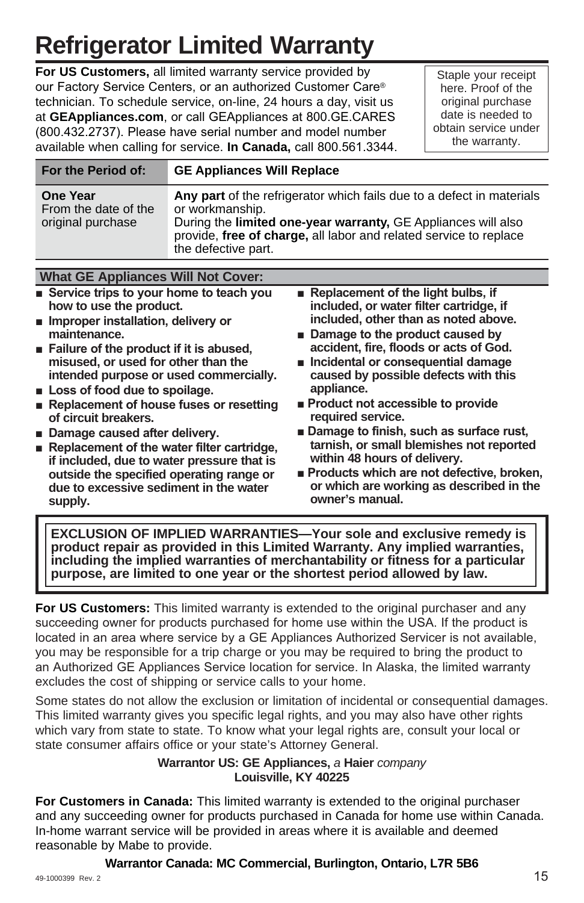# Refrigerator Limited Warranty

**For US Customers,** all limited warranty service provided by our Factory Service Centers, or an authorized Customer Care® technician. To schedule service, on-line, 24 hours a day, visit us at **GEAppliances.com**, or call GEAppliances at 800.GE.CARES (800.432.2737). Please have serial number and model number available when calling for service. **In Canada,** call 800.561.3344.

Staple your receipt here. Proof of the original purchase date is needed to obtain service under the warranty.

| For the Period of: | GE Appliances Will Replace |
|---|---|
| **One Year** From the date of the original purchase | **Any part** of the refrigerator which fails due to a defect in materials or workmanship. During the **limited one-year warranty,** GE Appliances will also provide, **free of charge,** all labor and related service to replace the defective part. |

**What GE Appliances Will Not Cover:**

- **Service trips to your home to teach you how to use the product.**
- **Improper installation, delivery or maintenance.**
- **Failure of the product if it is abused, misused, or used for other than the intended purpose or used commercially.**
- **Loss of food due to spoilage.**
- **Replacement of house fuses or resetting of circuit breakers.**
- **Damage caused after delivery.**
- **Replacement of the water filter cartridge, if included, due to water pressure that is outside the specified operating range or due to excessive sediment in the water supply.**
- **Replacement of the light bulbs, if included, or water filter cartridge, if included, other than as noted above.**
- **Damage to the product caused by accident, fire, floods or acts of God.**
- **Incidental or consequential damage caused by possible defects with this appliance.**
- **Product not accessible to provide required service.**
- **Damage to finish, such as surface rust, tarnish, or small blemishes not reported within 48 hours of delivery.**
- **Products which are not defective, broken, or which are working as described in the owner's manual.**

**EXCLUSION OF IMPLIED WARRANTIES—Your sole and exclusive remedy is product repair as provided in this Limited Warranty. Any implied warranties, including the implied warranties of merchantability or fitness for a particular purpose, are limited to one year or the shortest period allowed by law.**

**For US Customers:** This limited warranty is extended to the original purchaser and any succeeding owner for products purchased for home use within the USA. If the product is located in an area where service by a GE Appliances Authorized Servicer is not available, you may be responsible for a trip charge or you may be required to bring the product to an Authorized GE Appliances Service location for service. In Alaska, the limited warranty excludes the cost of shipping or service calls to your home.

Some states do not allow the exclusion or limitation of incidental or consequential damages. This limited warranty gives you specific legal rights, and you may also have other rights which vary from state to state. To know what your legal rights are, consult your local or state consumer affairs office or your state's Attorney General.

**Warrantor US: GE Appliances,** *a* **Haier** *company*
**Louisville, KY 40225**

**For Customers in Canada:** This limited warranty is extended to the original purchaser and any succeeding owner for products purchased in Canada for home use within Canada. In-home warrant service will be provided in areas where it is available and deemed reasonable by Mabe to provide.

**Warrantor Canada: MC Commercial, Burlington, Ontario, L7R 5B6**

49-1000399 Rev. 2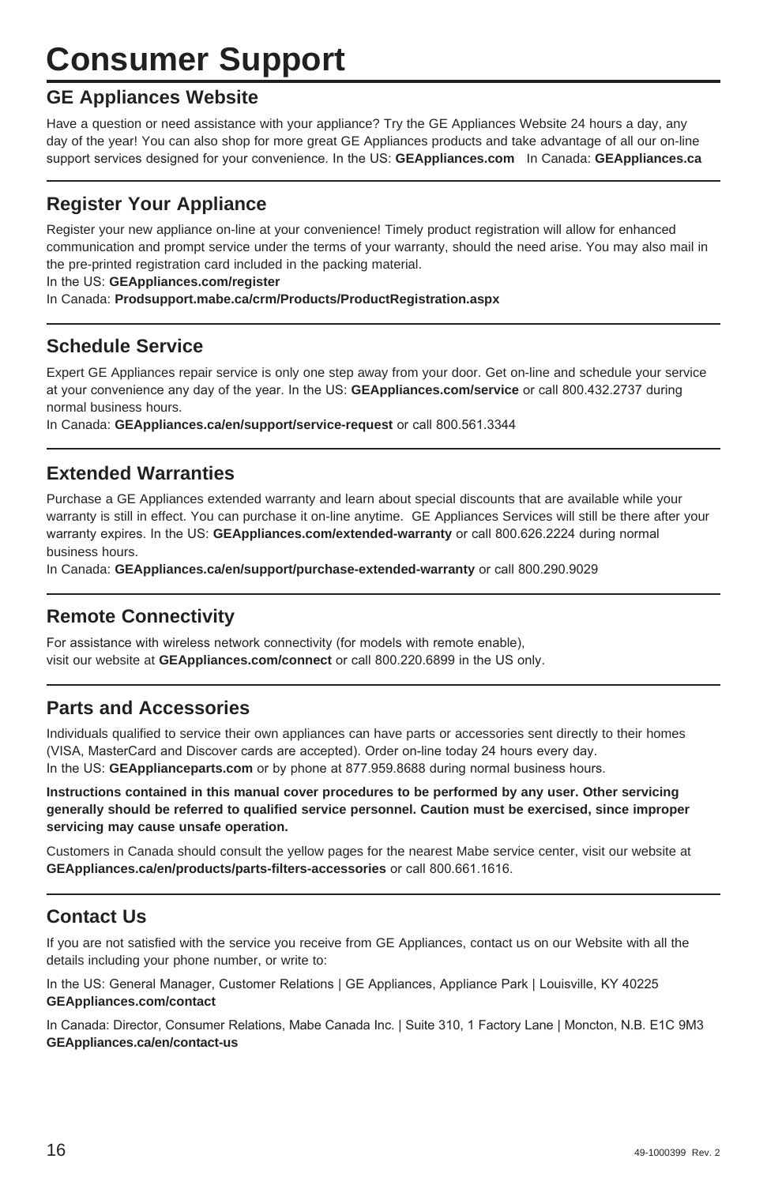# Consumer Support

## GE Appliances Website

Have a question or need assistance with your appliance? Try the GE Appliances Website 24 hours a day, any day of the year! You can also shop for more great GE Appliances products and take advantage of all our on-line support services designed for your convenience. In the US: **GEAppliances.com** In Canada: **GEAppliances.ca**

## Register Your Appliance

Register your new appliance on-line at your convenience! Timely product registration will allow for enhanced communication and prompt service under the terms of your warranty, should the need arise. You may also mail in the pre-printed registration card included in the packing material.
In the US: **GEAppliances.com/register**
In Canada: **Prodsupport.mabe.ca/crm/Products/ProductRegistration.aspx**

## Schedule Service

Expert GE Appliances repair service is only one step away from your door. Get on-line and schedule your service at your convenience any day of the year. In the US: **GEAppliances.com/service** or call 800.432.2737 during normal business hours.
In Canada: **GEAppliances.ca/en/support/service-request** or call 800.561.3344

## Extended Warranties

Purchase a GE Appliances extended warranty and learn about special discounts that are available while your warranty is still in effect. You can purchase it on-line anytime. GE Appliances Services will still be there after your warranty expires. In the US: **GEAppliances.com/extended-warranty** or call 800.626.2224 during normal business hours.
In Canada: **GEAppliances.ca/en/support/purchase-extended-warranty** or call 800.290.9029

## Remote Connectivity

For assistance with wireless network connectivity (for models with remote enable), visit our website at **GEAppliances.com/connect** or call 800.220.6899 in the US only.

## Parts and Accessories

Individuals qualified to service their own appliances can have parts or accessories sent directly to their homes (VISA, MasterCard and Discover cards are accepted). Order on-line today 24 hours every day.
In the US: **GEApplianceparts.com** or by phone at 877.959.8688 during normal business hours.

**Instructions contained in this manual cover procedures to be performed by any user. Other servicing generally should be referred to qualified service personnel. Caution must be exercised, since improper servicing may cause unsafe operation.**

Customers in Canada should consult the yellow pages for the nearest Mabe service center, visit our website at **GEAppliances.ca/en/products/parts-filters-accessories** or call 800.661.1616.

## Contact Us

If you are not satisfied with the service you receive from GE Appliances, contact us on our Website with all the details including your phone number, or write to:

In the US: General Manager, Customer Relations | GE Appliances, Appliance Park | Louisville, KY 40225
**GEAppliances.com/contact**

In Canada: Director, Consumer Relations, Mabe Canada Inc. | Suite 310, 1 Factory Lane | Moncton, N.B. E1C 9M3
**GEAppliances.ca/en/contact-us**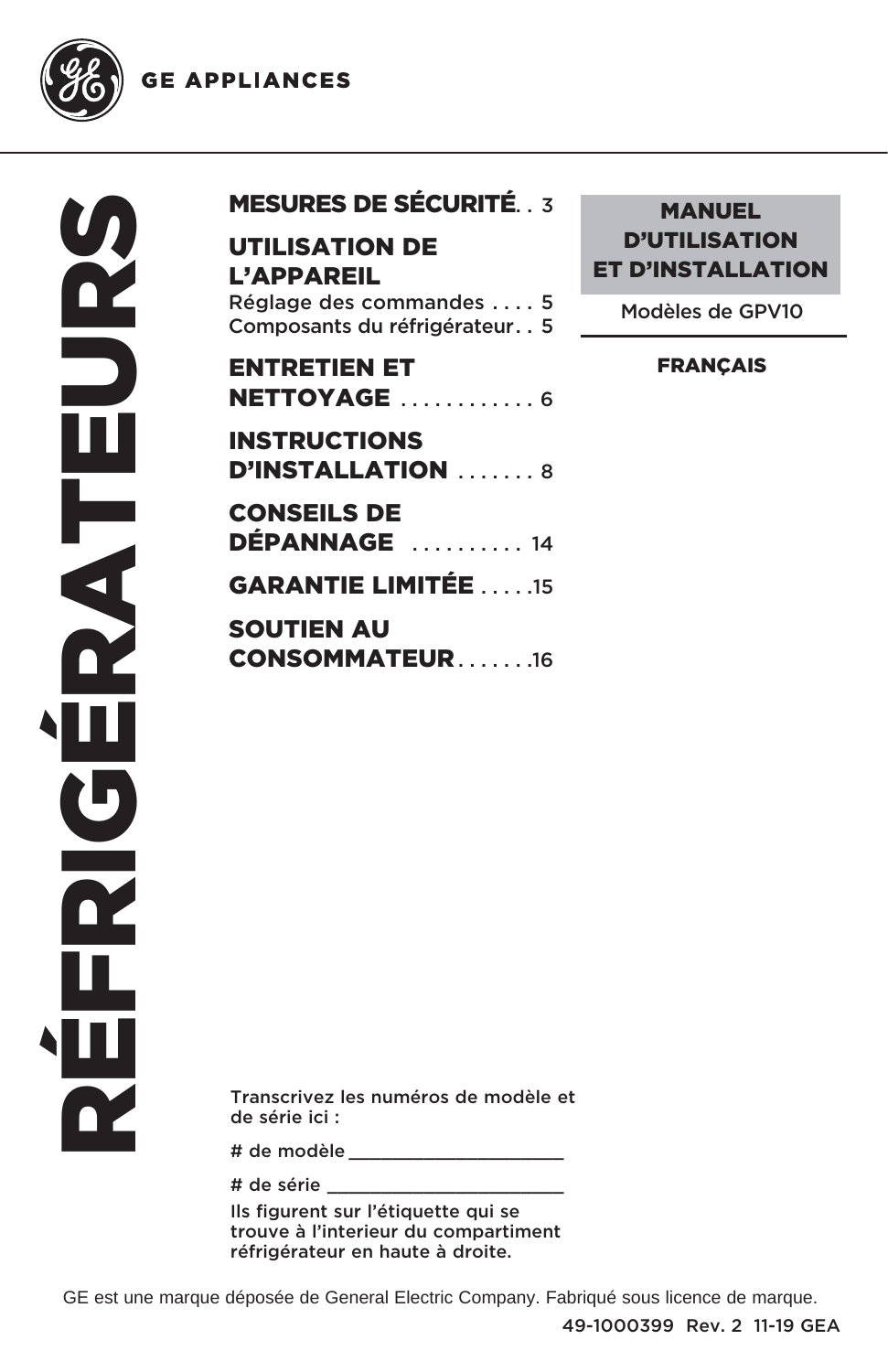GE APPLIANCES

# RÉFRIGÉRATEURS

**MESURES DE SÉCURITÉ** . . 3

**UTILISATION DE L'APPAREIL**
Réglage des commandes . . . . 5
Composants du réfrigérateur . . 5

**ENTRETIEN ET NETTOYAGE** . . . . . . . . . . . . 6

**INSTRUCTIONS D'INSTALLATION** . . . . . . . 8

**CONSEILS DE DÉPANNAGE** . . . . . . . . . . 14

**GARANTIE LIMITÉE** . . . . .15

**SOUTIEN AU CONSOMMATEUR** . . . . . . .16

**MANUEL D'UTILISATION ET D'INSTALLATION**

Modèles de GPV10

**FRANÇAIS**

Transcrivez les numéros de modèle et de série ici :

# de modèle ____________________

# de série ____________________

Ils figurent sur l'étiquette qui se trouve à l'interieur du compartiment réfrigérateur en haute à droite.

GE est une marque déposée de General Electric Company. Fabriqué sous licence de marque.

49-1000399 Rev. 2 11-19 GEA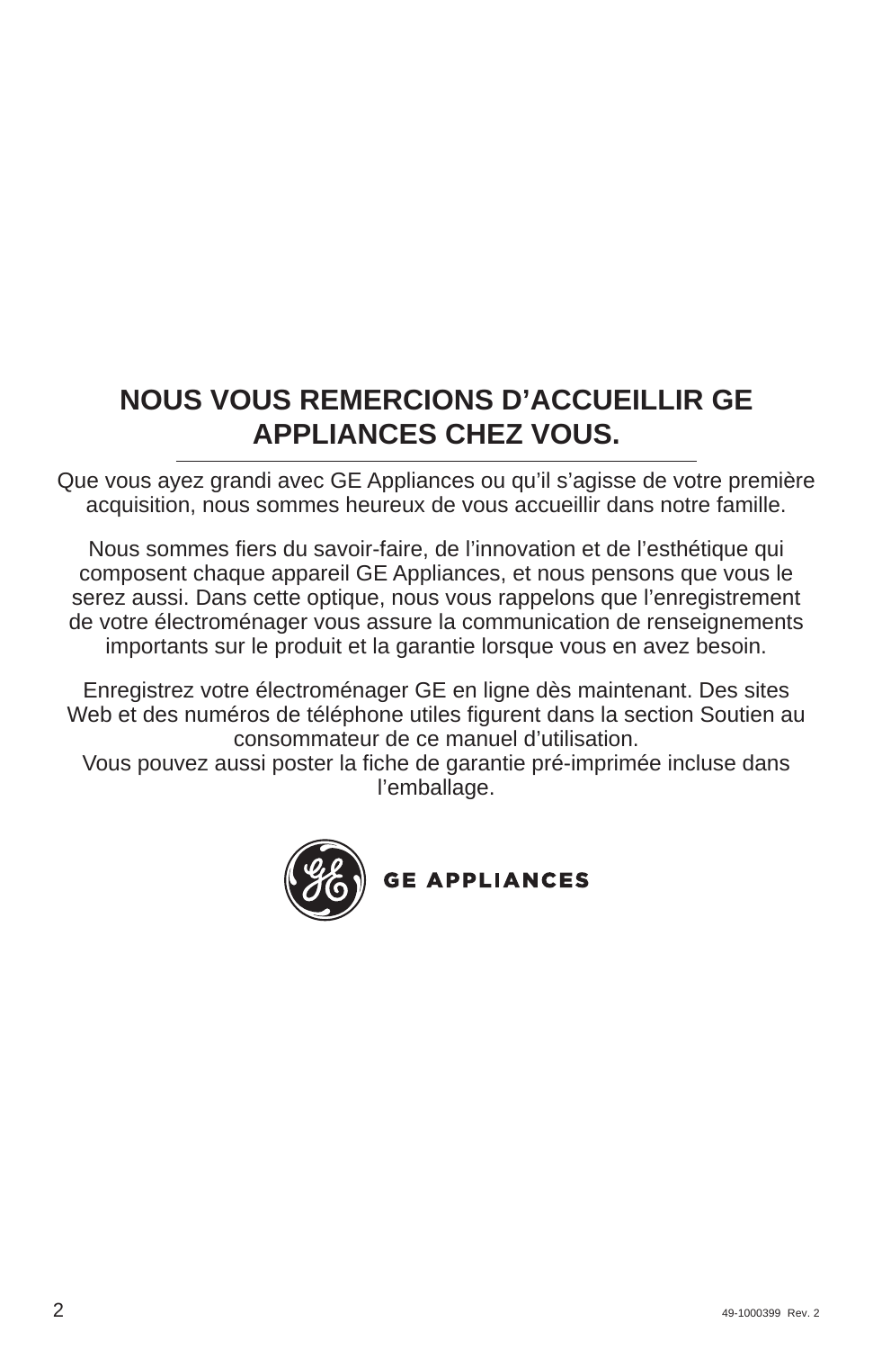# NOUS VOUS REMERCIONS D'ACCUEILLIR GE APPLIANCES CHEZ VOUS.

Que vous ayez grandi avec GE Appliances ou qu'il s'agisse de votre première acquisition, nous sommes heureux de vous accueillir dans notre famille.

Nous sommes fiers du savoir-faire, de l'innovation et de l'esthétique qui composent chaque appareil GE Appliances, et nous pensons que vous le serez aussi. Dans cette optique, nous vous rappelons que l'enregistrement de votre électroménager vous assure la communication de renseignements importants sur le produit et la garantie lorsque vous en avez besoin.

Enregistrez votre électroménager GE en ligne dès maintenant. Des sites Web et des numéros de téléphone utiles figurent dans la section Soutien au consommateur de ce manuel d'utilisation.
Vous pouvez aussi poster la fiche de garantie pré-imprimée incluse dans l'emballage.

GE APPLIANCES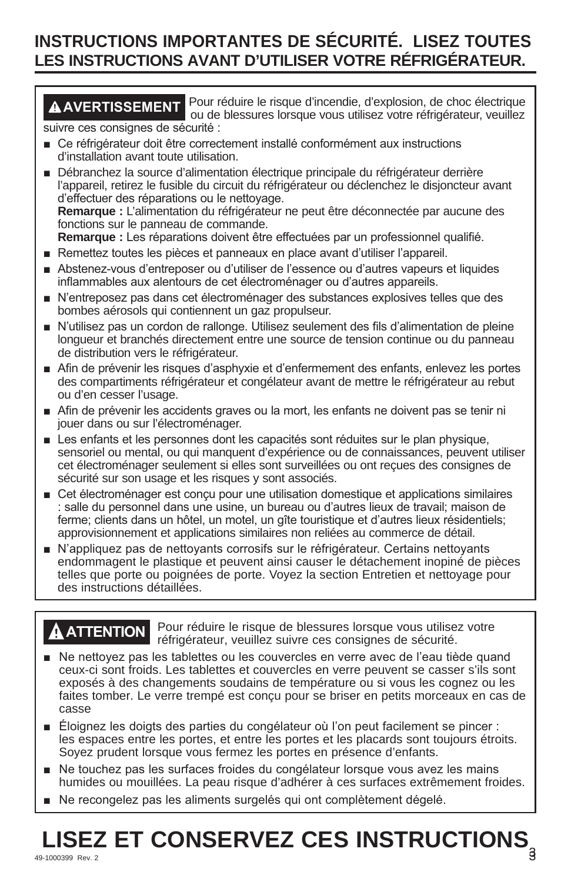# INSTRUCTIONS IMPORTANTES DE SÉCURITÉ. LISEZ TOUTES LES INSTRUCTIONS AVANT D'UTILISER VOTRE RÉFRIGÉRATEUR.

**⚠ AVERTISSEMENT** Pour réduire le risque d'incendie, d'explosion, de choc électrique ou de blessures lorsque vous utilisez votre réfrigérateur, veuillez suivre ces consignes de sécurité :

- Ce réfrigérateur doit être correctement installé conformément aux instructions d'installation avant toute utilisation.
- Débranchez la source d'alimentation électrique principale du réfrigérateur derrière l'appareil, retirez le fusible du circuit du réfrigérateur ou déclenchez le disjoncteur avant d'effectuer des réparations ou le nettoyage.
  **Remarque :** L'alimentation du réfrigérateur ne peut être déconnectée par aucune des fonctions sur le panneau de commande.
  **Remarque :** Les réparations doivent être effectuées par un professionnel qualifié.
- Remettez toutes les pièces et panneaux en place avant d'utiliser l'appareil.
- Abstenez-vous d'entreposer ou d'utiliser de l'essence ou d'autres vapeurs et liquides inflammables aux alentours de cet électroménager ou d'autres appareils.
- N'entreposez pas dans cet électroménager des substances explosives telles que des bombes aérosols qui contiennent un gaz propulseur.
- N'utilisez pas un cordon de rallonge. Utilisez seulement des fils d'alimentation de pleine longueur et branchés directement entre une source de tension continue ou du panneau de distribution vers le réfrigérateur.
- Afin de prévenir les risques d'asphyxie et d'enfermement des enfants, enlevez les portes des compartiments réfrigérateur et congélateur avant de mettre le réfrigérateur au rebut ou d'en cesser l'usage.
- Afin de prévenir les accidents graves ou la mort, les enfants ne doivent pas se tenir ni jouer dans ou sur l'électroménager.
- Les enfants et les personnes dont les capacités sont réduites sur le plan physique, sensoriel ou mental, ou qui manquent d'expérience ou de connaissances, peuvent utiliser cet électroménager seulement si elles sont surveillées ou ont reçues des consignes de sécurité sur son usage et les risques y sont associés.
- Cet électroménager est conçu pour une utilisation domestique et applications similaires : salle du personnel dans une usine, un bureau ou d'autres lieux de travail; maison de ferme; clients dans un hôtel, un motel, un gîte touristique et d'autres lieux résidentiels; approvisionnement et applications similaires non reliées au commerce de détail.
- N'appliquez pas de nettoyants corrosifs sur le réfrigérateur. Certains nettoyants endommagent le plastique et peuvent ainsi causer le détachement inopiné de pièces telles que porte ou poignées de porte. Voyez la section Entretien et nettoyage pour des instructions détaillées.

**⚠ ATTENTION** Pour réduire le risque de blessures lorsque vous utilisez votre réfrigérateur, veuillez suivre ces consignes de sécurité.

- Ne nettoyez pas les tablettes ou les couvercles en verre avec de l'eau tiède quand ceux-ci sont froids. Les tablettes et couvercles en verre peuvent se casser s'ils sont exposés à des changements soudains de température ou si vous les cognez ou les faites tomber. Le verre trempé est conçu pour se briser en petits morceaux en cas de casse
- Éloignez les doigts des parties du congélateur où l'on peut facilement se pincer : les espaces entre les portes, et entre les portes et les placards sont toujours étroits. Soyez prudent lorsque vous fermez les portes en présence d'enfants.
- Ne touchez pas les surfaces froides du congélateur lorsque vous avez les mains humides ou mouillées. La peau risque d'adhérer à ces surfaces extrêmement froides.
- Ne recongelez pas les aliments surgelés qui ont complètement dégelé.

# LISEZ ET CONSERVEZ CES INSTRUCTIONS

49-1000399 Rev. 2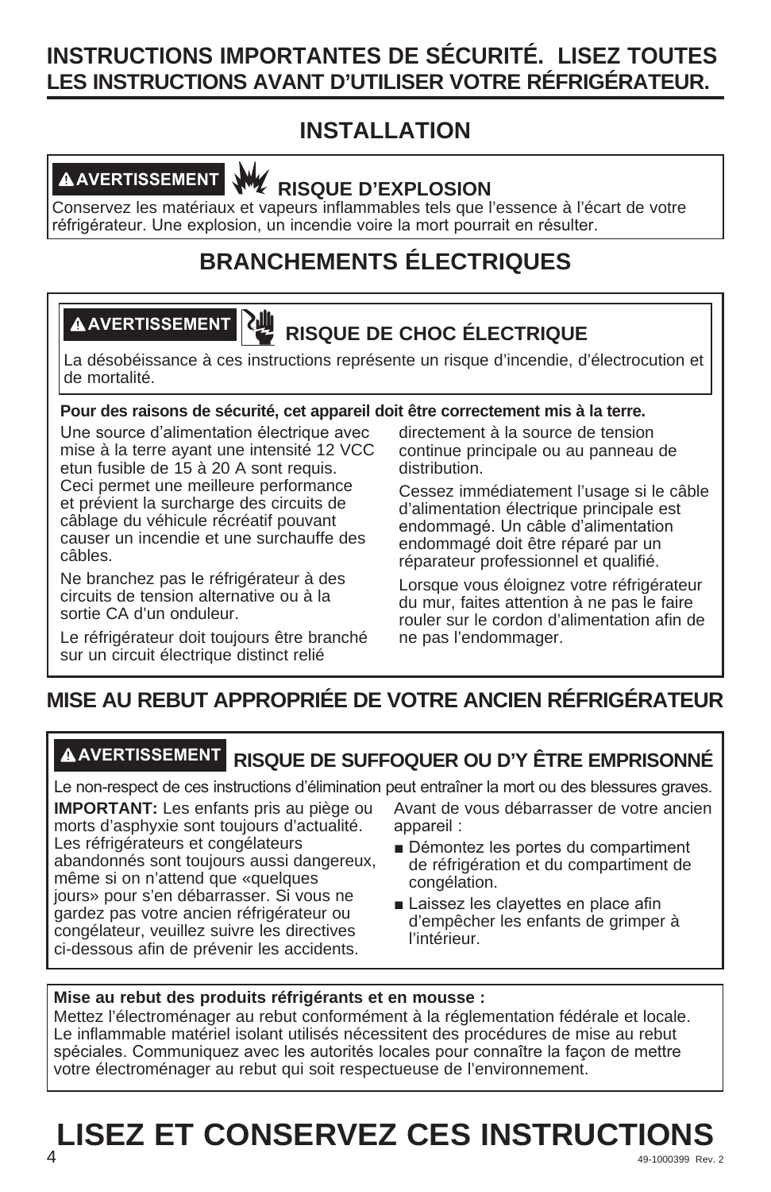# INSTRUCTIONS IMPORTANTES DE SÉCURITÉ. LISEZ TOUTES LES INSTRUCTIONS AVANT D'UTILISER VOTRE RÉFRIGÉRATEUR.

## INSTALLATION

**⚠AVERTISSEMENT** **RISQUE D'EXPLOSION**

Conservez les matériaux et vapeurs inflammables tels que l'essence à l'écart de votre réfrigérateur. Une explosion, un incendie voire la mort pourrait en résulter.

## BRANCHEMENTS ÉLECTRIQUES

**⚠AVERTISSEMENT** **RISQUE DE CHOC ÉLECTRIQUE**

La désobéissance à ces instructions représente un risque d'incendie, d'électrocution et de mortalité.

**Pour des raisons de sécurité, cet appareil doit être correctement mis à la terre.**

Une source d'alimentation électrique avec mise à la terre ayant une intensité 12 VCC etun fusible de 15 à 20 A sont requis. Ceci permet une meilleure performance et prévient la surcharge des circuits de câblage du véhicule récréatif pouvant causer un incendie et une surchauffe des câbles.

Ne branchez pas le réfrigérateur à des circuits de tension alternative ou à la sortie CA d'un onduleur.

Le réfrigérateur doit toujours être branché sur un circuit électrique distinct relié directement à la source de tension continue principale ou au panneau de distribution.

Cessez immédiatement l'usage si le câble d'alimentation électrique principale est endommagé. Un câble d'alimentation endommagé doit être réparé par un réparateur professionnel et qualifié.

Lorsque vous éloignez votre réfrigérateur du mur, faites attention à ne pas le faire rouler sur le cordon d'alimentation afin de ne pas l'endommager.

## MISE AU REBUT APPROPRIÉE DE VOTRE ANCIEN RÉFRIGÉRATEUR

**⚠AVERTISSEMENT** **RISQUE DE SUFFOQUER OU D'Y ÊTRE EMPRISONNÉ**

Le non-respect de ces instructions d'élimination peut entraîner la mort ou des blessures graves.

**IMPORTANT:** Les enfants pris au piège ou morts d'asphyxie sont toujours d'actualité. Les réfrigérateurs et congélateurs abandonnés sont toujours aussi dangereux, même si on n'attend que «quelques jours» pour s'en débarrasser. Si vous ne gardez pas votre ancien réfrigérateur ou congélateur, veuillez suivre les directives ci-dessous afin de prévenir les accidents.

Avant de vous débarrasser de votre ancien appareil :

- Démontez les portes du compartiment de réfrigération et du compartiment de congélation.
- Laissez les clayettes en place afin d'empêcher les enfants de grimper à l'intérieur.

**Mise au rebut des produits réfrigérants et en mousse :**

Mettez l'électroménager au rebut conformément à la réglementation fédérale et locale. Le inflammable matériel isolant utilisés nécessitent des procédures de mise au rebut spéciales. Communiquez avec les autorités locales pour connaître la façon de mettre votre électroménager au rebut qui soit respectueuse de l'environnement.

# LISEZ ET CONSERVEZ CES INSTRUCTIONS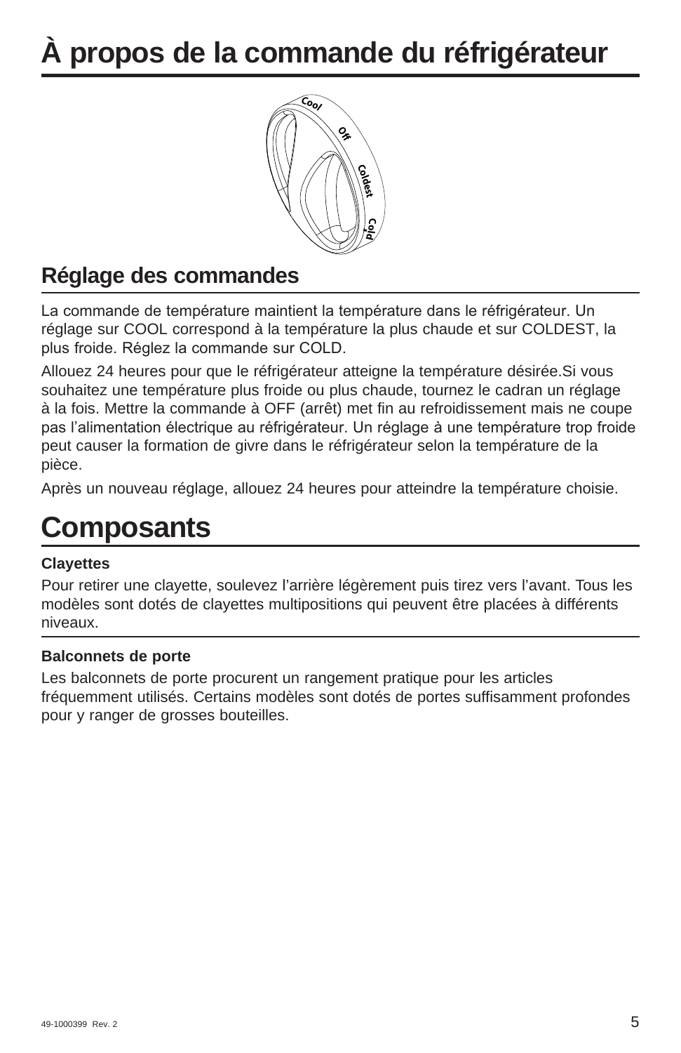# À propos de la commande du réfrigérateur

## Réglage des commandes

La commande de température maintient la température dans le réfrigérateur. Un réglage sur COOL correspond à la température la plus chaude et sur COLDEST, la plus froide. Réglez la commande sur COLD.

Allouez 24 heures pour que le réfrigérateur atteigne la température désirée.Si vous souhaitez une température plus froide ou plus chaude, tournez le cadran un réglage à la fois. Mettre la commande à OFF (arrêt) met fin au refroidissement mais ne coupe pas l'alimentation électrique au réfrigérateur. Un réglage à une température trop froide peut causer la formation de givre dans le réfrigérateur selon la température de la pièce.

Après un nouveau réglage, allouez 24 heures pour atteindre la température choisie.

# Composants

**Clayettes**

Pour retirer une clayette, soulevez l'arrière légèrement puis tirez vers l'avant. Tous les modèles sont dotés de clayettes multipositions qui peuvent être placées à différents niveaux.

**Balconnets de porte**

Les balconnets de porte procurent un rangement pratique pour les articles fréquemment utilisés. Certains modèles sont dotés de portes suffisamment profondes pour y ranger de grosses bouteilles.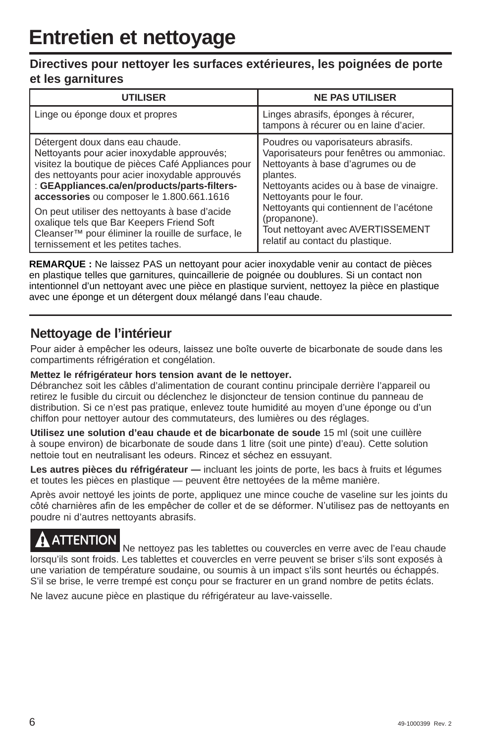# Entretien et nettoyage

### Directives pour nettoyer les surfaces extérieures, les poignées de porte et les garnitures

| UTILISER | NE PAS UTILISER |
|---|---|
| Linge ou éponge doux et propres | Linges abrasifs, éponges à récurer, tampons à récurer ou en laine d'acier. |
| Détergent doux dans eau chaude.<br>Nettoyants pour acier inoxydable approuvés; visitez la boutique de pièces Café Appliances pour des nettoyants pour acier inoxydable approuvés : **GEAppliances.ca/en/products/parts-filters-accessories** ou composer le 1.800.661.1616<br>On peut utiliser des nettoyants à base d'acide oxalique tels que Bar Keepers Friend Soft Cleanser™ pour éliminer la rouille de surface, le ternissement et les petites taches. | Poudres ou vaporisateurs abrasifs.<br>Vaporisateurs pour fenêtres ou ammoniac.<br>Nettoyants à base d'agrumes ou de plantes.<br>Nettoyants acides ou à base de vinaigre.<br>Nettoyants pour le four.<br>Nettoyants qui contiennent de l'acétone (propanone).<br>Tout nettoyant avec AVERTISSEMENT relatif au contact du plastique. |

**REMARQUE :** Ne laissez PAS un nettoyant pour acier inoxydable venir au contact de pièces en plastique telles que garnitures, quincaillerie de poignée ou doublures. Si un contact non intentionnel d'un nettoyant avec une pièce en plastique survient, nettoyez la pièce en plastique avec une éponge et un détergent doux mélangé dans l'eau chaude.

## Nettoyage de l'intérieur

Pour aider à empêcher les odeurs, laissez une boîte ouverte de bicarbonate de soude dans les compartiments réfrigération et congélation.

**Mettez le réfrigérateur hors tension avant de le nettoyer.**
Débranchez soit les câbles d'alimentation de courant continu principale derrière l'appareil ou retirez le fusible du circuit ou déclenchez le disjoncteur de tension continue du panneau de distribution. Si ce n'est pas pratique, enlevez toute humidité au moyen d'une éponge ou d'un chiffon pour nettoyer autour des commutateurs, des lumières ou des réglages.

**Utilisez une solution d'eau chaude et de bicarbonate de soude** 15 ml (soit une cuillère à soupe environ) de bicarbonate de soude dans 1 litre (soit une pinte) d'eau). Cette solution nettoie tout en neutralisant les odeurs. Rincez et séchez en essuyant.

**Les autres pièces du réfrigérateur —** incluant les joints de porte, les bacs à fruits et légumes et toutes les pièces en plastique — peuvent être nettoyées de la même manière.

Après avoir nettoyé les joints de porte, appliquez une mince couche de vaseline sur les joints du côté charnières afin de les empêcher de coller et de se déformer. N'utilisez pas de nettoyants en poudre ni d'autres nettoyants abrasifs.

**⚠ ATTENTION** Ne nettoyez pas les tablettes ou couvercles en verre avec de l'eau chaude lorsqu'ils sont froids. Les tablettes et couvercles en verre peuvent se briser s'ils sont exposés à une variation de température soudaine, ou soumis à un impact s'ils sont heurtés ou échappés. S'il se brise, le verre trempé est conçu pour se fracturer en un grand nombre de petits éclats.

Ne lavez aucune pièce en plastique du réfrigérateur au lave-vaisselle.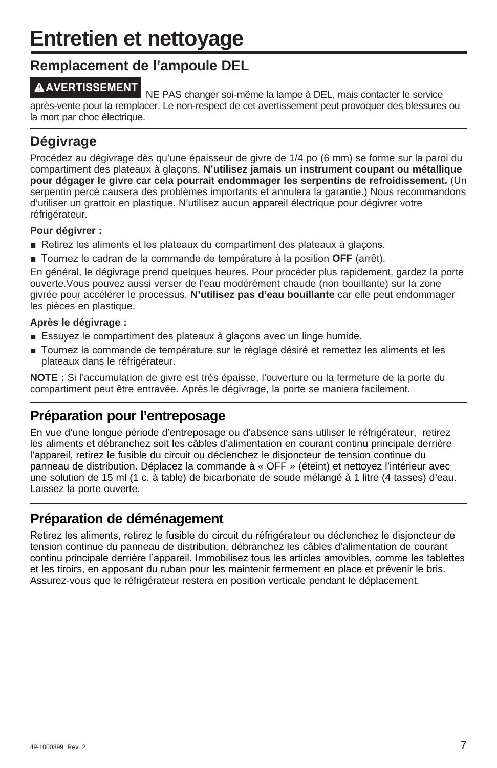# Entretien et nettoyage

## Remplacement de l'ampoule DEL

**⚠ AVERTISSEMENT** NE PAS changer soi-même la lampe à DEL, mais contacter le service après-vente pour la remplacer. Le non-respect de cet avertissement peut provoquer des blessures ou la mort par choc électrique.

## Dégivrage

Procédez au dégivrage dès qu'une épaisseur de givre de 1/4 po (6 mm) se forme sur la paroi du compartiment des plateaux à glaçons. **N'utilisez jamais un instrument coupant ou métallique pour dégager le givre car cela pourrait endommager les serpentins de refroidissement.** (Un serpentin percé causera des problèmes importants et annulera la garantie.) Nous recommandons d'utiliser un grattoir en plastique. N'utilisez aucun appareil électrique pour dégivrer votre réfrigérateur.

**Pour dégivrer :**

- Retirez les aliments et les plateaux du compartiment des plateaux à glaçons.
- Tournez le cadran de la commande de température à la position **OFF** (arrêt).

En général, le dégivrage prend quelques heures. Pour procéder plus rapidement, gardez la porte ouverte.Vous pouvez aussi verser de l'eau modérément chaude (non bouillante) sur la zone givrée pour accélérer le processus. **N'utilisez pas d'eau bouillante** car elle peut endommager les pièces en plastique.

**Après le dégivrage :**

- Essuyez le compartiment des plateaux à glaçons avec un linge humide.
- Tournez la commande de température sur le réglage désiré et remettez les aliments et les plateaux dans le réfrigérateur.

**NOTE :** Si l'accumulation de givre est très épaisse, l'ouverture ou la fermeture de la porte du compartiment peut être entravée. Après le dégivrage, la porte se maniera facilement.

## Préparation pour l'entreposage

En vue d'une longue période d'entreposage ou d'absence sans utiliser le réfrigérateur, retirez les aliments et débranchez soit les câbles d'alimentation en courant continu principale derrière l'appareil, retirez le fusible du circuit ou déclenchez le disjoncteur de tension continue du panneau de distribution. Déplacez la commande à « OFF » (éteint) et nettoyez l'intérieur avec une solution de 15 ml (1 c. à table) de bicarbonate de soude mélangé à 1 litre (4 tasses) d'eau. Laissez la porte ouverte.

## Préparation de déménagement

Retirez les aliments, retirez le fusible du circuit du réfrigérateur ou déclenchez le disjoncteur de tension continue du panneau de distribution, débranchez les câbles d'alimentation de courant continu principale derrière l'appareil. Immobilisez tous les articles amovibles, comme les tablettes et les tiroirs, en apposant du ruban pour les maintenir fermement en place et prévenir le bris. Assurez-vous que le réfrigérateur restera en position verticale pendant le déplacement.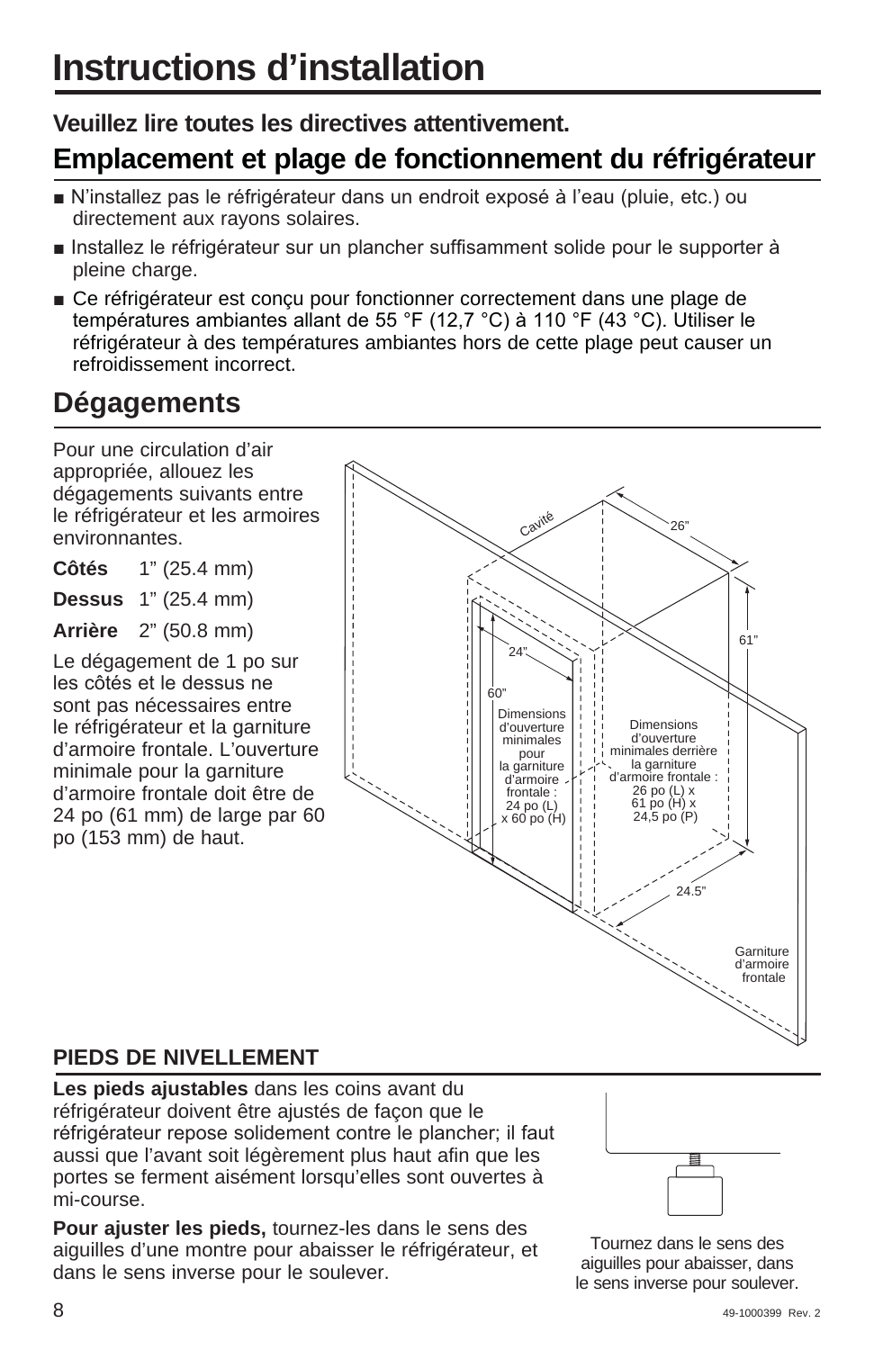# Instructions d'installation

**Veuillez lire toutes les directives attentivement.**

## Emplacement et plage de fonctionnement du réfrigérateur

- N'installez pas le réfrigérateur dans un endroit exposé à l'eau (pluie, etc.) ou directement aux rayons solaires.
- Installez le réfrigérateur sur un plancher suffisamment solide pour le supporter à pleine charge.
- Ce réfrigérateur est conçu pour fonctionner correctement dans une plage de températures ambiantes allant de 55 °F (12,7 °C) à 110 °F (43 °C). Utiliser le réfrigérateur à des températures ambiantes hors de cette plage peut causer un refroidissement incorrect.

## Dégagements

Pour une circulation d'air appropriée, allouez les dégagements suivants entre le réfrigérateur et les armoires environnantes.

**Côtés** 1" (25.4 mm)

**Dessus** 1" (25.4 mm)

**Arrière** 2" (50.8 mm)

Le dégagement de 1 po sur les côtés et le dessus ne sont pas nécessaires entre le réfrigérateur et la garniture d'armoire frontale. L'ouverture minimale pour la garniture d'armoire frontale doit être de 24 po (61 mm) de large par 60 po (153 mm) de haut.

Cavité

26"

61"

24"

60"

Dimensions d'ouverture minimales pour la garniture d'armoire frontale : 24 po (L) x 60 po (H)

Dimensions d'ouverture minimales derrière la garniture d'armoire frontale : 26 po (L) x 61 po (H) x 24,5 po (P)

24.5"

Garniture d'armoire frontale

### PIEDS DE NIVELLEMENT

**Les pieds ajustables** dans les coins avant du réfrigérateur doivent être ajustés de façon que le réfrigérateur repose solidement contre le plancher; il faut aussi que l'avant soit légèrement plus haut afin que les portes se ferment aisément lorsqu'elles sont ouvertes à mi-course.

**Pour ajuster les pieds,** tournez-les dans le sens des aiguilles d'une montre pour abaisser le réfrigérateur, et dans le sens inverse pour le soulever.

Tournez dans le sens des aiguilles pour abaisser, dans le sens inverse pour soulever.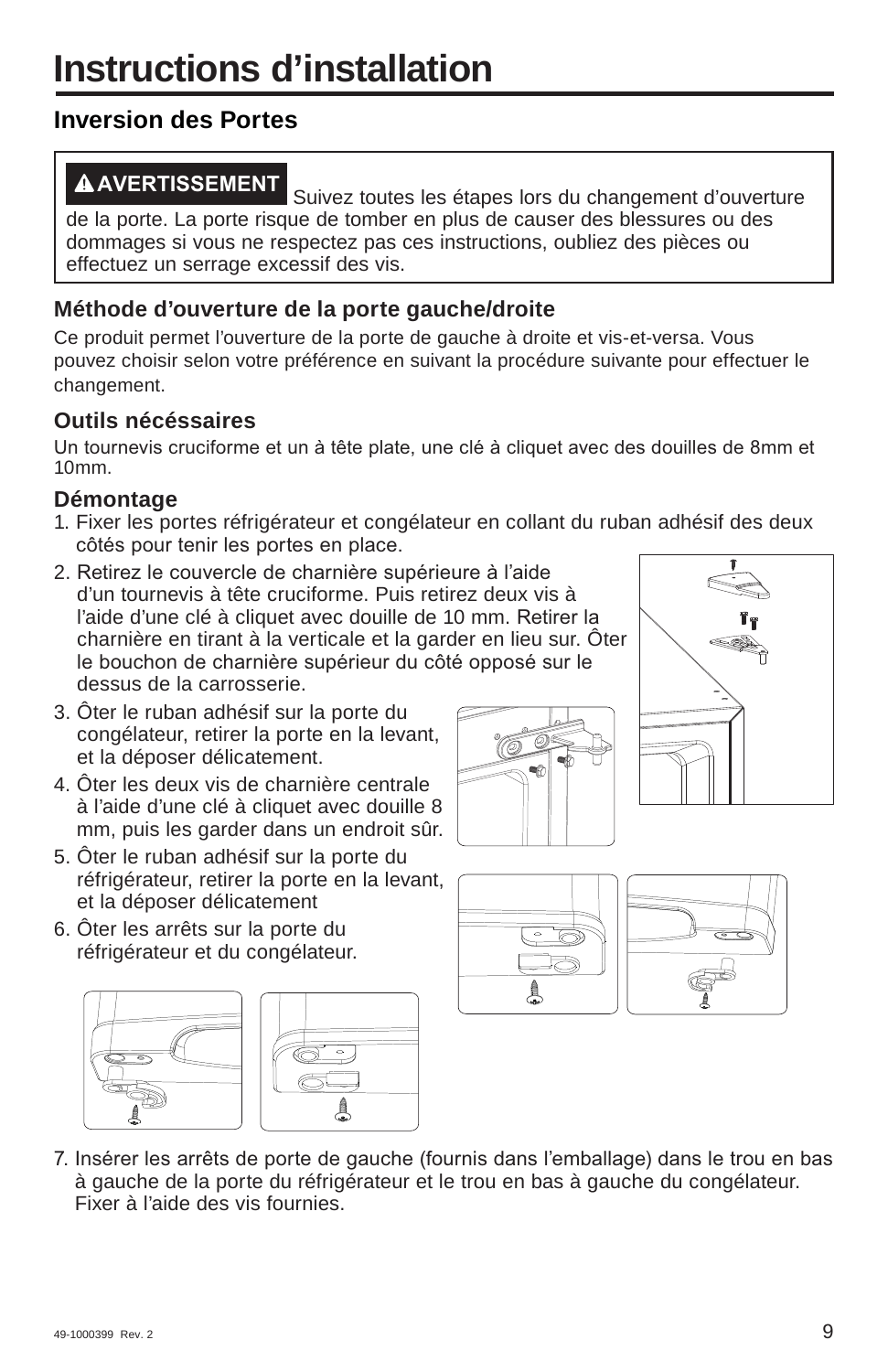# Instructions d’installation

## Inversion des Portes

> **⚠AVERTISSEMENT** Suivez toutes les étapes lors du changement d’ouverture de la porte. La porte risque de tomber en plus de causer des blessures ou des dommages si vous ne respectez pas ces instructions, oubliez des pièces ou effectuez un serrage excessif des vis.

### Méthode d’ouverture de la porte gauche/droite

Ce produit permet l’ouverture de la porte de gauche à droite et vis-et-versa. Vous pouvez choisir selon votre préférence en suivant la procédure suivante pour effectuer le changement.

### Outils nécéssaires

Un tournevis cruciforme et un à tête plate, une clé à cliquet avec des douilles de 8mm et 10mm.

### Démontage

1. Fixer les portes réfrigérateur et congélateur en collant du ruban adhésif des deux côtés pour tenir les portes en place.
2. Retirez le couvercle de charnière supérieure à l’aide d’un tournevis à tête cruciforme. Puis retirez deux vis à l’aide d’une clé à cliquet avec douille de 10 mm. Retirer la charnière en tirant à la verticale et la garder en lieu sur. Ôter le bouchon de charnière supérieur du côté opposé sur le dessus de la carrosserie.
3. Ôter le ruban adhésif sur la porte du congélateur, retirer la porte en la levant, et la déposer délicatement.
4. Ôter les deux vis de charnière centrale à l’aide d’une clé à cliquet avec douille 8 mm, puis les garder dans un endroit sûr.
5. Ôter le ruban adhésif sur la porte du réfrigérateur, retirer la porte en la levant, et la déposer délicatement
6. Ôter les arrêts sur la porte du réfrigérateur et du congélateur.
7. Insérer les arrêts de porte de gauche (fournis dans l’emballage) dans le trou en bas à gauche de la porte du réfrigérateur et le trou en bas à gauche du congélateur. Fixer à l’aide des vis fournies.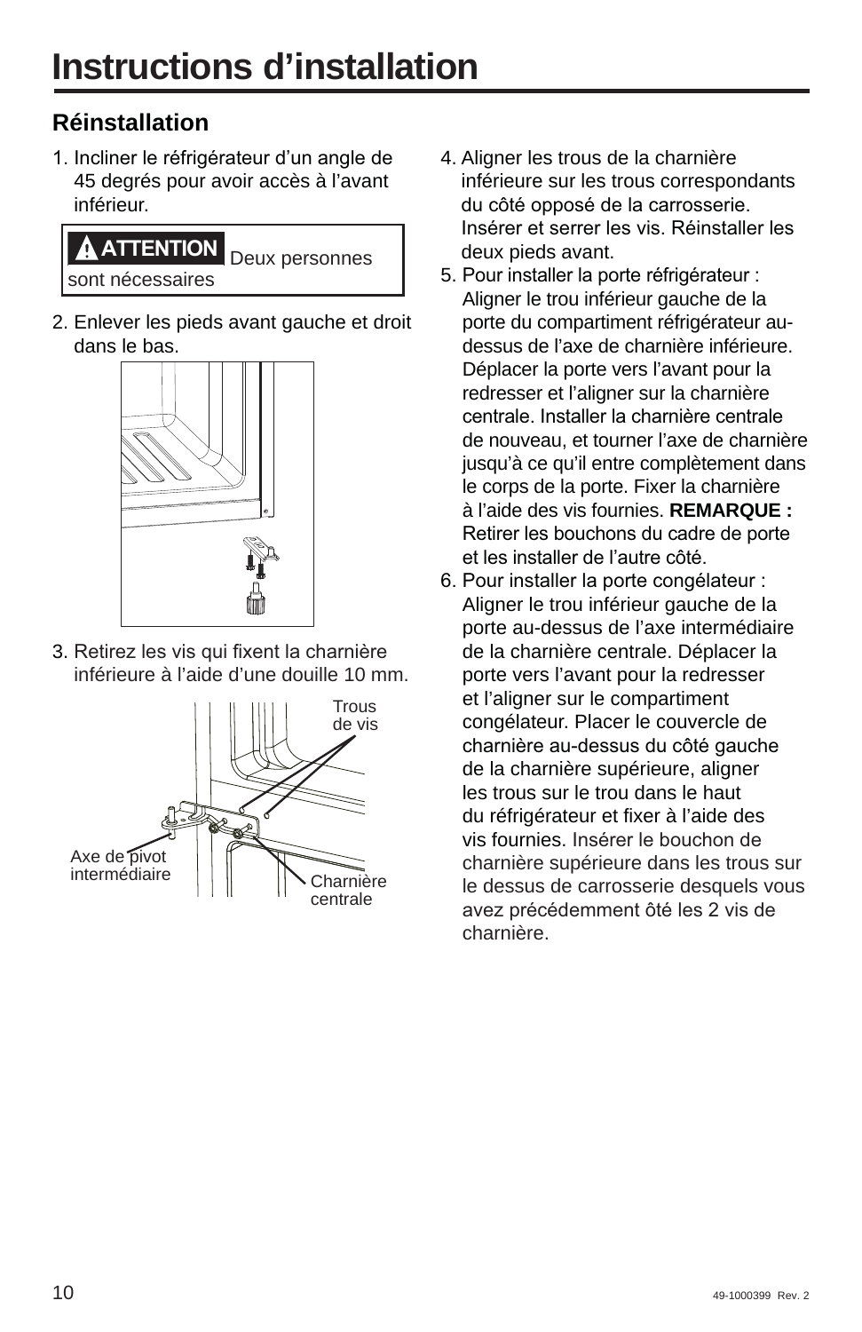# Instructions d'installation

## Réinstallation

1. Incliner le réfrigérateur d'un angle de 45 degrés pour avoir accès à l'avant inférieur.

> **ATTENTION** Deux personnes sont nécessaires

2. Enlever les pieds avant gauche et droit dans le bas.

3. Retirez les vis qui fixent la charnière inférieure à l'aide d'une douille 10 mm.

Trous de vis

Axe de pivot intermédiaire

Charnière centrale

4. Aligner les trous de la charnière inférieure sur les trous correspondants du côté opposé de la carrosserie. Insérer et serrer les vis. Réinstaller les deux pieds avant.

5. Pour installer la porte réfrigérateur : Aligner le trou inférieur gauche de la porte du compartiment réfrigérateur au-dessus de l'axe de charnière inférieure. Déplacer la porte vers l'avant pour la redresser et l'aligner sur la charnière centrale. Installer la charnière centrale de nouveau, et tourner l'axe de charnière jusqu'à ce qu'il entre complètement dans le corps de la porte. Fixer la charnière à l'aide des vis fournies. **REMARQUE :** Retirer les bouchons du cadre de porte et les installer de l'autre côté.

6. Pour installer la porte congélateur : Aligner le trou inférieur gauche de la porte au-dessus de l'axe intermédiaire de la charnière centrale. Déplacer la porte vers l'avant pour la redresser et l'aligner sur le compartiment congélateur. Placer le couvercle de charnière au-dessus du côté gauche de la charnière supérieure, aligner les trous sur le trou dans le haut du réfrigérateur et fixer à l'aide des vis fournies. Insérer le bouchon de charnière supérieure dans les trous sur le dessus de carrosserie desquels vous avez précédemment ôté les 2 vis de charnière.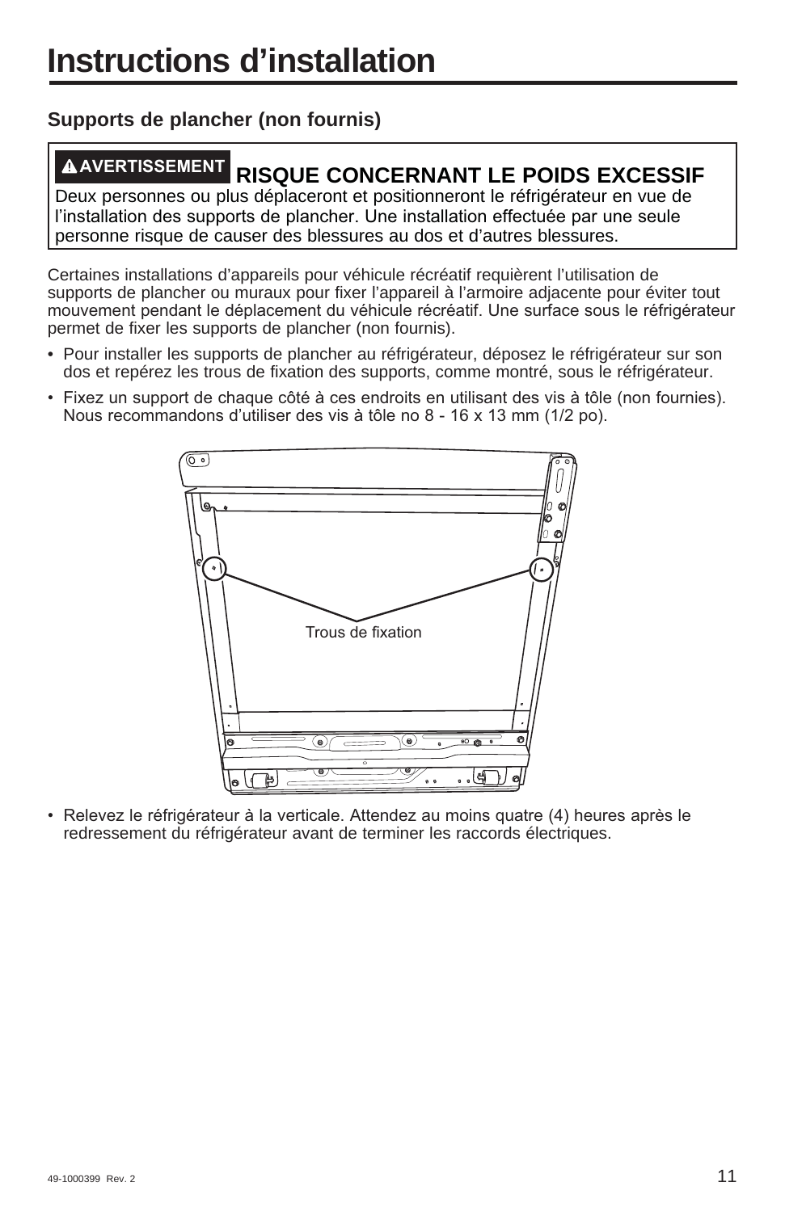# Instructions d'installation

### Supports de plancher (non fournis)

**⚠AVERTISSEMENT RISQUE CONCERNANT LE POIDS EXCESSIF**
Deux personnes ou plus déplaceront et positionneront le réfrigérateur en vue de l'installation des supports de plancher. Une installation effectuée par une seule personne risque de causer des blessures au dos et d'autres blessures.

Certaines installations d'appareils pour véhicule récréatif requièrent l'utilisation de supports de plancher ou muraux pour fixer l'appareil à l'armoire adjacente pour éviter tout mouvement pendant le déplacement du véhicule récréatif. Une surface sous le réfrigérateur permet de fixer les supports de plancher (non fournis).

- Pour installer les supports de plancher au réfrigérateur, déposez le réfrigérateur sur son dos et repérez les trous de fixation des supports, comme montré, sous le réfrigérateur.
- Fixez un support de chaque côté à ces endroits en utilisant des vis à tôle (non fournies). Nous recommandons d'utiliser des vis à tôle no 8 - 16 x 13 mm (1/2 po).

Trous de fixation

- Relevez le réfrigérateur à la verticale. Attendez au moins quatre (4) heures après le redressement du réfrigérateur avant de terminer les raccords électriques.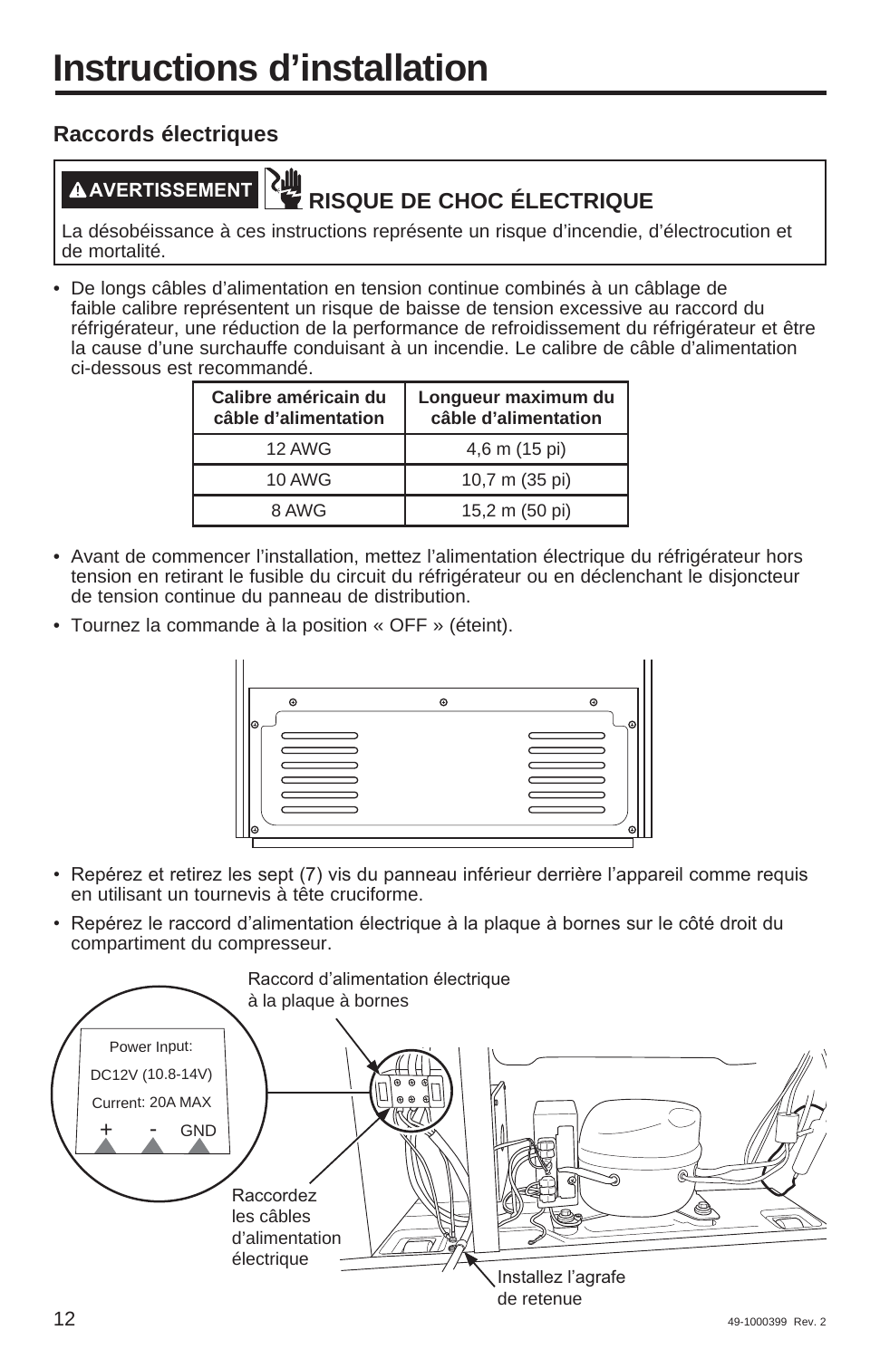# Instructions d'installation

## Raccords électriques

**⚠AVERTISSEMENT** **RISQUE DE CHOC ÉLECTRIQUE**

La désobéissance à ces instructions représente un risque d'incendie, d'électrocution et de mortalité.

- De longs câbles d'alimentation en tension continue combinés à un câblage de faible calibre représentent un risque de baisse de tension excessive au raccord du réfrigérateur, une réduction de la performance de refroidissement du réfrigérateur et être la cause d'une surchauffe conduisant à un incendie. Le calibre de câble d'alimentation ci-dessous est recommandé.

| Calibre américain du câble d'alimentation | Longueur maximum du câble d'alimentation |
|---|---|
| 12 AWG | 4,6 m (15 pi) |
| 10 AWG | 10,7 m (35 pi) |
| 8 AWG | 15,2 m (50 pi) |

- Avant de commencer l'installation, mettez l'alimentation électrique du réfrigérateur hors tension en retirant le fusible du circuit du réfrigérateur ou en déclenchant le disjoncteur de tension continue du panneau de distribution.
- Tournez la commande à la position « OFF » (éteint).

- Repérez et retirez les sept (7) vis du panneau inférieur derrière l'appareil comme requis en utilisant un tournevis à tête cruciforme.
- Repérez le raccord d'alimentation électrique à la plaque à bornes sur le côté droit du compartiment du compresseur.

Raccord d'alimentation électrique à la plaque à bornes

Power Input:
DC12V (10.8-14V)
Current: 20A MAX
\+ - GND

Raccordez les câbles d'alimentation électrique

Installez l'agrafe de retenue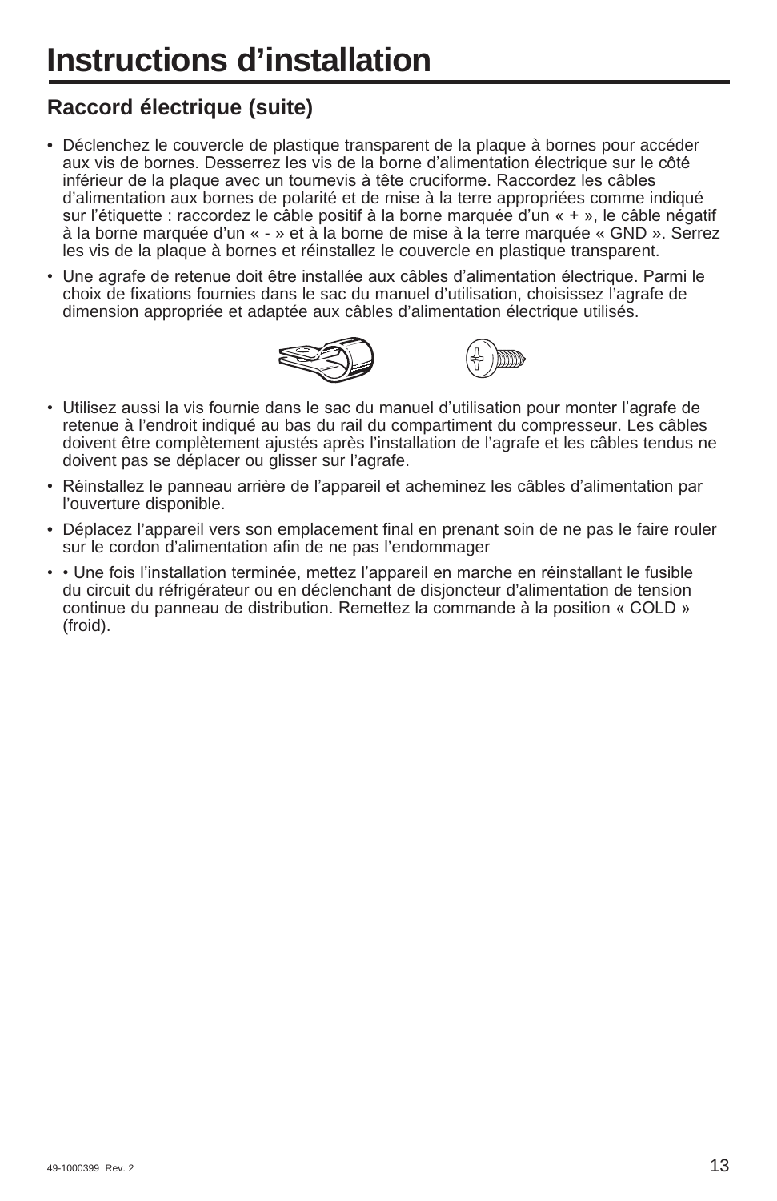# Instructions d'installation

## Raccord électrique (suite)

- Déclenchez le couvercle de plastique transparent de la plaque à bornes pour accéder aux vis de bornes. Desserrez les vis de la borne d'alimentation électrique sur le côté inférieur de la plaque avec un tournevis à tête cruciforme. Raccordez les câbles d'alimentation aux bornes de polarité et de mise à la terre appropriées comme indiqué sur l'étiquette : raccordez le câble positif à la borne marquée d'un « + », le câble négatif à la borne marquée d'un « - » et à la borne de mise à la terre marquée « GND ». Serrez les vis de la plaque à bornes et réinstallez le couvercle en plastique transparent.
- Une agrafe de retenue doit être installée aux câbles d'alimentation électrique. Parmi le choix de fixations fournies dans le sac du manuel d'utilisation, choisissez l'agrafe de dimension appropriée et adaptée aux câbles d'alimentation électrique utilisés.
- Utilisez aussi la vis fournie dans le sac du manuel d'utilisation pour monter l'agrafe de retenue à l'endroit indiqué au bas du rail du compartiment du compresseur. Les câbles doivent être complètement ajustés après l'installation de l'agrafe et les câbles tendus ne doivent pas se déplacer ou glisser sur l'agrafe.
- Réinstallez le panneau arrière de l'appareil et acheminez les câbles d'alimentation par l'ouverture disponible.
- Déplacez l'appareil vers son emplacement final en prenant soin de ne pas le faire rouler sur le cordon d'alimentation afin de ne pas l'endommager
- • Une fois l'installation terminée, mettez l'appareil en marche en réinstallant le fusible du circuit du réfrigérateur ou en déclenchant de disjoncteur d'alimentation de tension continue du panneau de distribution. Remettez la commande à la position « COLD » (froid).

49-1000399 Rev. 2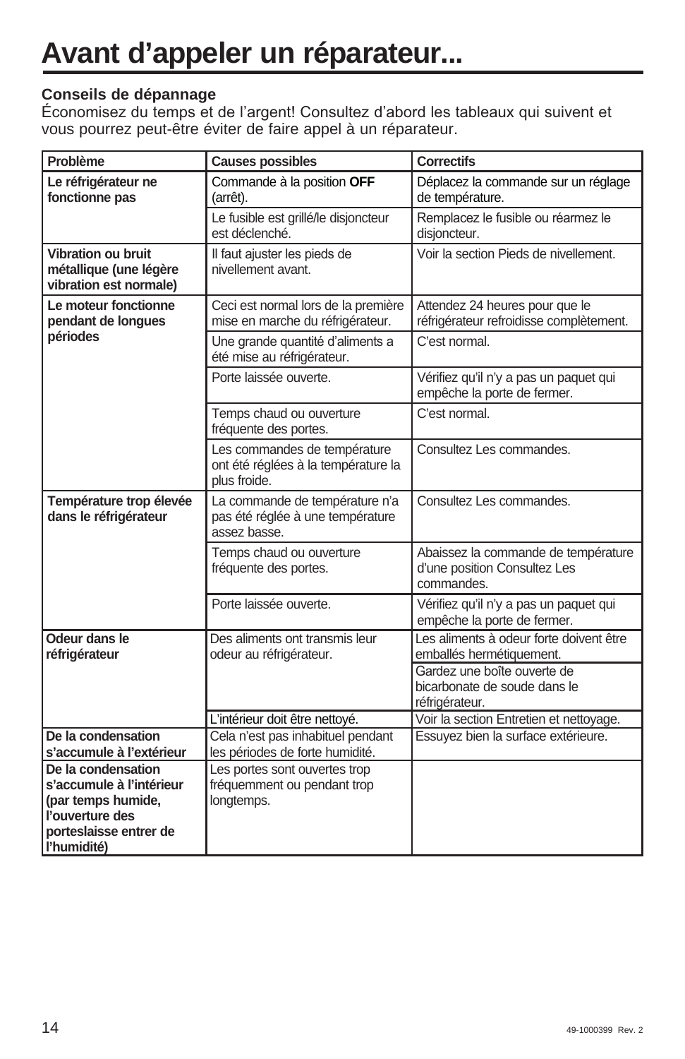# Avant d'appeler un réparateur...

**Conseils de dépannage**

Économisez du temps et de l'argent! Consultez d'abord les tableaux qui suivent et vous pourrez peut-être éviter de faire appel à un réparateur.

| Problème | Causes possibles | Correctifs |
|---|---|---|
| **Le réfrigérateur ne fonctionne pas** | Commande à la position **OFF** (arrêt). | Déplacez la commande sur un réglage de température. |
| | Le fusible est grillé/le disjoncteur est déclenché. | Remplacez le fusible ou réarmez le disjoncteur. |
| **Vibration ou bruit métallique (une légère vibration est normale)** | Il faut ajuster les pieds de nivellement avant. | Voir la section Pieds de nivellement. |
| **Le moteur fonctionne pendant de longues périodes** | Ceci est normal lors de la première mise en marche du réfrigérateur. | Attendez 24 heures pour que le réfrigérateur refroidisse complètement. |
| | Une grande quantité d'aliments a été mise au réfrigérateur. | C'est normal. |
| | Porte laissée ouverte. | Vérifiez qu'il n'y a pas un paquet qui empêche la porte de fermer. |
| | Temps chaud ou ouverture fréquente des portes. | C'est normal. |
| | Les commandes de température ont été réglées à la température la plus froide. | Consultez Les commandes. |
| **Température trop élevée dans le réfrigérateur** | La commande de température n'a pas été réglée à une température assez basse. | Consultez Les commandes. |
| | Temps chaud ou ouverture fréquente des portes. | Abaissez la commande de température d'une position Consultez Les commandes. |
| | Porte laissée ouverte. | Vérifiez qu'il n'y a pas un paquet qui empêche la porte de fermer. |
| **Odeur dans le réfrigérateur** | Des aliments ont transmis leur odeur au réfrigérateur. | Les aliments à odeur forte doivent être emballés hermétiquement. |
| | | Gardez une boîte ouverte de bicarbonate de soude dans le réfrigérateur. |
| | L'intérieur doit être nettoyé. | Voir la section Entretien et nettoyage. |
| **De la condensation s'accumule à l'extérieur** | Cela n'est pas inhabituel pendant les périodes de forte humidité. | Essuyez bien la surface extérieure. |
| **De la condensation s'accumule à l'intérieur (par temps humide, l'ouverture des porteslaisse entrer de l'humidité)** | Les portes sont ouvertes trop fréquemment ou pendant trop longtemps. | |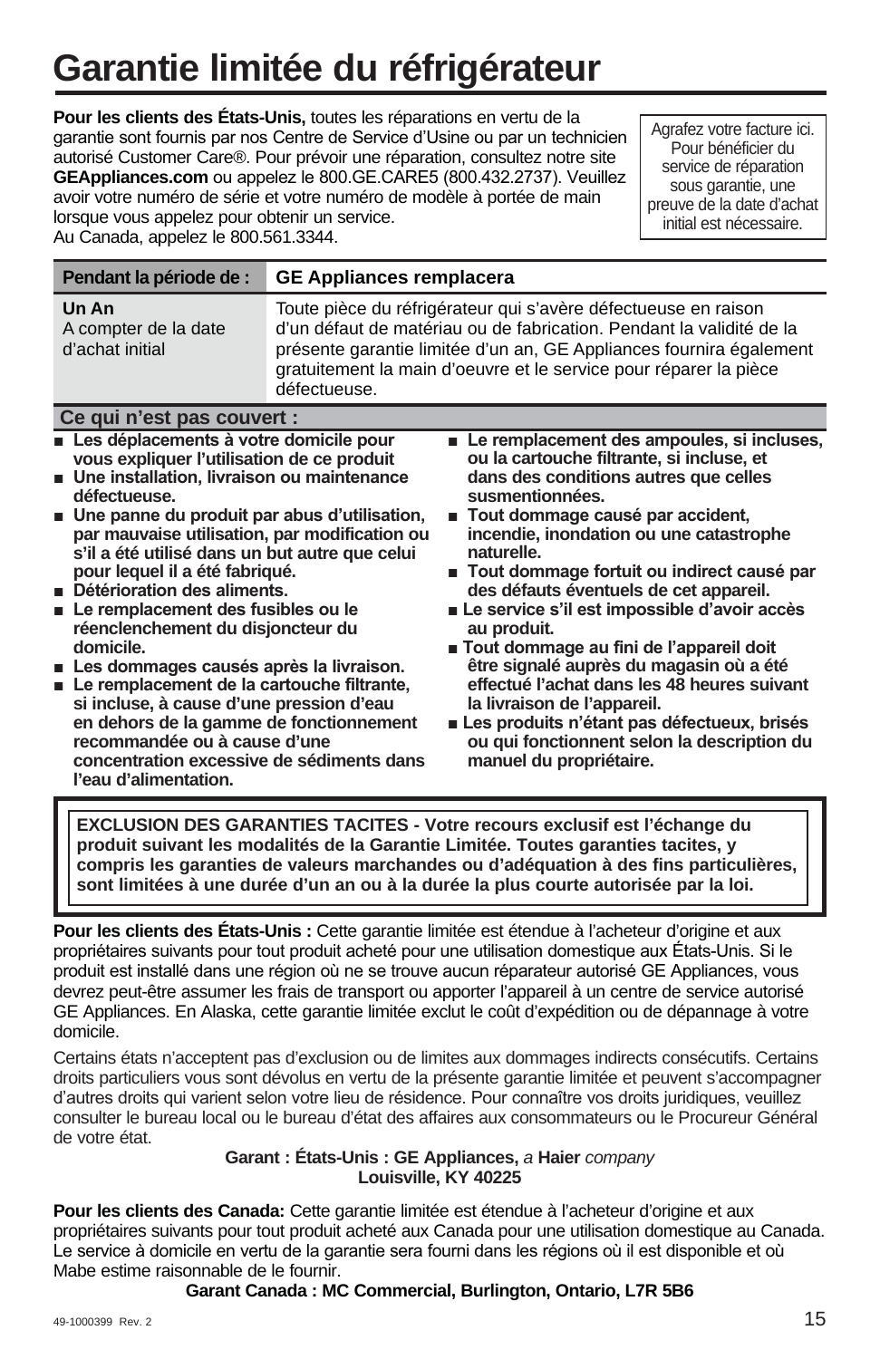# Garantie limitée du réfrigérateur

**Pour les clients des États-Unis,** toutes les réparations en vertu de la garantie sont fournis par nos Centre de Service d'Usine ou par un technicien autorisé Customer Care®. Pour prévoir une réparation, consultez notre site **GEAppliances.com** ou appelez le 800.GE.CARE5 (800.432.2737). Veuillez avoir votre numéro de série et votre numéro de modèle à portée de main lorsque vous appelez pour obtenir un service.
Au Canada, appelez le 800.561.3344.

Agrafez votre facture ici. Pour bénéficier du service de réparation sous garantie, une preuve de la date d'achat initial est nécessaire.

| Pendant la période de : | GE Appliances remplacera |
|---|---|
| **Un An**<br>A compter de la date d'achat initial | Toute pièce du réfrigérateur qui s'avère défectueuse en raison d'un défaut de matériau ou de fabrication. Pendant la validité de la présente garantie limitée d'un an, GE Appliances fournira également gratuitement la main d'oeuvre et le service pour réparer la pièce défectueuse. |

**Ce qui n'est pas couvert :**

- **Les déplacements à votre domicile pour vous expliquer l'utilisation de ce produit**
- **Une installation, livraison ou maintenance défectueuse.**
- **Une panne du produit par abus d'utilisation, par mauvaise utilisation, par modification ou s'il a été utilisé dans un but autre que celui pour lequel il a été fabriqué.**
- **Détérioration des aliments.**
- **Le remplacement des fusibles ou le réenclenchement du disjoncteur du domicile.**
- **Les dommages causés après la livraison.**
- **Le remplacement de la cartouche filtrante, si incluse, à cause d'une pression d'eau en dehors de la gamme de fonctionnement recommandée ou à cause d'une concentration excessive de sédiments dans l'eau d'alimentation.**
- **Le remplacement des ampoules, si incluses, ou la cartouche filtrante, si incluse, et dans des conditions autres que celles susmentionnées.**
- **Tout dommage causé par accident, incendie, inondation ou une catastrophe naturelle.**
- **Tout dommage fortuit ou indirect causé par des défauts éventuels de cet appareil.**
- **Le service s'il est impossible d'avoir accès au produit.**
- **Tout dommage au fini de l'appareil doit être signalé auprès du magasin où a été effectué l'achat dans les 48 heures suivant la livraison de l'appareil.**
- **Les produits n'étant pas défectueux, brisés ou qui fonctionnent selon la description du manuel du propriétaire.**

**EXCLUSION DES GARANTIES TACITES - Votre recours exclusif est l'échange du produit suivant les modalités de la Garantie Limitée. Toutes garanties tacites, y compris les garanties de valeurs marchandes ou d'adéquation à des fins particulières, sont limitées à une durée d'un an ou à la durée la plus courte autorisée par la loi.**

**Pour les clients des États-Unis :** Cette garantie limitée est étendue à l'acheteur d'origine et aux propriétaires suivants pour tout produit acheté pour une utilisation domestique aux États-Unis. Si le produit est installé dans une région où ne se trouve aucun réparateur autorisé GE Appliances, vous devrez peut-être assumer les frais de transport ou apporter l'appareil à un centre de service autorisé GE Appliances. En Alaska, cette garantie limitée exclut le coût d'expédition ou de dépannage à votre domicile.

Certains états n'acceptent pas d'exclusion ou de limites aux dommages indirects consécutifs. Certains droits particuliers vous sont dévolus en vertu de la présente garantie limitée et peuvent s'accompagner d'autres droits qui varient selon votre lieu de résidence. Pour connaître vos droits juridiques, veuillez consulter le bureau local ou le bureau d'état des affaires aux consommateurs ou le Procureur Général de votre état.

**Garant : États-Unis : GE Appliances,** *a* **Haier** *company*
**Louisville, KY 40225**

**Pour les clients des Canada:** Cette garantie limitée est étendue à l'acheteur d'origine et aux propriétaires suivants pour tout produit acheté aux Canada pour une utilisation domestique au Canada. Le service à domicile en vertu de la garantie sera fourni dans les régions où il est disponible et où Mabe estime raisonnable de le fournir.

**Garant Canada : MC Commercial, Burlington, Ontario, L7R 5B6**

49-1000399 Rev. 2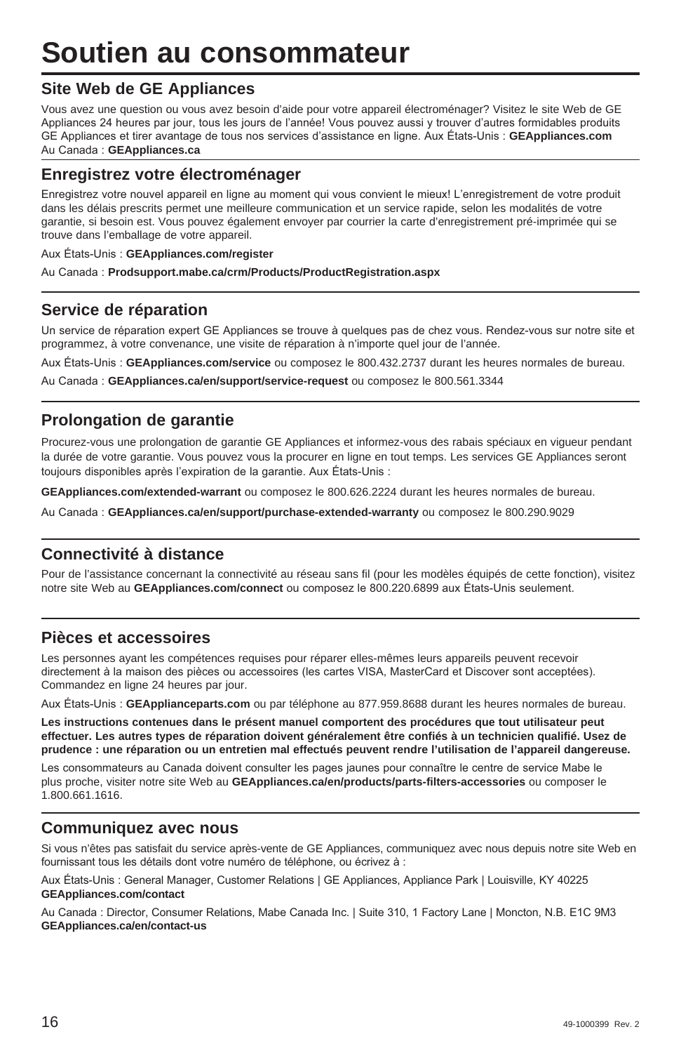# Soutien au consommateur

## Site Web de GE Appliances

Vous avez une question ou vous avez besoin d'aide pour votre appareil électroménager? Visitez le site Web de GE Appliances 24 heures par jour, tous les jours de l'année! Vous pouvez aussi y trouver d'autres formidables produits GE Appliances et tirer avantage de tous nos services d'assistance en ligne. Aux États-Unis : **GEAppliances.com**
Au Canada : **GEAppliances.ca**

## Enregistrez votre électroménager

Enregistrez votre nouvel appareil en ligne au moment qui vous convient le mieux! L'enregistrement de votre produit dans les délais prescrits permet une meilleure communication et un service rapide, selon les modalités de votre garantie, si besoin est. Vous pouvez également envoyer par courrier la carte d'enregistrement pré-imprimée qui se trouve dans l'emballage de votre appareil.

Aux États-Unis : **GEAppliances.com/register**

Au Canada : **Prodsupport.mabe.ca/crm/Products/ProductRegistration.aspx**

## Service de réparation

Un service de réparation expert GE Appliances se trouve à quelques pas de chez vous. Rendez-vous sur notre site et programmez, à votre convenance, une visite de réparation à n'importe quel jour de l'année.

Aux États-Unis : **GEAppliances.com/service** ou composez le 800.432.2737 durant les heures normales de bureau.

Au Canada : **GEAppliances.ca/en/support/service-request** ou composez le 800.561.3344

## Prolongation de garantie

Procurez-vous une prolongation de garantie GE Appliances et informez-vous des rabais spéciaux en vigueur pendant la durée de votre garantie. Vous pouvez vous la procurer en ligne en tout temps. Les services GE Appliances seront toujours disponibles après l'expiration de la garantie. Aux États-Unis :

**GEAppliances.com/extended-warrant** ou composez le 800.626.2224 durant les heures normales de bureau.

Au Canada : **GEAppliances.ca/en/support/purchase-extended-warranty** ou composez le 800.290.9029

## Connectivité à distance

Pour de l'assistance concernant la connectivité au réseau sans fil (pour les modèles équipés de cette fonction), visitez notre site Web au **GEAppliances.com/connect** ou composez le 800.220.6899 aux États-Unis seulement.

## Pièces et accessoires

Les personnes ayant les compétences requises pour réparer elles-mêmes leurs appareils peuvent recevoir directement à la maison des pièces ou accessoires (les cartes VISA, MasterCard et Discover sont acceptées). Commandez en ligne 24 heures par jour.

Aux États-Unis : **GEApplianceparts.com** ou par téléphone au 877.959.8688 durant les heures normales de bureau.

**Les instructions contenues dans le présent manuel comportent des procédures que tout utilisateur peut effectuer. Les autres types de réparation doivent généralement être confiés à un technicien qualifié. Usez de prudence : une réparation ou un entretien mal effectués peuvent rendre l'utilisation de l'appareil dangereuse.**

Les consommateurs au Canada doivent consulter les pages jaunes pour connaître le centre de service Mabe le plus proche, visiter notre site Web au **GEAppliances.ca/en/products/parts-filters-accessories** ou composer le 1.800.661.1616.

## Communiquez avec nous

Si vous n'êtes pas satisfait du service après-vente de GE Appliances, communiquez avec nous depuis notre site Web en fournissant tous les détails dont votre numéro de téléphone, ou écrivez à :

Aux États-Unis : General Manager, Customer Relations | GE Appliances, Appliance Park | Louisville, KY 40225
**GEAppliances.com/contact**

Au Canada : Director, Consumer Relations, Mabe Canada Inc. | Suite 310, 1 Factory Lane | Moncton, N.B. E1C 9M3
**GEAppliances.ca/en/contact-us**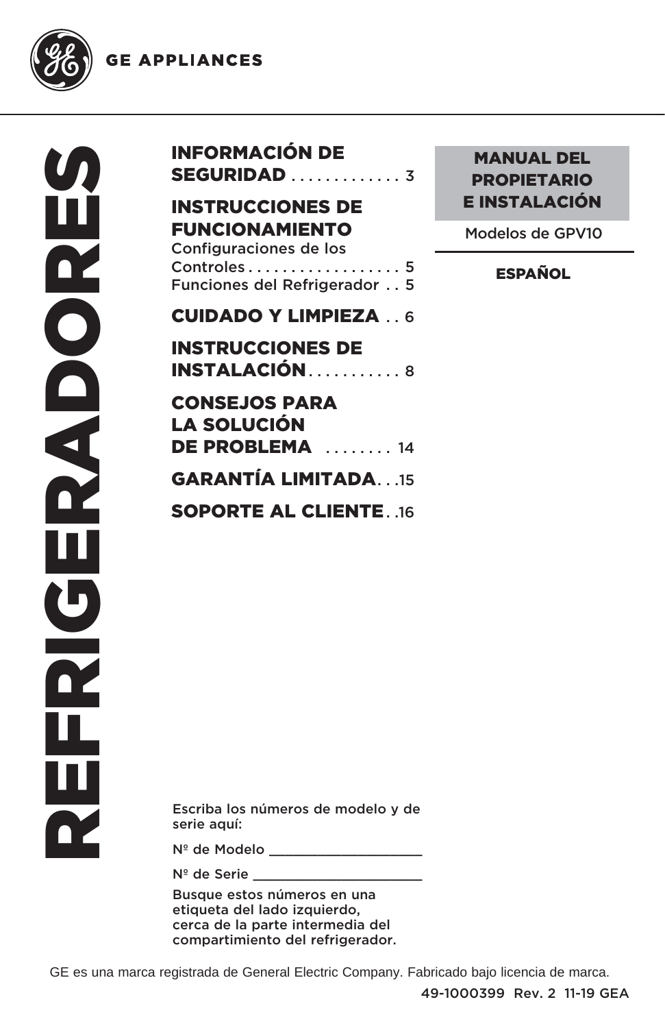GE APPLIANCES

# REFRIGERADORES

**INFORMACIÓN DE SEGURIDAD** . . . . . . . . . . . . . 3

**INSTRUCCIONES DE FUNCIONAMIENTO**
Configuraciones de los Controles . . . . . . . . . . . . . . . . . . 5
Funciones del Refrigerador . . 5

**CUIDADO Y LIMPIEZA** . . 6

**INSTRUCCIONES DE INSTALACIÓN** . . . . . . . . . . . 8

**CONSEJOS PARA LA SOLUCIÓN DE PROBLEMA** . . . . . . . . 14

**GARANTÍA LIMITADA** . . .15

**SOPORTE AL CLIENTE** . .16

**MANUAL DEL PROPIETARIO E INSTALACIÓN**

Modelos de GPV10

**ESPAÑOL**

Escriba los números de modelo y de serie aquí:

Nº de Modelo ____________________

Nº de Serie ______________________

Busque estos números en una etiqueta del lado izquierdo, cerca de la parte intermedia del compartimiento del refrigerador.

GE es una marca registrada de General Electric Company. Fabricado bajo licencia de marca.

49-1000399 Rev. 2 11-19 GEA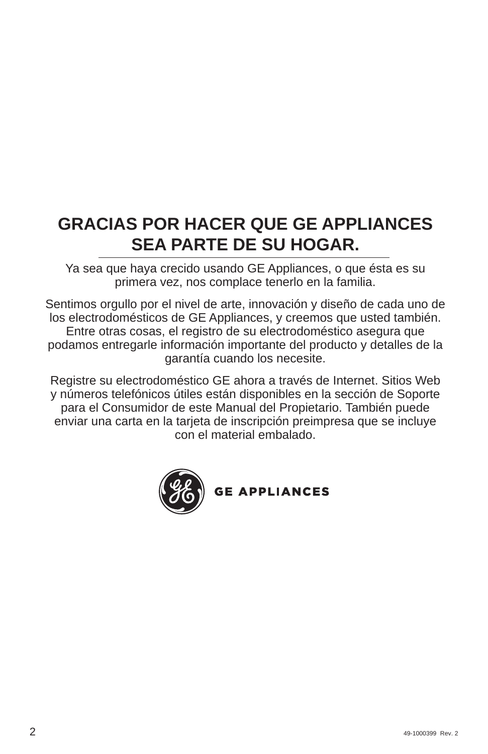# GRACIAS POR HACER QUE GE APPLIANCES SEA PARTE DE SU HOGAR.

Ya sea que haya crecido usando GE Appliances, o que ésta es su primera vez, nos complace tenerlo en la familia.

Sentimos orgullo por el nivel de arte, innovación y diseño de cada uno de los electrodomésticos de GE Appliances, y creemos que usted también. Entre otras cosas, el registro de su electrodoméstico asegura que podamos entregarle información importante del producto y detalles de la garantía cuando los necesite.

Registre su electrodoméstico GE ahora a través de Internet. Sitios Web y números telefónicos útiles están disponibles en la sección de Soporte para el Consumidor de este Manual del Propietario. También puede enviar una carta en la tarjeta de inscripción preimpresa que se incluye con el material embalado.

GE APPLIANCES

49-1000399 Rev. 2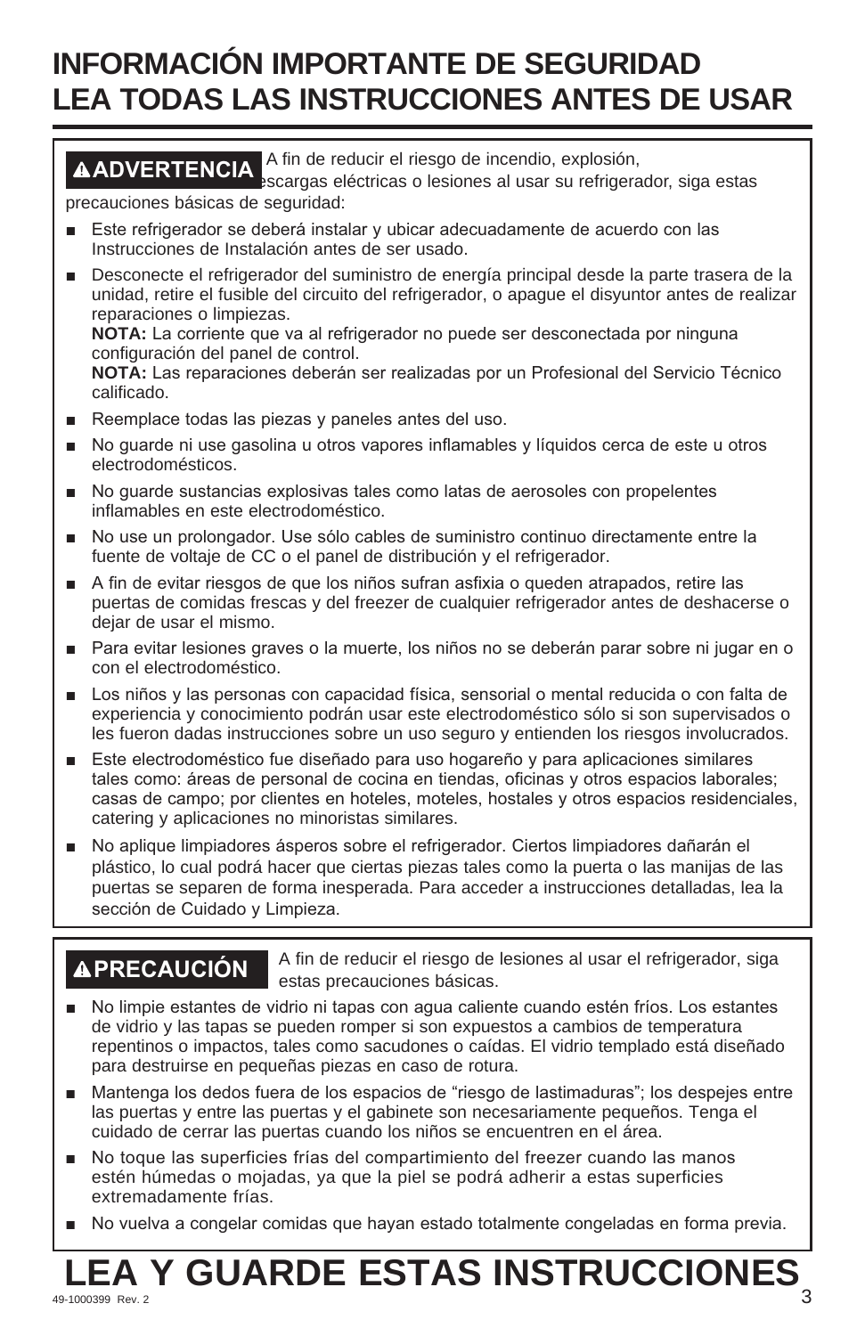# INFORMACIÓN IMPORTANTE DE SEGURIDAD
# LEA TODAS LAS INSTRUCCIONES ANTES DE USAR

**⚠ADVERTENCIA** A fin de reducir el riesgo de incendio, explosión, descargas eléctricas o lesiones al usar su refrigerador, siga estas precauciones básicas de seguridad:

- Este refrigerador se deberá instalar y ubicar adecuadamente de acuerdo con las Instrucciones de Instalación antes de ser usado.
- Desconecte el refrigerador del suministro de energía principal desde la parte trasera de la unidad, retire el fusible del circuito del refrigerador, o apague el disyuntor antes de realizar reparaciones o limpiezas.
  **NOTA:** La corriente que va al refrigerador no puede ser desconectada por ninguna configuración del panel de control.
  **NOTA:** Las reparaciones deberán ser realizadas por un Profesional del Servicio Técnico calificado.
- Reemplace todas las piezas y paneles antes del uso.
- No guarde ni use gasolina u otros vapores inflamables y líquidos cerca de este u otros electrodomésticos.
- No guarde sustancias explosivas tales como latas de aerosoles con propelentes inflamables en este electrodoméstico.
- No use un prolongador. Use sólo cables de suministro continuo directamente entre la fuente de voltaje de CC o el panel de distribución y el refrigerador.
- A fin de evitar riesgos de que los niños sufran asfixia o queden atrapados, retire las puertas de comidas frescas y del freezer de cualquier refrigerador antes de deshacerse o dejar de usar el mismo.
- Para evitar lesiones graves o la muerte, los niños no se deberán parar sobre ni jugar en o con el electrodoméstico.
- Los niños y las personas con capacidad física, sensorial o mental reducida o con falta de experiencia y conocimiento podrán usar este electrodoméstico sólo si son supervisados o les fueron dadas instrucciones sobre un uso seguro y entienden los riesgos involucrados.
- Este electrodoméstico fue diseñado para uso hogareño y para aplicaciones similares tales como: áreas de personal de cocina en tiendas, oficinas y otros espacios laborales; casas de campo; por clientes en hoteles, moteles, hostales y otros espacios residenciales, catering y aplicaciones no minoristas similares.
- No aplique limpiadores ásperos sobre el refrigerador. Ciertos limpiadores dañarán el plástico, lo cual podrá hacer que ciertas piezas tales como la puerta o las manijas de las puertas se separen de forma inesperada. Para acceder a instrucciones detalladas, lea la sección de Cuidado y Limpieza.

**⚠PRECAUCIÓN** A fin de reducir el riesgo de lesiones al usar el refrigerador, siga estas precauciones básicas.

- No limpie estantes de vidrio ni tapas con agua caliente cuando estén fríos. Los estantes de vidrio y las tapas se pueden romper si son expuestos a cambios de temperatura repentinos o impactos, tales como sacudones o caídas. El vidrio templado está diseñado para destruirse en pequeñas piezas en caso de rotura.
- Mantenga los dedos fuera de los espacios de "riesgo de lastimaduras"; los despejes entre las puertas y entre las puertas y el gabinete son necesariamente pequeños. Tenga el cuidado de cerrar las puertas cuando los niños se encuentren en el área.
- No toque las superficies frías del compartimiento del freezer cuando las manos estén húmedas o mojadas, ya que la piel se podrá adherir a estas superficies extremadamente frías.
- No vuelva a congelar comidas que hayan estado totalmente congeladas en forma previa.

# LEA Y GUARDE ESTAS INSTRUCCIONES

49-1000399 Rev. 2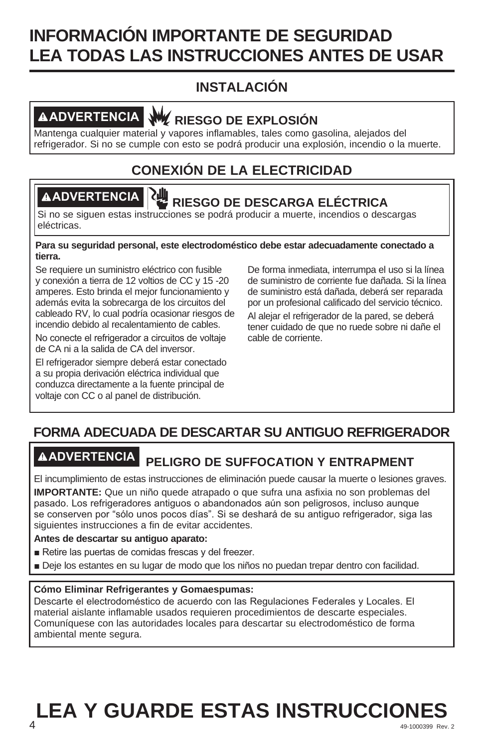# INFORMACIÓN IMPORTANTE DE SEGURIDAD
# LEA TODAS LAS INSTRUCCIONES ANTES DE USAR

## INSTALACIÓN

**⚠ADVERTENCIA** **RIESGO DE EXPLOSIÓN**

Mantenga cualquier material y vapores inflamables, tales como gasolina, alejados del refrigerador. Si no se cumple con esto se podrá producir una explosión, incendio o la muerte.

## CONEXIÓN DE LA ELECTRICIDAD

**⚠ADVERTENCIA** **RIESGO DE DESCARGA ELÉCTRICA**

Si no se siguen estas instrucciones se podrá producir a muerte, incendios o descargas eléctricas.

**Para su seguridad personal, este electrodoméstico debe estar adecuadamente conectado a tierra.**

Se requiere un suministro eléctrico con fusible y conexión a tierra de 12 voltios de CC y 15 -20 amperes. Esto brinda el mejor funcionamiento y además evita la sobrecarga de los circuitos del cableado RV, lo cual podría ocasionar riesgos de incendio debido al recalentamiento de cables.

No conecte el refrigerador a circuitos de voltaje de CA ni a la salida de CA del inversor.

El refrigerador siempre deberá estar conectado a su propia derivación eléctrica individual que conduzca directamente a la fuente principal de voltaje con CC o al panel de distribución.

De forma inmediata, interrumpa el uso si la línea de suministro de corriente fue dañada. Si la línea de suministro está dañada, deberá ser reparada por un profesional calificado del servicio técnico.

Al alejar el refrigerador de la pared, se deberá tener cuidado de que no ruede sobre ni dañe el cable de corriente.

## FORMA ADECUADA DE DESCARTAR SU ANTIGUO REFRIGERADOR

**⚠ADVERTENCIA** **PELIGRO DE SUFFOCATION Y ENTRAPMENT**

El incumplimiento de estas instrucciones de eliminación puede causar la muerte o lesiones graves.

**IMPORTANTE:** Que un niño quede atrapado o que sufra una asfixia no son problemas del pasado. Los refrigeradores antiguos o abandonados aún son peligrosos, incluso aunque se conserven por "sólo unos pocos días". Si se deshará de su antiguo refrigerador, siga las siguientes instrucciones a fin de evitar accidentes.

**Antes de descartar su antiguo aparato:**

- Retire las puertas de comidas frescas y del freezer.
- Deje los estantes en su lugar de modo que los niños no puedan trepar dentro con facilidad.

**Cómo Eliminar Refrigerantes y Gomaespumas:**

Descarte el electrodoméstico de acuerdo con las Regulaciones Federales y Locales. El material aislante inflamable usados requieren procedimientos de descarte especiales. Comuníquese con las autoridades locales para descartar su electrodoméstico de forma ambiental mente segura.

# LEA Y GUARDE ESTAS INSTRUCCIONES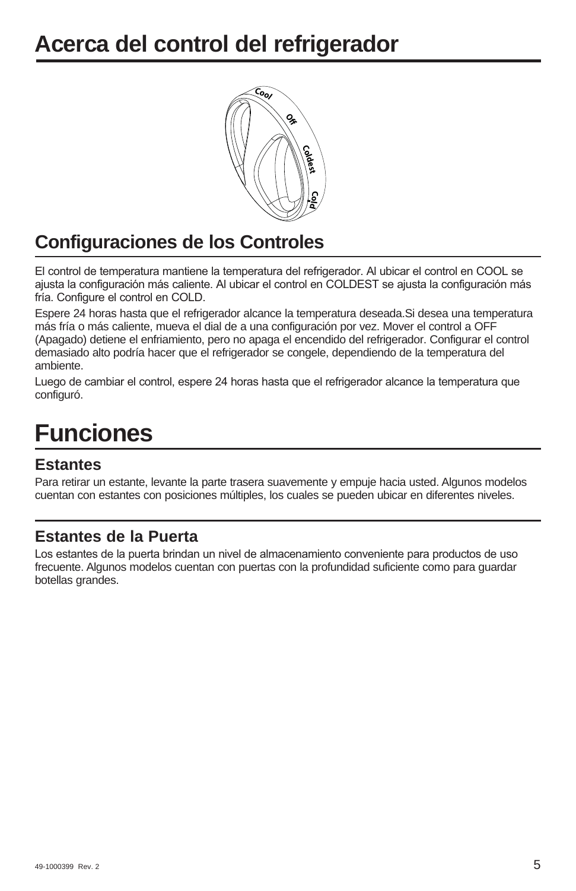# Acerca del control del refrigerador

## Configuraciones de los Controles

El control de temperatura mantiene la temperatura del refrigerador. Al ubicar el control en COOL se ajusta la configuración más caliente. Al ubicar el control en COLDEST se ajusta la configuración más fría. Configure el control en COLD.

Espere 24 horas hasta que el refrigerador alcance la temperatura deseada.Si desea una temperatura más fría o más caliente, mueva el dial de a una configuración por vez. Mover el control a OFF (Apagado) detiene el enfriamiento, pero no apaga el encendido del refrigerador. Configurar el control demasiado alto podría hacer que el refrigerador se congele, dependiendo de la temperatura del ambiente.

Luego de cambiar el control, espere 24 horas hasta que el refrigerador alcance la temperatura que configuró.

# Funciones

### Estantes

Para retirar un estante, levante la parte trasera suavemente y empuje hacia usted. Algunos modelos cuentan con estantes con posiciones múltiples, los cuales se pueden ubicar en diferentes niveles.

### Estantes de la Puerta

Los estantes de la puerta brindan un nivel de almacenamiento conveniente para productos de uso frecuente. Algunos modelos cuentan con puertas con la profundidad suficiente como para guardar botellas grandes.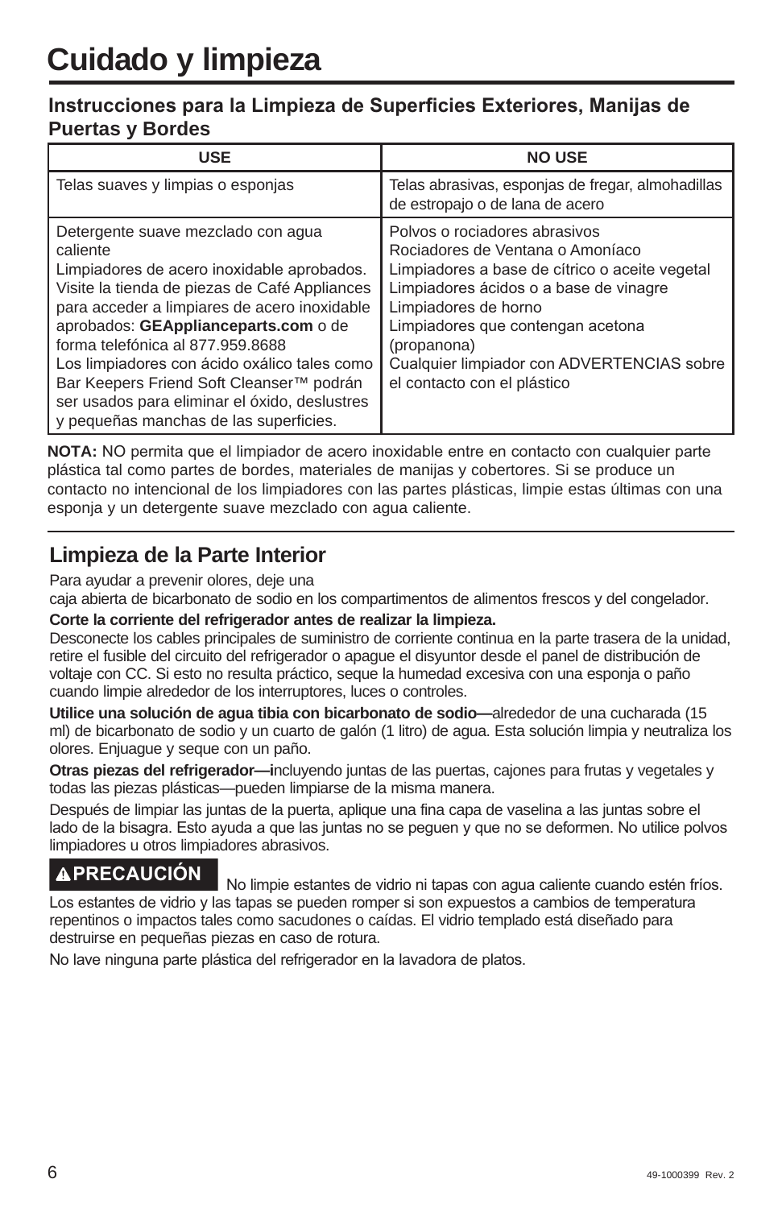# Cuidado y limpieza

## Instrucciones para la Limpieza de Superficies Exteriores, Manijas de Puertas y Bordes

| USE | NO USE |
|---|---|
| Telas suaves y limpias o esponjas | Telas abrasivas, esponjas de fregar, almohadillas de estropajo o de lana de acero |
| Detergente suave mezclado con agua caliente<br>Limpiadores de acero inoxidable aprobados. Visite la tienda de piezas de Café Appliances para acceder a limpiares de acero inoxidable aprobados: **GEApplianceparts.com** o de forma telefónica al 877.959.8688<br>Los limpiadores con ácido oxálico tales como Bar Keepers Friend Soft Cleanser™ podrán ser usados para eliminar el óxido, deslustres y pequeñas manchas de las superficies. | Polvos o rociadores abrasivos<br>Rociadores de Ventana o Amoníaco<br>Limpiadores a base de cítrico o aceite vegetal<br>Limpiadores ácidos o a base de vinagre<br>Limpiadores de horno<br>Limpiadores que contengan acetona (propanona)<br>Cualquier limpiador con ADVERTENCIAS sobre el contacto con el plástico |

**NOTA:** NO permita que el limpiador de acero inoxidable entre en contacto con cualquier parte plástica tal como partes de bordes, materiales de manijas y cobertores. Si se produce un contacto no intencional de los limpiadores con las partes plásticas, limpie estas últimas con una esponja y un detergente suave mezclado con agua caliente.

## Limpieza de la Parte Interior

Para ayudar a prevenir olores, deje una caja abierta de bicarbonato de sodio en los compartimentos de alimentos frescos y del congelador.

**Corte la corriente del refrigerador antes de realizar la limpieza.**
Desconecte los cables principales de suministro de corriente continua en la parte trasera de la unidad, retire el fusible del circuito del refrigerador o apague el disyuntor desde el panel de distribución de voltaje con CC. Si esto no resulta práctico, seque la humedad excesiva con una esponja o paño cuando limpie alrededor de los interruptores, luces o controles.

**Utilice una solución de agua tibia con bicarbonato de sodio—**alrededor de una cucharada (15 ml) de bicarbonato de sodio y un cuarto de galón (1 litro) de agua. Esta solución limpia y neutraliza los olores. Enjuague y seque con un paño.

**Otras piezas del refrigerador—i**ncluyendo juntas de las puertas, cajones para frutas y vegetales y todas las piezas plásticas—pueden limpiarse de la misma manera.

Después de limpiar las juntas de la puerta, aplique una fina capa de vaselina a las juntas sobre el lado de la bisagra. Esto ayuda a que las juntas no se peguen y que no se deformen. No utilice polvos limpiadores u otros limpiadores abrasivos.

**⚠PRECAUCIÓN** No limpie estantes de vidrio ni tapas con agua caliente cuando estén fríos. Los estantes de vidrio y las tapas se pueden romper si son expuestos a cambios de temperatura repentinos o impactos tales como sacudones o caídas. El vidrio templado está diseñado para destruirse en pequeñas piezas en caso de rotura.

No lave ninguna parte plástica del refrigerador en la lavadora de platos.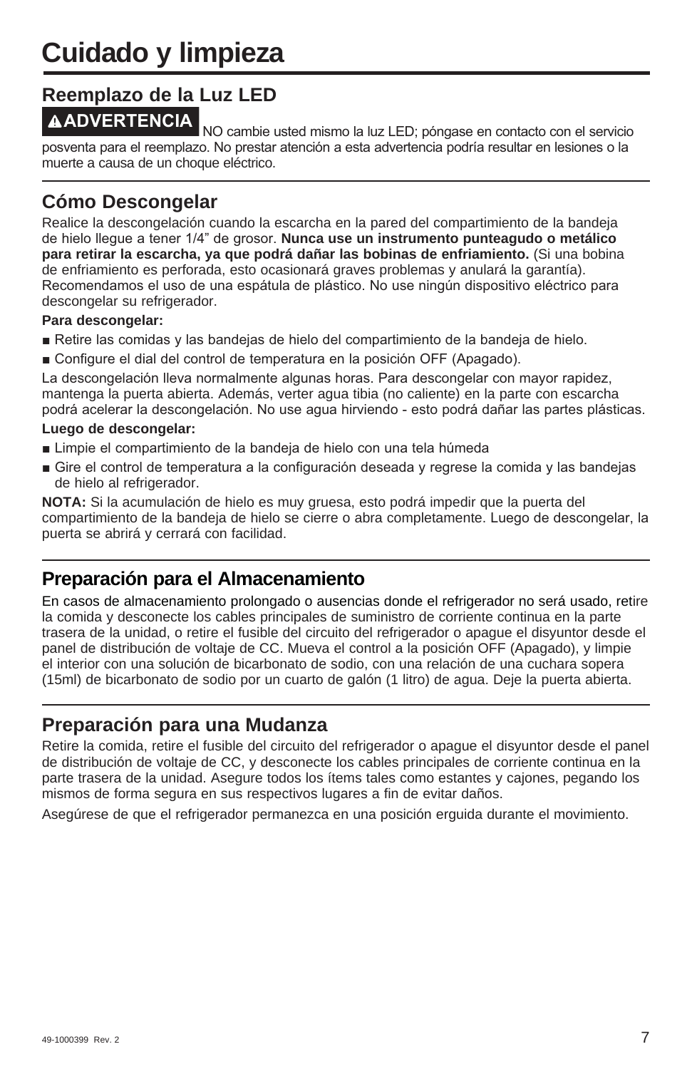# Cuidado y limpieza

## Reemplazo de la Luz LED

**⚠ADVERTENCIA** NO cambie usted mismo la luz LED; póngase en contacto con el servicio posventa para el reemplazo. No prestar atención a esta advertencia podría resultar en lesiones o la muerte a causa de un choque eléctrico.

## Cómo Descongelar

Realice la descongelación cuando la escarcha en la pared del compartimiento de la bandeja de hielo llegue a tener 1/4" de grosor. **Nunca use un instrumento punteagudo o metálico para retirar la escarcha, ya que podrá dañar las bobinas de enfriamiento.** (Si una bobina de enfriamiento es perforada, esto ocasionará graves problemas y anulará la garantía). Recomendamos el uso de una espátula de plástico. No use ningún dispositivo eléctrico para descongelar su refrigerador.

**Para descongelar:**

- Retire las comidas y las bandejas de hielo del compartimiento de la bandeja de hielo.
- Configure el dial del control de temperatura en la posición OFF (Apagado).

La descongelación lleva normalmente algunas horas. Para descongelar con mayor rapidez, mantenga la puerta abierta. Además, verter agua tibia (no caliente) en la parte con escarcha podrá acelerar la descongelación. No use agua hirviendo - esto podrá dañar las partes plásticas.

**Luego de descongelar:**

- Limpie el compartimiento de la bandeja de hielo con una tela húmeda
- Gire el control de temperatura a la configuración deseada y regrese la comida y las bandejas de hielo al refrigerador.

**NOTA:** Si la acumulación de hielo es muy gruesa, esto podrá impedir que la puerta del compartimiento de la bandeja de hielo se cierre o abra completamente. Luego de descongelar, la puerta se abrirá y cerrará con facilidad.

## Preparación para el Almacenamiento

En casos de almacenamiento prolongado o ausencias donde el refrigerador no será usado, retire la comida y desconecte los cables principales de suministro de corriente continua en la parte trasera de la unidad, o retire el fusible del circuito del refrigerador o apague el disyuntor desde el panel de distribución de voltaje de CC. Mueva el control a la posición OFF (Apagado), y limpie el interior con una solución de bicarbonato de sodio, con una relación de una cuchara sopera (15ml) de bicarbonato de sodio por un cuarto de galón (1 litro) de agua. Deje la puerta abierta.

## Preparación para una Mudanza

Retire la comida, retire el fusible del circuito del refrigerador o apague el disyuntor desde el panel de distribución de voltaje de CC, y desconecte los cables principales de corriente continua en la parte trasera de la unidad. Asegure todos los ítems tales como estantes y cajones, pegando los mismos de forma segura en sus respectivos lugares a fin de evitar daños.

Asegúrese de que el refrigerador permanezca en una posición erguida durante el movimiento.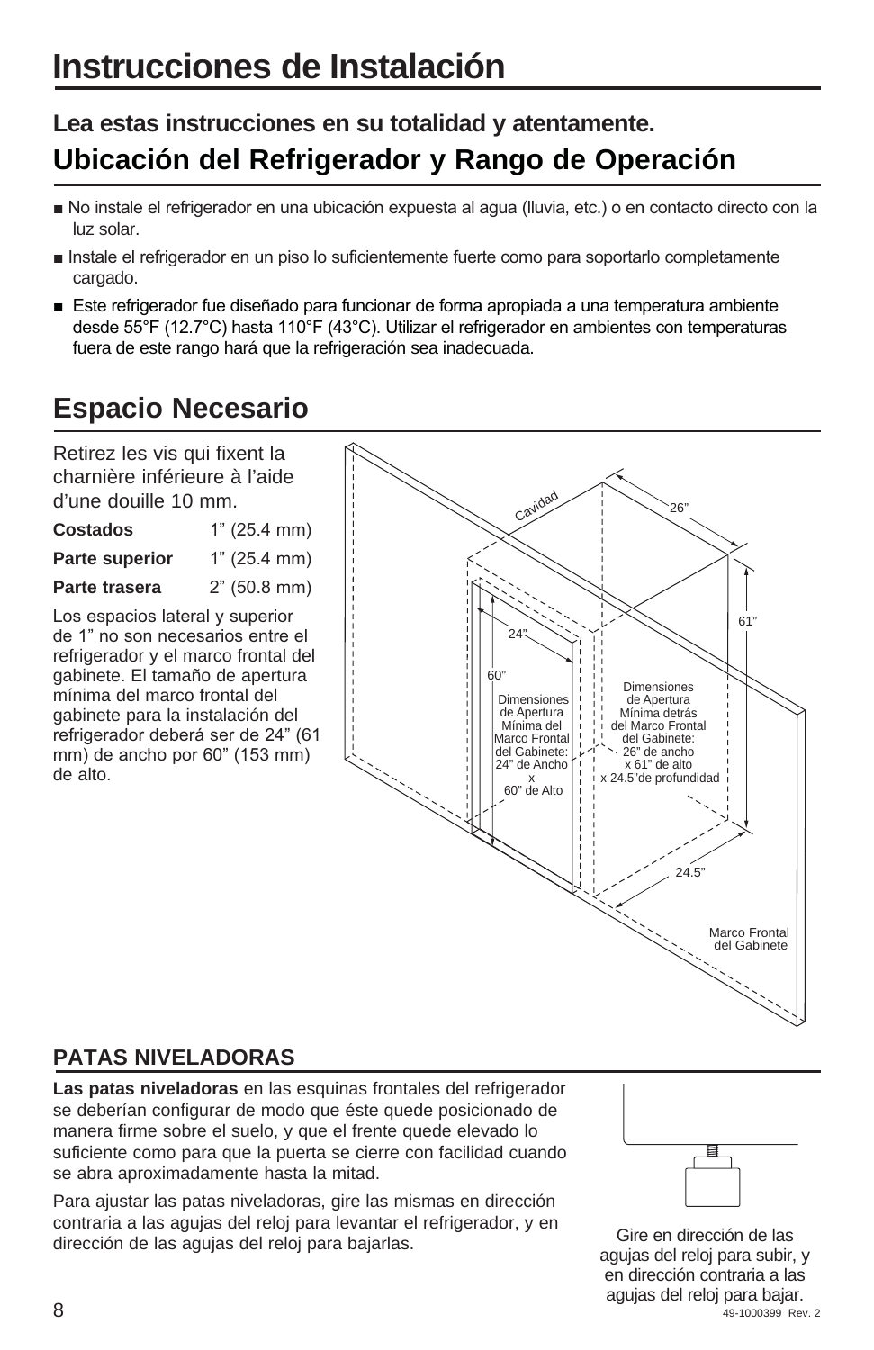# Instrucciones de Instalación

**Lea estas instrucciones en su totalidad y atentamente.**

## Ubicación del Refrigerador y Rango de Operación

- No instale el refrigerador en una ubicación expuesta al agua (lluvia, etc.) o en contacto directo con la luz solar.
- Instale el refrigerador en un piso lo suficientemente fuerte como para soportarlo completamente cargado.
- Este refrigerador fue diseñado para funcionar de forma apropiada a una temperatura ambiente desde 55°F (12.7°C) hasta 110°F (43°C). Utilizar el refrigerador en ambientes con temperaturas fuera de este rango hará que la refrigeración sea inadecuada.

## Espacio Necesario

Retirez les vis qui fixent la charnière inférieure à l'aide d'une douille 10 mm.

| | |
|---|---|
| **Costados** | 1" (25.4 mm) |
| **Parte superior** | 1" (25.4 mm) |
| **Parte trasera** | 2" (50.8 mm) |

Los espacios lateral y superior de 1" no son necesarios entre el refrigerador y el marco frontal del gabinete. El tamaño de apertura mínima del marco frontal del gabinete para la instalación del refrigerador deberá ser de 24" (61 mm) de ancho por 60" (153 mm) de alto.

Cavidad

26"

61"

24"

60"

Dimensiones de Apertura Mínima del Marco Frontal del Gabinete: 24" de Ancho x 60" de Alto

Dimensiones de Apertura Mínima detrás del Marco Frontal del Gabinete: 26" de ancho x 61" de alto x 24.5"de profundidad

24.5"

Marco Frontal del Gabinete

### PATAS NIVELADORAS

**Las patas niveladoras** en las esquinas frontales del refrigerador se deberían configurar de modo que éste quede posicionado de manera firme sobre el suelo, y que el frente quede elevado lo suficiente como para que la puerta se cierre con facilidad cuando se abra aproximadamente hasta la mitad.

Para ajustar las patas niveladoras, gire las mismas en dirección contraria a las agujas del reloj para levantar el refrigerador, y en dirección de las agujas del reloj para bajarlas.

Gire en dirección de las agujas del reloj para subir, y en dirección contraria a las agujas del reloj para bajar.

49-1000399 Rev. 2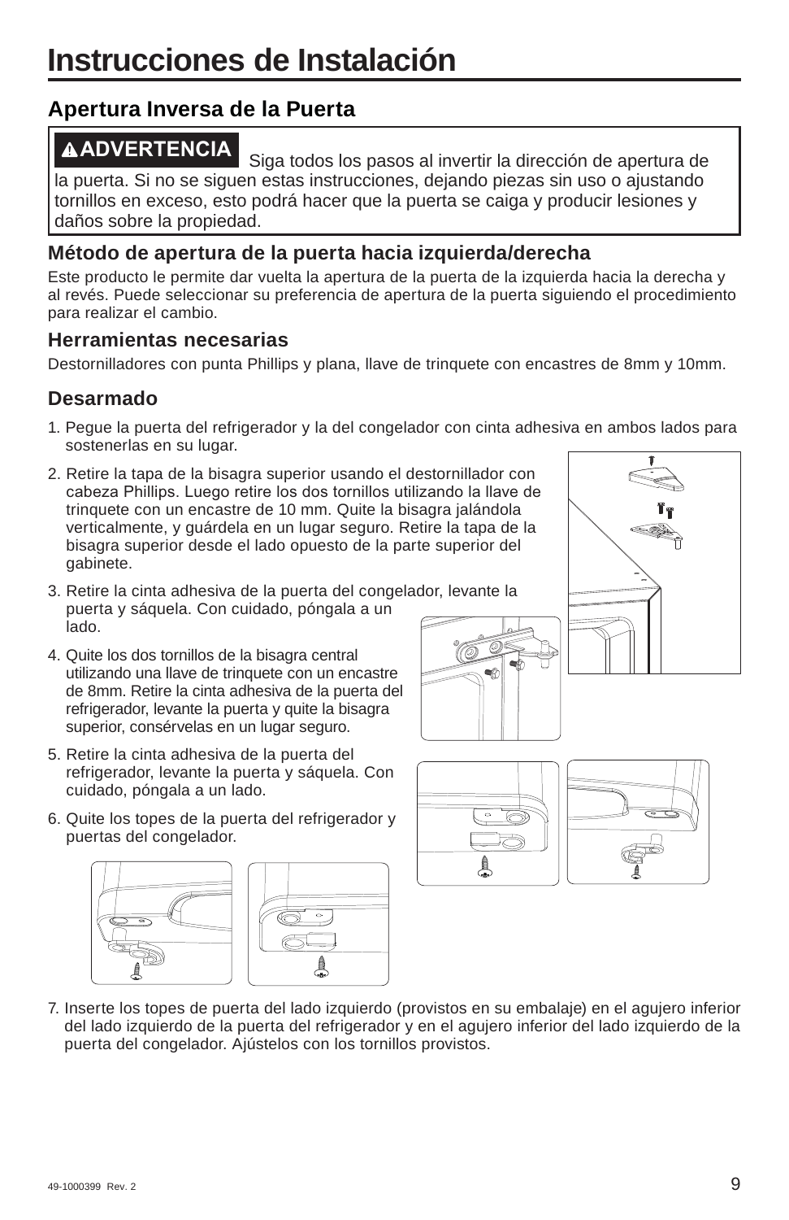# Instrucciones de Instalación

## Apertura Inversa de la Puerta

**⚠ADVERTENCIA** Siga todos los pasos al invertir la dirección de apertura de la puerta. Si no se siguen estas instrucciones, dejando piezas sin uso o ajustando tornillos en exceso, esto podrá hacer que la puerta se caiga y producir lesiones y daños sobre la propiedad.

### Método de apertura de la puerta hacia izquierda/derecha

Este producto le permite dar vuelta la apertura de la puerta de la izquierda hacia la derecha y al revés. Puede seleccionar su preferencia de apertura de la puerta siguiendo el procedimiento para realizar el cambio.

### Herramientas necesarias

Destornilladores con punta Phillips y plana, llave de trinquete con encastres de 8mm y 10mm.

### Desarmado

1. Pegue la puerta del refrigerador y la del congelador con cinta adhesiva en ambos lados para sostenerlas en su lugar.
2. Retire la tapa de la bisagra superior usando el destornillador con cabeza Phillips. Luego retire los dos tornillos utilizando la llave de trinquete con un encastre de 10 mm. Quite la bisagra jalándola verticalmente, y guárdela en un lugar seguro. Retire la tapa de la bisagra superior desde el lado opuesto de la parte superior del gabinete.
3. Retire la cinta adhesiva de la puerta del congelador, levante la puerta y sáquela. Con cuidado, póngala a un lado.
4. Quite los dos tornillos de la bisagra central utilizando una llave de trinquete con un encastre de 8mm. Retire la cinta adhesiva de la puerta del refrigerador, levante la puerta y quite la bisagra superior, consérvelas en un lugar seguro.
5. Retire la cinta adhesiva de la puerta del refrigerador, levante la puerta y sáquela. Con cuidado, póngala a un lado.
6. Quite los topes de la puerta del refrigerador y puertas del congelador.
7. Inserte los topes de puerta del lado izquierdo (provistos en su embalaje) en el agujero inferior del lado izquierdo de la puerta del refrigerador y en el agujero inferior del lado izquierdo de la puerta del congelador. Ajústelos con los tornillos provistos.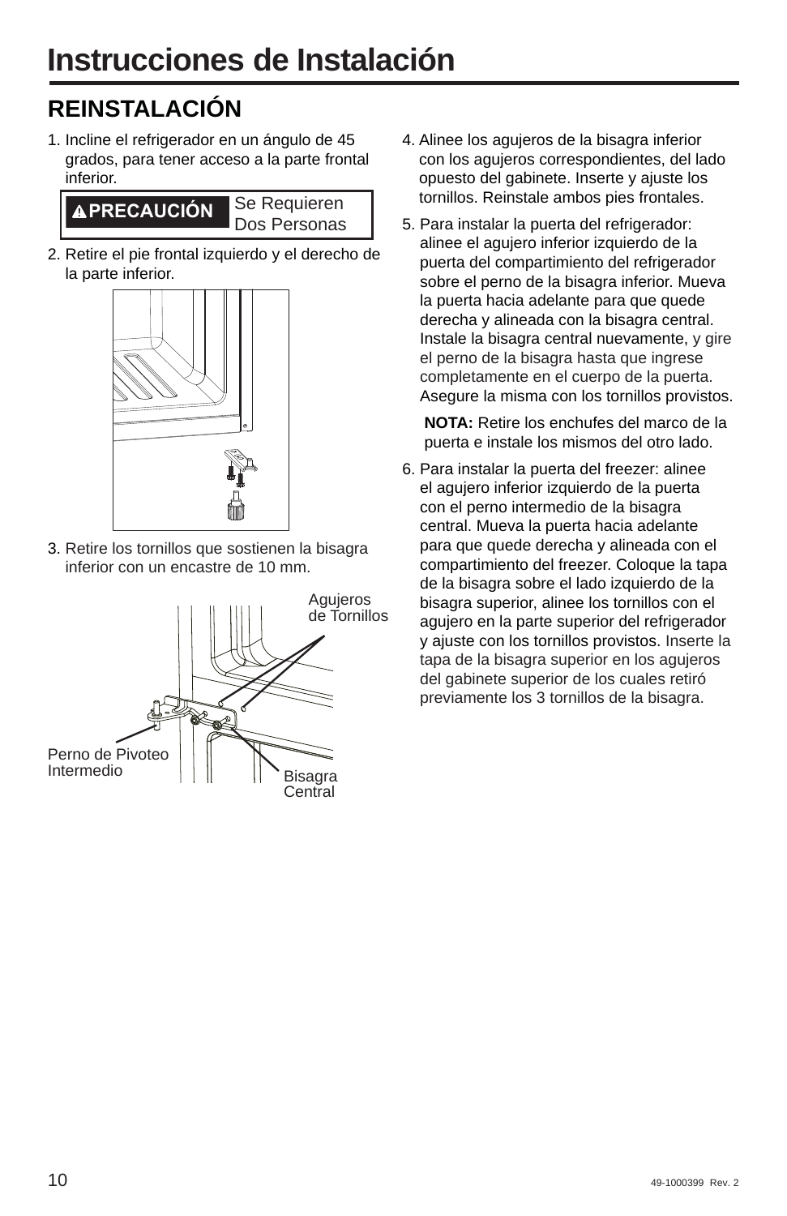# Instrucciones de Instalación

## REINSTALACIÓN

1. Incline el refrigerador en un ángulo de 45 grados, para tener acceso a la parte frontal inferior.

| ⚠PRECAUCIÓN | Se Requieren Dos Personas |
|---|---|

2. Retire el pie frontal izquierdo y el derecho de la parte inferior.

3. Retire los tornillos que sostienen la bisagra inferior con un encastre de 10 mm.

Agujeros de Tornillos

Perno de Pivoteo Intermedio

Bisagra Central

4. Alinee los agujeros de la bisagra inferior con los agujeros correspondientes, del lado opuesto del gabinete. Inserte y ajuste los tornillos. Reinstale ambos pies frontales.

5. Para instalar la puerta del refrigerador: alinee el agujero inferior izquierdo de la puerta del compartimiento del refrigerador sobre el perno de la bisagra inferior. Mueva la puerta hacia adelante para que quede derecha y alineada con la bisagra central. Instale la bisagra central nuevamente, y gire el perno de la bisagra hasta que ingrese completamente en el cuerpo de la puerta. Asegure la misma con los tornillos provistos.

   **NOTA:** Retire los enchufes del marco de la puerta e instale los mismos del otro lado.

6. Para instalar la puerta del freezer: alinee el agujero inferior izquierdo de la puerta con el perno intermedio de la bisagra central. Mueva la puerta hacia adelante para que quede derecha y alineada con el compartimiento del freezer. Coloque la tapa de la bisagra sobre el lado izquierdo de la bisagra superior, alinee los tornillos con el agujero en la parte superior del refrigerador y ajuste con los tornillos provistos. Inserte la tapa de la bisagra superior en los agujeros del gabinete superior de los cuales retiró previamente los 3 tornillos de la bisagra.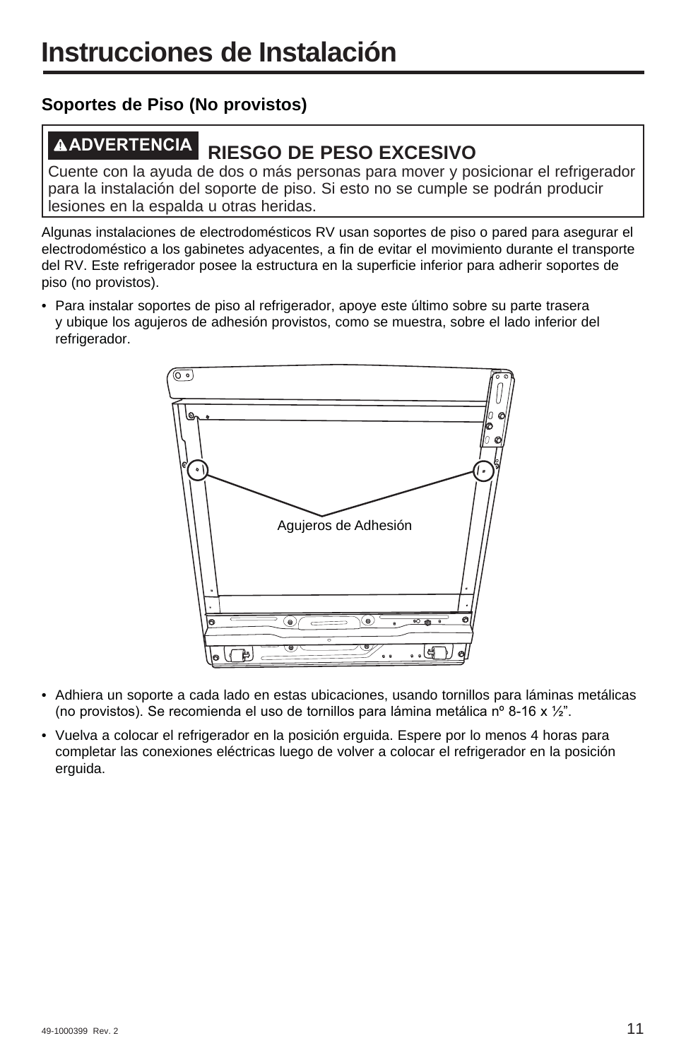# Instrucciones de Instalación

## Soportes de Piso (No provistos)

**⚠ADVERTENCIA** **RIESGO DE PESO EXCESIVO**
Cuente con la ayuda de dos o más personas para mover y posicionar el refrigerador para la instalación del soporte de piso. Si esto no se cumple se podrán producir lesiones en la espalda u otras heridas.

Algunas instalaciones de electrodomésticos RV usan soportes de piso o pared para asegurar el electrodoméstico a los gabinetes adyacentes, a fin de evitar el movimiento durante el transporte del RV. Este refrigerador posee la estructura en la superficie inferior para adherir soportes de piso (no provistos).

- Para instalar soportes de piso al refrigerador, apoye este último sobre su parte trasera y ubique los agujeros de adhesión provistos, como se muestra, sobre el lado inferior del refrigerador.

Agujeros de Adhesión

- Adhiera un soporte a cada lado en estas ubicaciones, usando tornillos para láminas metálicas (no provistos). Se recomienda el uso de tornillos para lámina metálica nº 8-16 x ½".
- Vuelva a colocar el refrigerador en la posición erguida. Espere por lo menos 4 horas para completar las conexiones eléctricas luego de volver a colocar el refrigerador en la posición erguida.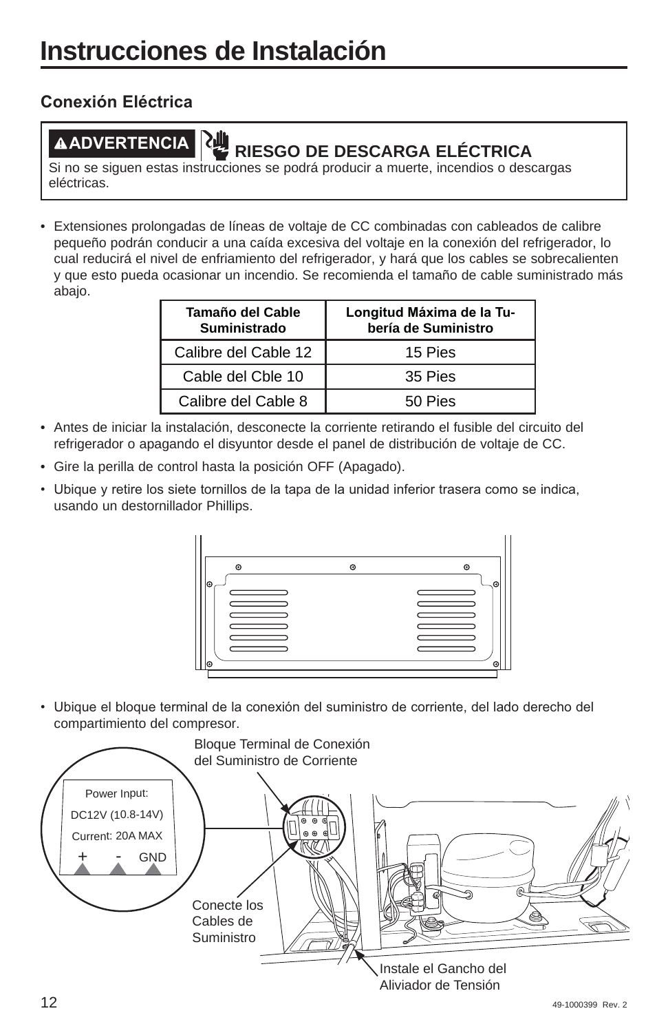# Instrucciones de Instalación

## Conexión Eléctrica

**⚠ADVERTENCIA** **RIESGO DE DESCARGA ELÉCTRICA**

Si no se siguen estas instrucciones se podrá producir a muerte, incendios o descargas eléctricas.

- Extensiones prolongadas de líneas de voltaje de CC combinadas con cableados de calibre pequeño podrán conducir a una caída excesiva del voltaje en la conexión del refrigerador, lo cual reducirá el nivel de enfriamiento del refrigerador, y hará que los cables se sobrecalienten y que esto pueda ocasionar un incendio. Se recomienda el tamaño de cable suministrado más abajo.

| Tamaño del Cable Suministrado | Longitud Máxima de la Tubería de Suministro |
|---|---|
| Calibre del Cable 12 | 15 Pies |
| Cable del Cble 10 | 35 Pies |
| Calibre del Cable 8 | 50 Pies |

- Antes de iniciar la instalación, desconecte la corriente retirando el fusible del circuito del refrigerador o apagando el disyuntor desde el panel de distribución de voltaje de CC.
- Gire la perilla de control hasta la posición OFF (Apagado).
- Ubique y retire los siete tornillos de la tapa de la unidad inferior trasera como se indica, usando un destornillador Phillips.
- Ubique el bloque terminal de la conexión del suministro de corriente, del lado derecho del compartimiento del compresor.

Bloque Terminal de Conexión del Suministro de Corriente

Power Input:
DC12V (10.8-14V)
Current: 20A MAX
\+ - GND

Conecte los Cables de Suministro

Instale el Gancho del Aliviador de Tensión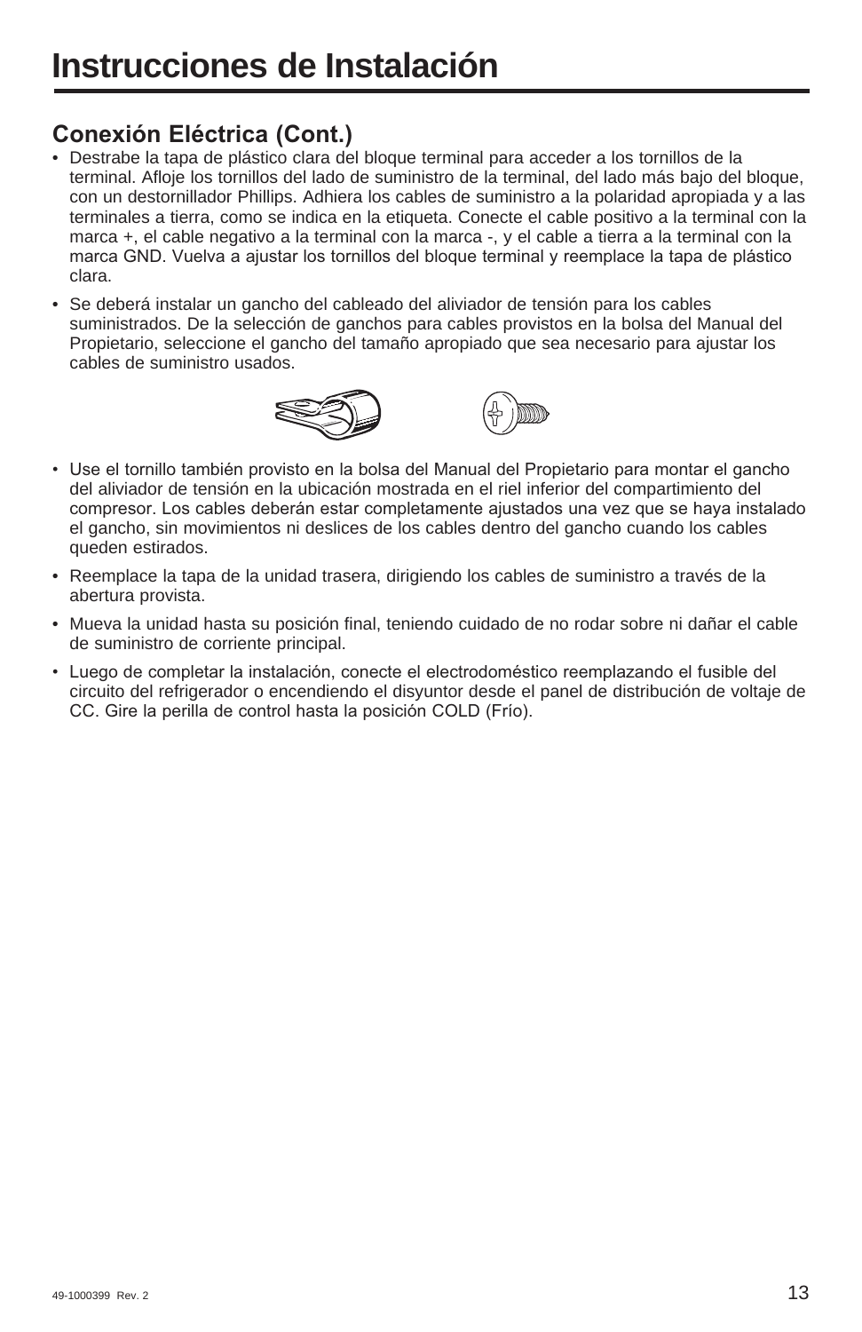# Instrucciones de Instalación

## Conexión Eléctrica (Cont.)

- Destrabe la tapa de plástico clara del bloque terminal para acceder a los tornillos de la terminal. Afloje los tornillos del lado de suministro de la terminal, del lado más bajo del bloque, con un destornillador Phillips. Adhiera los cables de suministro a la polaridad apropiada y a las terminales a tierra, como se indica en la etiqueta. Conecte el cable positivo a la terminal con la marca +, el cable negativo a la terminal con la marca -, y el cable a tierra a la terminal con la marca GND. Vuelva a ajustar los tornillos del bloque terminal y reemplace la tapa de plástico clara.
- Se deberá instalar un gancho del cableado del aliviador de tensión para los cables suministrados. De la selección de ganchos para cables provistos en la bolsa del Manual del Propietario, seleccione el gancho del tamaño apropiado que sea necesario para ajustar los cables de suministro usados.
- Use el tornillo también provisto en la bolsa del Manual del Propietario para montar el gancho del aliviador de tensión en la ubicación mostrada en el riel inferior del compartimiento del compresor. Los cables deberán estar completamente ajustados una vez que se haya instalado el gancho, sin movimientos ni deslices de los cables dentro del gancho cuando los cables queden estirados.
- Reemplace la tapa de la unidad trasera, dirigiendo los cables de suministro a través de la abertura provista.
- Mueva la unidad hasta su posición final, teniendo cuidado de no rodar sobre ni dañar el cable de suministro de corriente principal.
- Luego de completar la instalación, conecte el electrodoméstico reemplazando el fusible del circuito del refrigerador o encendiendo el disyuntor desde el panel de distribución de voltaje de CC. Gire la perilla de control hasta la posición COLD (Frío).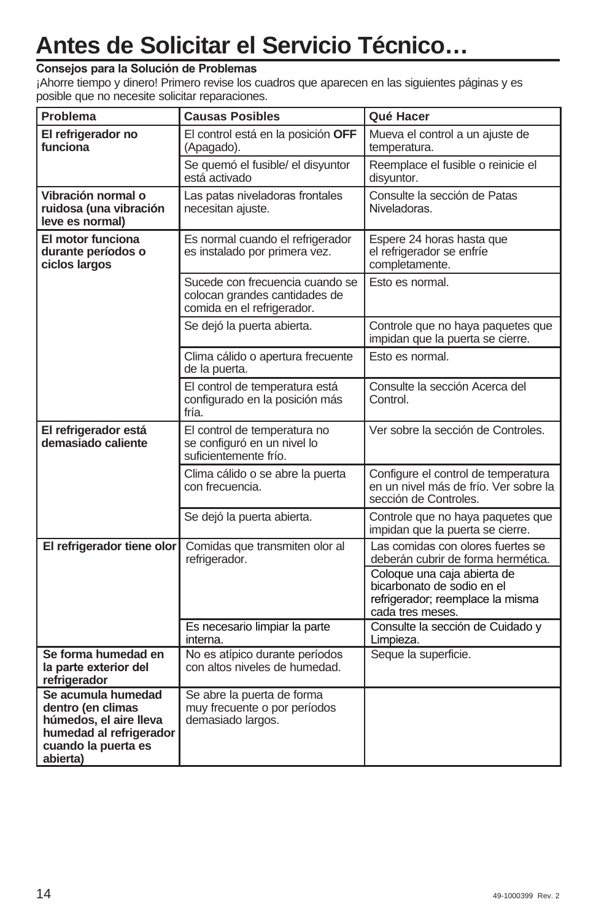# Antes de Solicitar el Servicio Técnico…

**Consejos para la Solución de Problemas**

¡Ahorre tiempo y dinero! Primero revise los cuadros que aparecen en las siguientes páginas y es posible que no necesite solicitar reparaciones.

| Problema | Causas Posibles | Qué Hacer |
|---|---|---|
| **El refrigerador no funciona** | El control está en la posición **OFF** (Apagado). | Mueva el control a un ajuste de temperatura. |
| | Se quemó el fusible/ el disyuntor está activado | Reemplace el fusible o reinicie el disyuntor. |
| **Vibración normal o ruidosa (una vibración leve es normal)** | Las patas niveladoras frontales necesitan ajuste. | Consulte la sección de Patas Niveladoras. |
| **El motor funciona durante períodos o ciclos largos** | Es normal cuando el refrigerador es instalado por primera vez. | Espere 24 horas hasta que el refrigerador se enfríe completamente. |
| | Sucede con frecuencia cuando se colocan grandes cantidades de comida en el refrigerador. | Esto es normal. |
| | Se dejó la puerta abierta. | Controle que no haya paquetes que impidan que la puerta se cierre. |
| | Clima cálido o apertura frecuente de la puerta. | Esto es normal. |
| | El control de temperatura está configurado en la posición más fría. | Consulte la sección Acerca del Control. |
| **El refrigerador está demasiado caliente** | El control de temperatura no se configuró en un nivel lo suficientemente frío. | Ver sobre la sección de Controles. |
| | Clima cálido o se abre la puerta con frecuencia. | Configure el control de temperatura en un nivel más de frío. Ver sobre la sección de Controles. |
| | Se dejó la puerta abierta. | Controle que no haya paquetes que impidan que la puerta se cierre. |
| **El refrigerador tiene olor** | Comidas que transmiten olor al refrigerador. | Las comidas con olores fuertes se deberán cubrir de forma hermética. |
| | | Coloque una caja abierta de bicarbonato de sodio en el refrigerador; reemplace la misma cada tres meses. |
| | Es necesario limpiar la parte interna. | Consulte la sección de Cuidado y Limpieza. |
| **Se forma humedad en la parte exterior del refrigerador** | No es atípico durante períodos con altos niveles de humedad. | Seque la superficie. |
| **Se acumula humedad dentro (en climas húmedos, el aire lleva humedad al refrigerador cuando la puerta es abierta)** | Se abre la puerta de forma muy frecuente o por períodos demasiado largos. | |

49-1000399 Rev. 2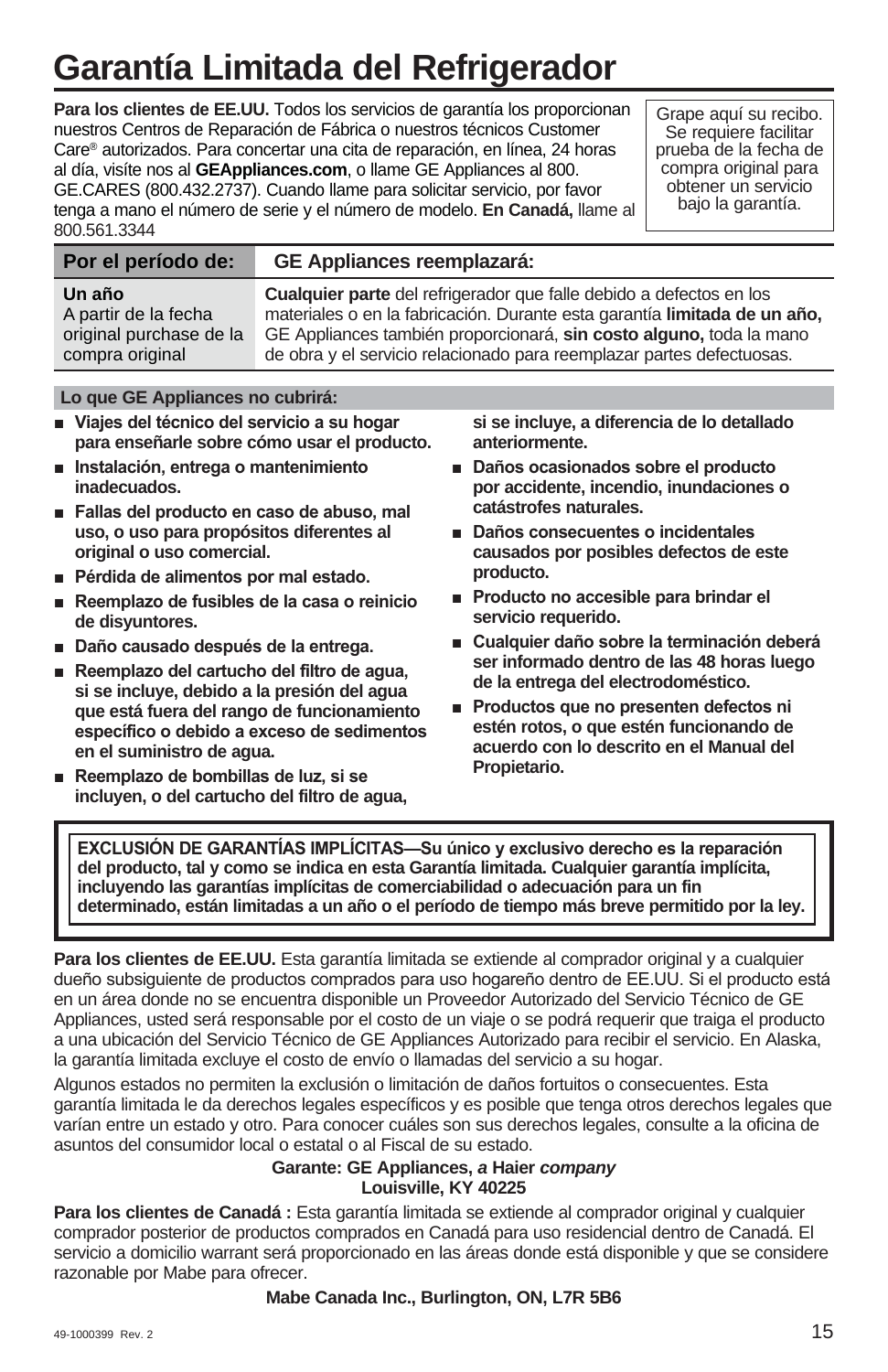# Garantía Limitada del Refrigerador

**Para los clientes de EE.UU.** Todos los servicios de garantía los proporcionan nuestros Centros de Reparación de Fábrica o nuestros técnicos Customer Care® autorizados. Para concertar una cita de reparación, en línea, 24 horas al día, visíte nos al **GEAppliances.com**, o llame GE Appliances al 800. GE.CARES (800.432.2737). Cuando llame para solicitar servicio, por favor tenga a mano el número de serie y el número de modelo. **En Canadá,** llame al 800.561.3344

Grape aquí su recibo. Se requiere facilitar prueba de la fecha de compra original para obtener un servicio bajo la garantía.

| Por el período de: | GE Appliances reemplazará: |
|---|---|
| **Un año**<br>A partir de la fecha original purchase de la compra original | **Cualquier parte** del refrigerador que falle debido a defectos en los materiales o en la fabricación. Durante esta garantía **limitada de un año,** GE Appliances también proporcionará, **sin costo alguno,** toda la mano de obra y el servicio relacionado para reemplazar partes defectuosas. |

**Lo que GE Appliances no cubrirá:**

- **Viajes del técnico del servicio a su hogar para enseñarle sobre cómo usar el producto.**
- **Instalación, entrega o mantenimiento inadecuados.**
- **Fallas del producto en caso de abuso, mal uso, o uso para propósitos diferentes al original o uso comercial.**
- **Pérdida de alimentos por mal estado.**
- **Reemplazo de fusibles de la casa o reinicio de disyuntores.**
- **Daño causado después de la entrega.**
- **Reemplazo del cartucho del filtro de agua, si se incluye, debido a la presión del agua que está fuera del rango de funcionamiento específico o debido a exceso de sedimentos en el suministro de agua.**
- **Reemplazo de bombillas de luz, si se incluyen, o del cartucho del filtro de agua, si se incluye, a diferencia de lo detallado anteriormente.**
- **Daños ocasionados sobre el producto por accidente, incendio, inundaciones o catástrofes naturales.**
- **Daños consecuentes o incidentales causados por posibles defectos de este producto.**
- **Producto no accesible para brindar el servicio requerido.**
- **Cualquier daño sobre la terminación deberá ser informado dentro de las 48 horas luego de la entrega del electrodoméstico.**
- **Productos que no presenten defectos ni estén rotos, o que estén funcionando de acuerdo con lo descrito en el Manual del Propietario.**

**EXCLUSIÓN DE GARANTÍAS IMPLÍCITAS—Su único y exclusivo derecho es la reparación del producto, tal y como se indica en esta Garantía limitada. Cualquier garantía implícita, incluyendo las garantías implícitas de comerciabilidad o adecuación para un fin determinado, están limitadas a un año o el período de tiempo más breve permitido por la ley.**

**Para los clientes de EE.UU.** Esta garantía limitada se extiende al comprador original y a cualquier dueño subsiguiente de productos comprados para uso hogareño dentro de EE.UU. Si el producto está en un área donde no se encuentra disponible un Proveedor Autorizado del Servicio Técnico de GE Appliances, usted será responsable por el costo de un viaje o se podrá requerir que traiga el producto a una ubicación del Servicio Técnico de GE Appliances Autorizado para recibir el servicio. En Alaska, la garantía limitada excluye el costo de envío o llamadas del servicio a su hogar.

Algunos estados no permiten la exclusión o limitación de daños fortuitos o consecuentes. Esta garantía limitada le da derechos legales específicos y es posible que tenga otros derechos legales que varían entre un estado y otro. Para conocer cuáles son sus derechos legales, consulte a la oficina de asuntos del consumidor local o estatal o al Fiscal de su estado.

**Garante: GE Appliances, *a* Haier *company***
**Louisville, KY 40225**

**Para los clientes de Canadá :** Esta garantía limitada se extiende al comprador original y cualquier comprador posterior de productos comprados en Canadá para uso residencial dentro de Canadá. El servicio a domicilio warrant será proporcionado en las áreas donde está disponible y que se considere razonable por Mabe para ofrecer.

**Mabe Canada Inc., Burlington, ON, L7R 5B6**

49-1000399 Rev. 2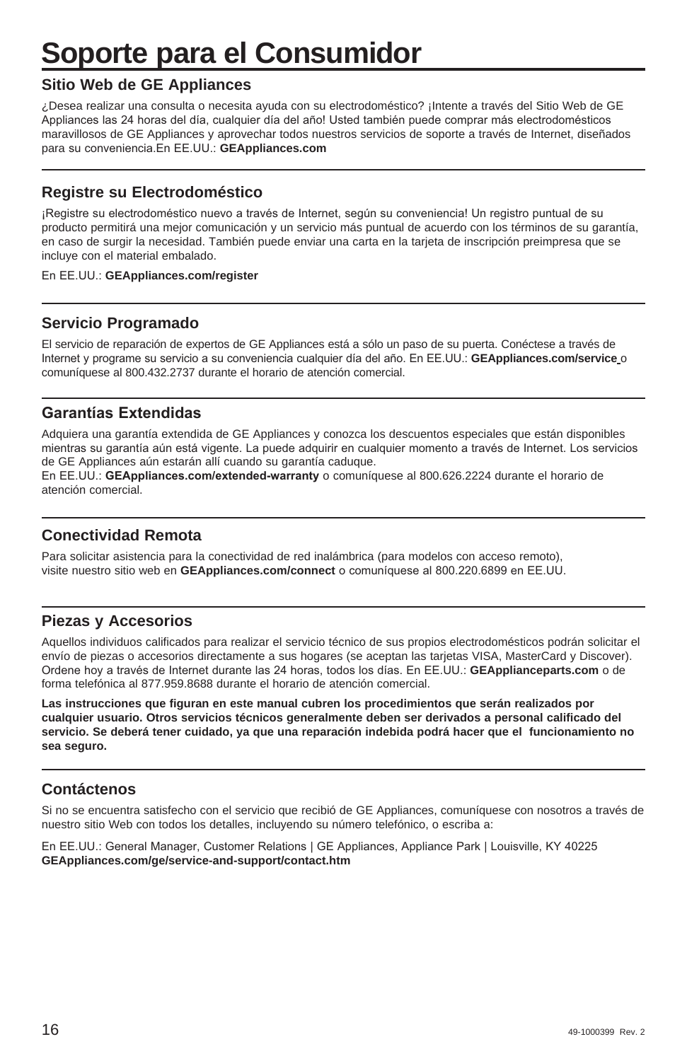# Soporte para el Consumidor

## Sitio Web de GE Appliances

¿Desea realizar una consulta o necesita ayuda con su electrodoméstico? ¡Intente a través del Sitio Web de GE Appliances las 24 horas del día, cualquier día del año! Usted también puede comprar más electrodomésticos maravillosos de GE Appliances y aprovechar todos nuestros servicios de soporte a través de Internet, diseñados para su conveniencia.En EE.UU.: **GEAppliances.com**

## Registre su Electrodoméstico

¡Registre su electrodoméstico nuevo a través de Internet, según su conveniencia! Un registro puntual de su producto permitirá una mejor comunicación y un servicio más puntual de acuerdo con los términos de su garantía, en caso de surgir la necesidad. También puede enviar una carta en la tarjeta de inscripción preimpresa que se incluye con el material embalado.

En EE.UU.: **GEAppliances.com/register**

## Servicio Programado

El servicio de reparación de expertos de GE Appliances está a sólo un paso de su puerta. Conéctese a través de Internet y programe su servicio a su conveniencia cualquier día del año. En EE.UU.: **GEAppliances.com/service** o comuníquese al 800.432.2737 durante el horario de atención comercial.

## Garantías Extendidas

Adquiera una garantía extendida de GE Appliances y conozca los descuentos especiales que están disponibles mientras su garantía aún está vigente. La puede adquirir en cualquier momento a través de Internet. Los servicios de GE Appliances aún estarán allí cuando su garantía caduque.
En EE.UU.: **GEAppliances.com/extended-warranty** o comuníquese al 800.626.2224 durante el horario de atención comercial.

## Conectividad Remota

Para solicitar asistencia para la conectividad de red inalámbrica (para modelos con acceso remoto), visite nuestro sitio web en **GEAppliances.com/connect** o comuníquese al 800.220.6899 en EE.UU.

## Piezas y Accesorios

Aquellos individuos calificados para realizar el servicio técnico de sus propios electrodomésticos podrán solicitar el envío de piezas o accesorios directamente a sus hogares (se aceptan las tarjetas VISA, MasterCard y Discover). Ordene hoy a través de Internet durante las 24 horas, todos los días. En EE.UU.: **GEApplianceparts.com** o de forma telefónica al 877.959.8688 durante el horario de atención comercial.

**Las instrucciones que figuran en este manual cubren los procedimientos que serán realizados por cualquier usuario. Otros servicios técnicos generalmente deben ser derivados a personal calificado del servicio. Se deberá tener cuidado, ya que una reparación indebida podrá hacer que el funcionamiento no sea seguro.**

## Contáctenos

Si no se encuentra satisfecho con el servicio que recibió de GE Appliances, comuníquese con nosotros a través de nuestro sitio Web con todos los detalles, incluyendo su número telefónico, o escriba a:

En EE.UU.: General Manager, Customer Relations | GE Appliances, Appliance Park | Louisville, KY 40225
**GEAppliances.com/ge/service-and-support/contact.htm**

49-1000399 Rev. 2